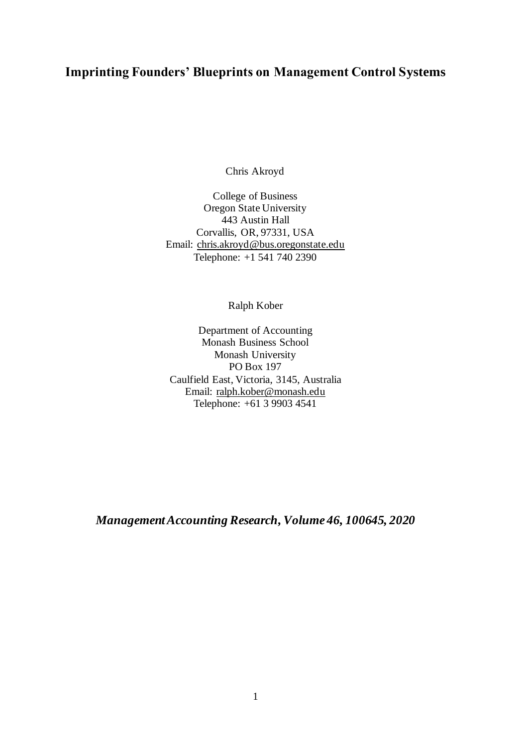# Imprinting Founders' Blueprints on Management Control Systems

Chris Akroyd

College of Business
Oregon State University
443 Austin Hall
Corvallis, OR, 97331, USA
Email: chris.akroyd@bus.oregonstate.edu
Telephone: +1 541 740 2390

Ralph Kober

Department of Accounting
Monash Business School
Monash University
PO Box 197
Caulfield East, Victoria, 3145, Australia
Email: ralph.kober@monash.edu
Telephone: +61 3 9903 4541

***Management Accounting Research, Volume 46, 100645, 2020***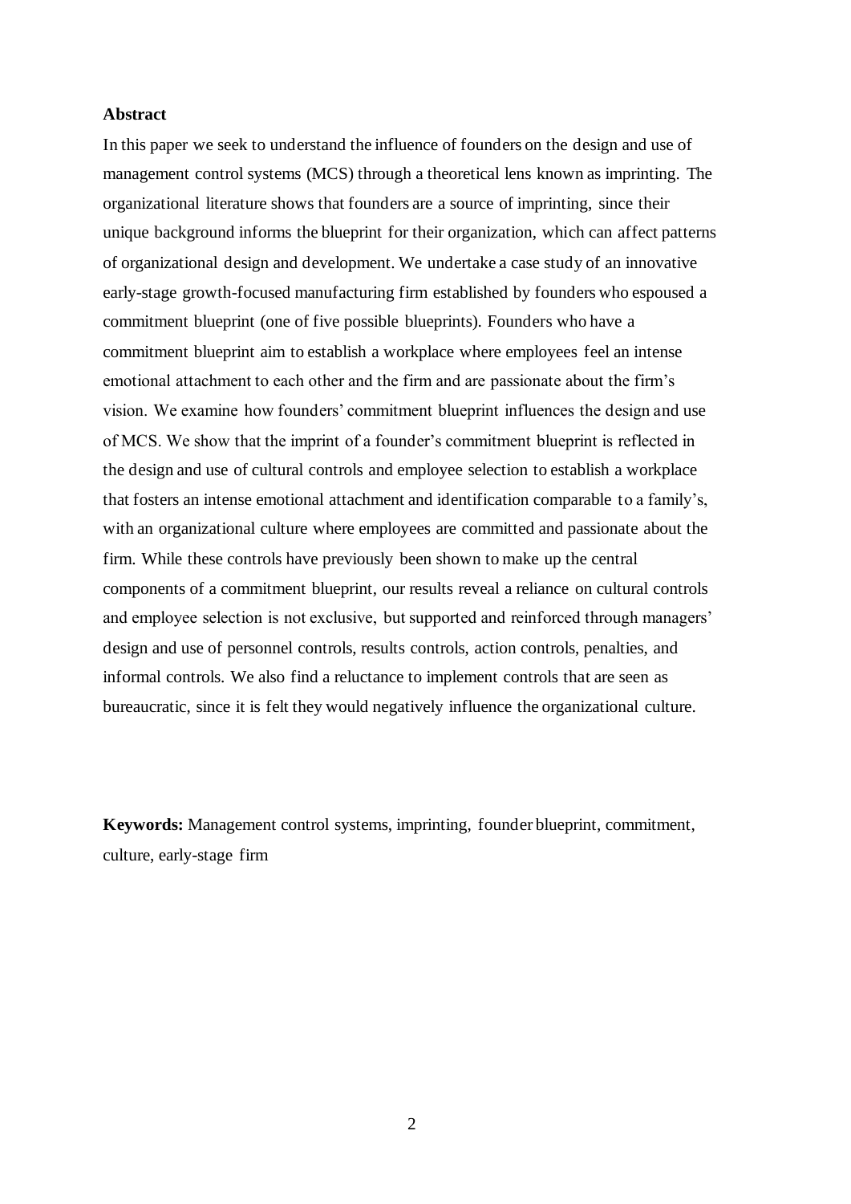## Abstract

In this paper we seek to understand the influence of founders on the design and use of management control systems (MCS) through a theoretical lens known as imprinting. The organizational literature shows that founders are a source of imprinting, since their unique background informs the blueprint for their organization, which can affect patterns of organizational design and development. We undertake a case study of an innovative early-stage growth-focused manufacturing firm established by founders who espoused a commitment blueprint (one of five possible blueprints). Founders who have a commitment blueprint aim to establish a workplace where employees feel an intense emotional attachment to each other and the firm and are passionate about the firm's vision. We examine how founders' commitment blueprint influences the design and use of MCS. We show that the imprint of a founder's commitment blueprint is reflected in the design and use of cultural controls and employee selection to establish a workplace that fosters an intense emotional attachment and identification comparable to a family's, with an organizational culture where employees are committed and passionate about the firm. While these controls have previously been shown to make up the central components of a commitment blueprint, our results reveal a reliance on cultural controls and employee selection is not exclusive, but supported and reinforced through managers' design and use of personnel controls, results controls, action controls, penalties, and informal controls. We also find a reluctance to implement controls that are seen as bureaucratic, since it is felt they would negatively influence the organizational culture.

**Keywords:** Management control systems, imprinting, founder blueprint, commitment, culture, early-stage firm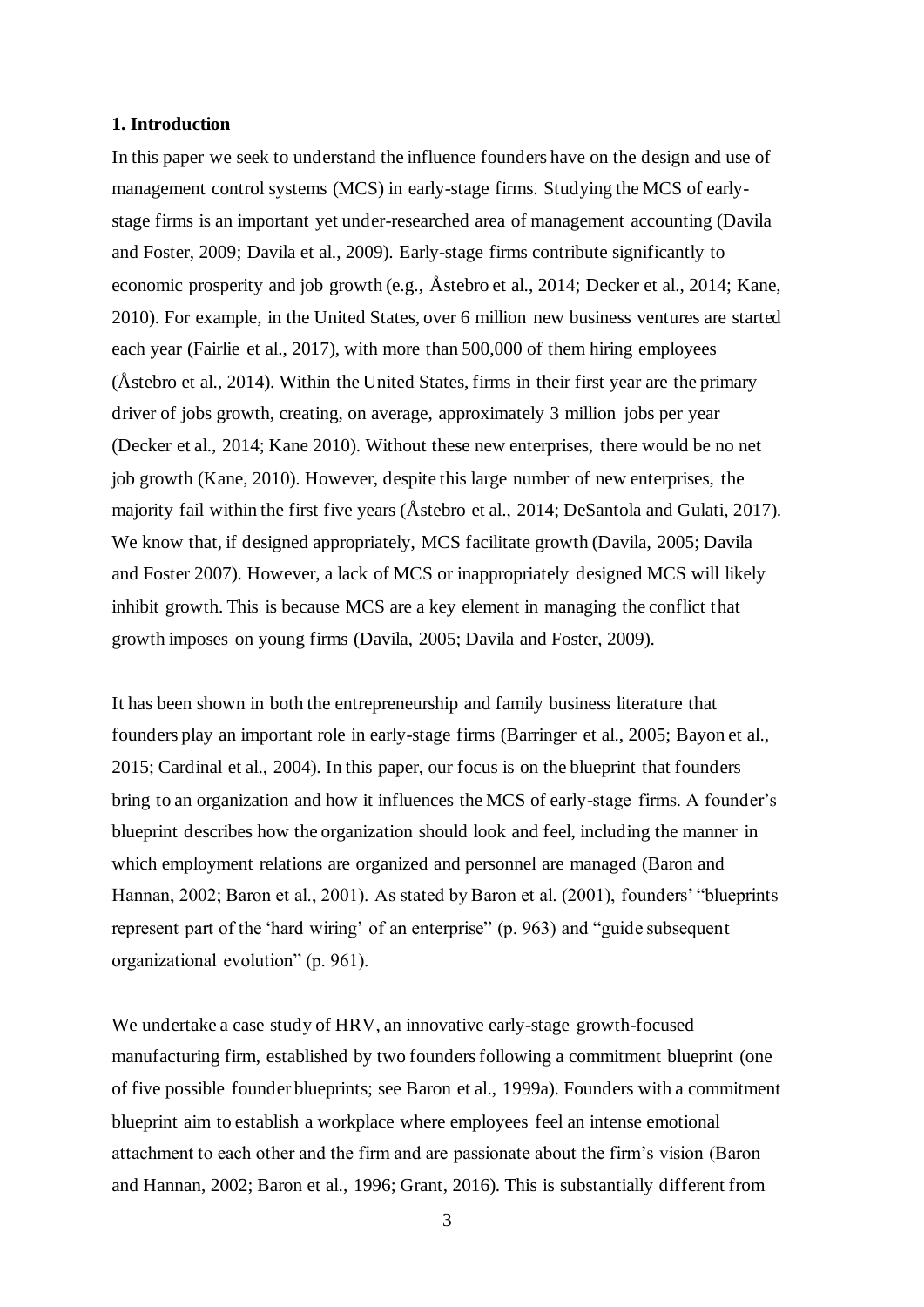### 1. Introduction

In this paper we seek to understand the influence founders have on the design and use of management control systems (MCS) in early-stage firms. Studying the MCS of early-stage firms is an important yet under-researched area of management accounting (Davila and Foster, 2009; Davila et al., 2009). Early-stage firms contribute significantly to economic prosperity and job growth (e.g., Åstebro et al., 2014; Decker et al., 2014; Kane, 2010). For example, in the United States, over 6 million new business ventures are started each year (Fairlie et al., 2017), with more than 500,000 of them hiring employees (Åstebro et al., 2014). Within the United States, firms in their first year are the primary driver of jobs growth, creating, on average, approximately 3 million jobs per year (Decker et al., 2014; Kane 2010). Without these new enterprises, there would be no net job growth (Kane, 2010). However, despite this large number of new enterprises, the majority fail within the first five years (Åstebro et al., 2014; DeSantola and Gulati, 2017). We know that, if designed appropriately, MCS facilitate growth (Davila, 2005; Davila and Foster 2007). However, a lack of MCS or inappropriately designed MCS will likely inhibit growth. This is because MCS are a key element in managing the conflict that growth imposes on young firms (Davila, 2005; Davila and Foster, 2009).

It has been shown in both the entrepreneurship and family business literature that founders play an important role in early-stage firms (Barringer et al., 2005; Bayon et al., 2015; Cardinal et al., 2004). In this paper, our focus is on the blueprint that founders bring to an organization and how it influences the MCS of early-stage firms. A founder's blueprint describes how the organization should look and feel, including the manner in which employment relations are organized and personnel are managed (Baron and Hannan, 2002; Baron et al., 2001). As stated by Baron et al. (2001), founders' "blueprints represent part of the 'hard wiring' of an enterprise" (p. 963) and "guide subsequent organizational evolution" (p. 961).

We undertake a case study of HRV, an innovative early-stage growth-focused manufacturing firm, established by two founders following a commitment blueprint (one of five possible founder blueprints; see Baron et al., 1999a). Founders with a commitment blueprint aim to establish a workplace where employees feel an intense emotional attachment to each other and the firm and are passionate about the firm's vision (Baron and Hannan, 2002; Baron et al., 1996; Grant, 2016). This is substantially different from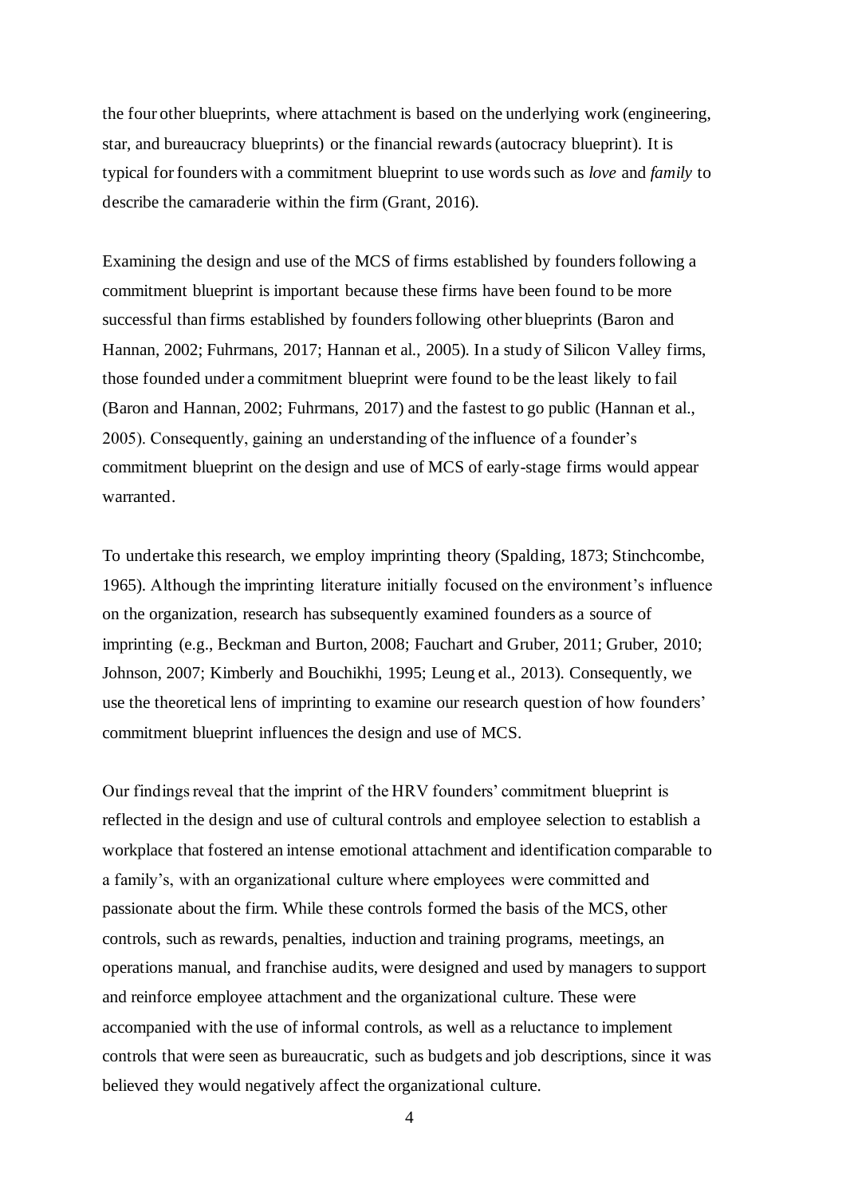the four other blueprints, where attachment is based on the underlying work (engineering, star, and bureaucracy blueprints) or the financial rewards (autocracy blueprint). It is typical for founders with a commitment blueprint to use words such as *love* and *family* to describe the camaraderie within the firm (Grant, 2016).

Examining the design and use of the MCS of firms established by founders following a commitment blueprint is important because these firms have been found to be more successful than firms established by founders following other blueprints (Baron and Hannan, 2002; Fuhrmans, 2017; Hannan et al., 2005). In a study of Silicon Valley firms, those founded under a commitment blueprint were found to be the least likely to fail (Baron and Hannan, 2002; Fuhrmans, 2017) and the fastest to go public (Hannan et al., 2005). Consequently, gaining an understanding of the influence of a founder's commitment blueprint on the design and use of MCS of early-stage firms would appear warranted.

To undertake this research, we employ imprinting theory (Spalding, 1873; Stinchcombe, 1965). Although the imprinting literature initially focused on the environment's influence on the organization, research has subsequently examined founders as a source of imprinting (e.g., Beckman and Burton, 2008; Fauchart and Gruber, 2011; Gruber, 2010; Johnson, 2007; Kimberly and Bouchikhi, 1995; Leung et al., 2013). Consequently, we use the theoretical lens of imprinting to examine our research question of how founders' commitment blueprint influences the design and use of MCS.

Our findings reveal that the imprint of the HRV founders' commitment blueprint is reflected in the design and use of cultural controls and employee selection to establish a workplace that fostered an intense emotional attachment and identification comparable to a family's, with an organizational culture where employees were committed and passionate about the firm. While these controls formed the basis of the MCS, other controls, such as rewards, penalties, induction and training programs, meetings, an operations manual, and franchise audits, were designed and used by managers to support and reinforce employee attachment and the organizational culture. These were accompanied with the use of informal controls, as well as a reluctance to implement controls that were seen as bureaucratic, such as budgets and job descriptions, since it was believed they would negatively affect the organizational culture.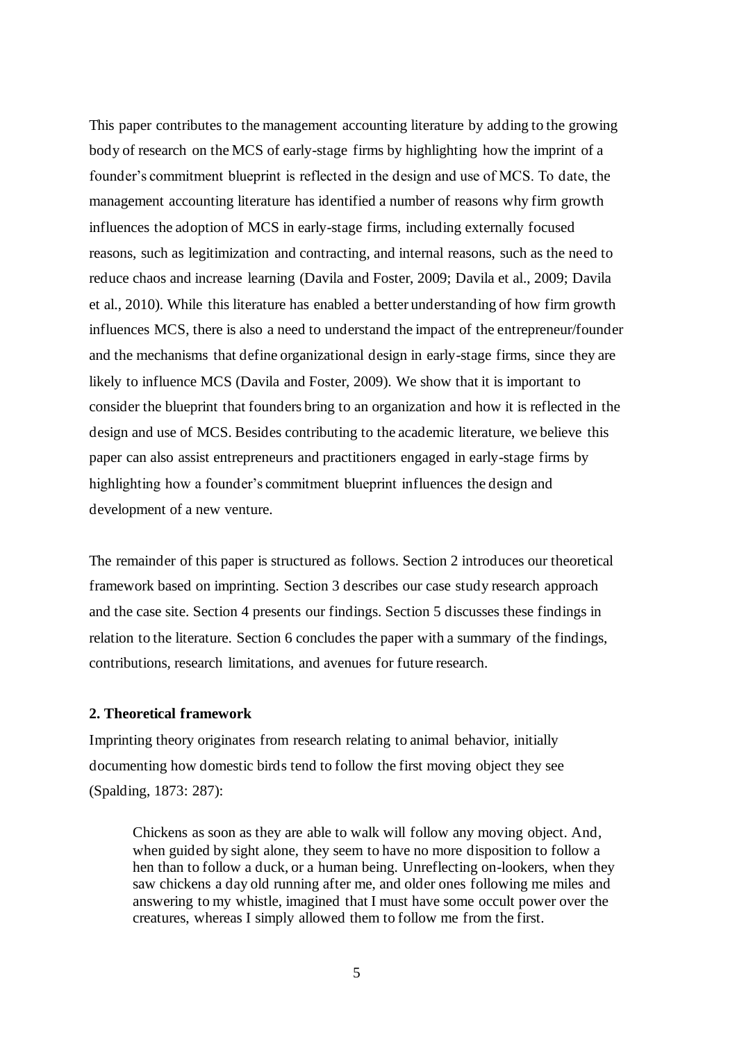This paper contributes to the management accounting literature by adding to the growing body of research on the MCS of early-stage firms by highlighting how the imprint of a founder's commitment blueprint is reflected in the design and use of MCS. To date, the management accounting literature has identified a number of reasons why firm growth influences the adoption of MCS in early-stage firms, including externally focused reasons, such as legitimization and contracting, and internal reasons, such as the need to reduce chaos and increase learning (Davila and Foster, 2009; Davila et al., 2009; Davila et al., 2010). While this literature has enabled a better understanding of how firm growth influences MCS, there is also a need to understand the impact of the entrepreneur/founder and the mechanisms that define organizational design in early-stage firms, since they are likely to influence MCS (Davila and Foster, 2009). We show that it is important to consider the blueprint that founders bring to an organization and how it is reflected in the design and use of MCS. Besides contributing to the academic literature, we believe this paper can also assist entrepreneurs and practitioners engaged in early-stage firms by highlighting how a founder's commitment blueprint influences the design and development of a new venture.

The remainder of this paper is structured as follows. Section 2 introduces our theoretical framework based on imprinting. Section 3 describes our case study research approach and the case site. Section 4 presents our findings. Section 5 discusses these findings in relation to the literature. Section 6 concludes the paper with a summary of the findings, contributions, research limitations, and avenues for future research.

## 2. Theoretical framework

Imprinting theory originates from research relating to animal behavior, initially documenting how domestic birds tend to follow the first moving object they see (Spalding, 1873: 287):

> Chickens as soon as they are able to walk will follow any moving object. And, when guided by sight alone, they seem to have no more disposition to follow a hen than to follow a duck, or a human being. Unreflecting on-lookers, when they saw chickens a day old running after me, and older ones following me miles and answering to my whistle, imagined that I must have some occult power over the creatures, whereas I simply allowed them to follow me from the first.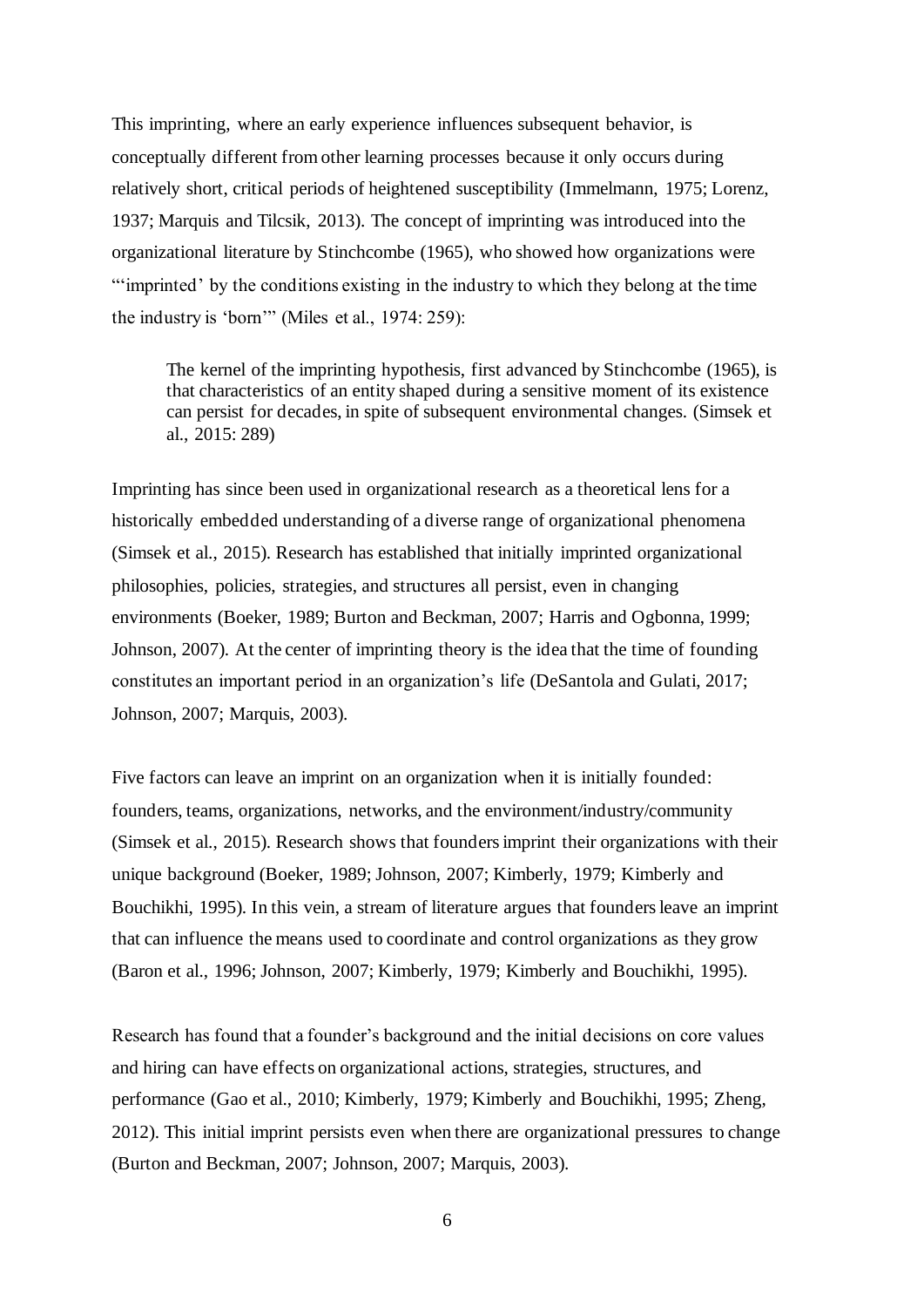This imprinting, where an early experience influences subsequent behavior, is conceptually different from other learning processes because it only occurs during relatively short, critical periods of heightened susceptibility (Immelmann, 1975; Lorenz, 1937; Marquis and Tilcsik, 2013). The concept of imprinting was introduced into the organizational literature by Stinchcombe (1965), who showed how organizations were "'imprinted' by the conditions existing in the industry to which they belong at the time the industry is 'born'" (Miles et al., 1974: 259):

> The kernel of the imprinting hypothesis, first advanced by Stinchcombe (1965), is that characteristics of an entity shaped during a sensitive moment of its existence can persist for decades, in spite of subsequent environmental changes. (Simsek et al., 2015: 289)

Imprinting has since been used in organizational research as a theoretical lens for a historically embedded understanding of a diverse range of organizational phenomena (Simsek et al., 2015). Research has established that initially imprinted organizational philosophies, policies, strategies, and structures all persist, even in changing environments (Boeker, 1989; Burton and Beckman, 2007; Harris and Ogbonna, 1999; Johnson, 2007). At the center of imprinting theory is the idea that the time of founding constitutes an important period in an organization's life (DeSantola and Gulati, 2017; Johnson, 2007; Marquis, 2003).

Five factors can leave an imprint on an organization when it is initially founded: founders, teams, organizations, networks, and the environment/industry/community (Simsek et al., 2015). Research shows that founders imprint their organizations with their unique background (Boeker, 1989; Johnson, 2007; Kimberly, 1979; Kimberly and Bouchikhi, 1995). In this vein, a stream of literature argues that founders leave an imprint that can influence the means used to coordinate and control organizations as they grow (Baron et al., 1996; Johnson, 2007; Kimberly, 1979; Kimberly and Bouchikhi, 1995).

Research has found that a founder's background and the initial decisions on core values and hiring can have effects on organizational actions, strategies, structures, and performance (Gao et al., 2010; Kimberly, 1979; Kimberly and Bouchikhi, 1995; Zheng, 2012). This initial imprint persists even when there are organizational pressures to change (Burton and Beckman, 2007; Johnson, 2007; Marquis, 2003).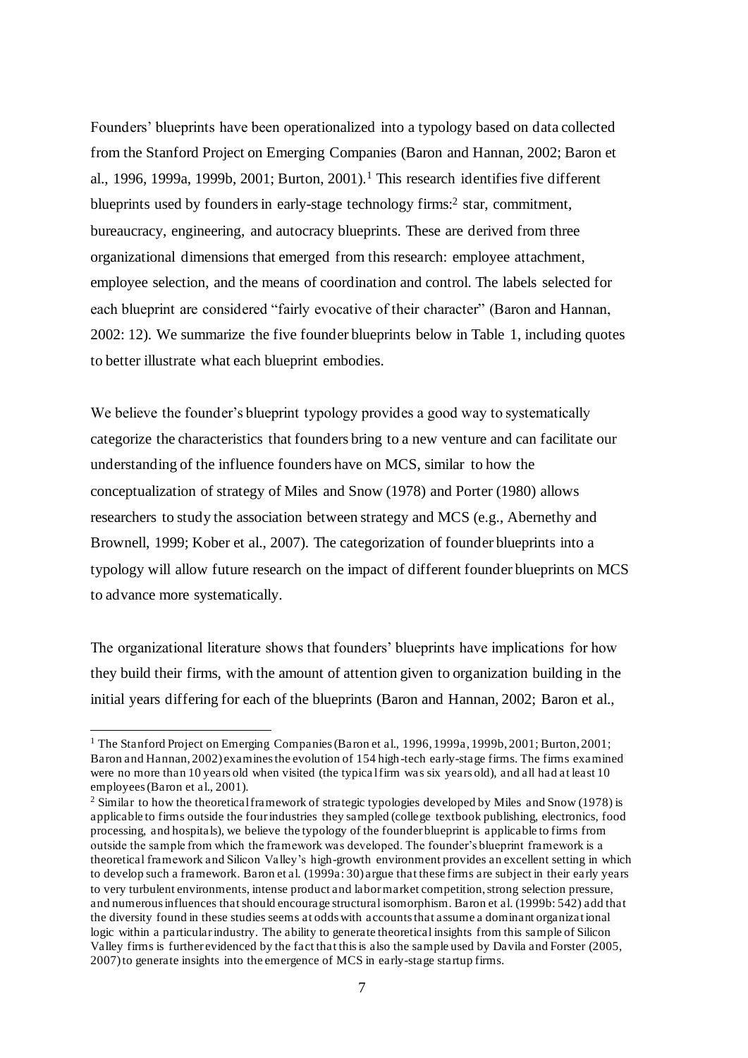Founders' blueprints have been operationalized into a typology based on data collected from the Stanford Project on Emerging Companies (Baron and Hannan, 2002; Baron et al., 1996, 1999a, 1999b, 2001; Burton, 2001).[1] This research identifies five different blueprints used by founders in early-stage technology firms:[2] star, commitment, bureaucracy, engineering, and autocracy blueprints. These are derived from three organizational dimensions that emerged from this research: employee attachment, employee selection, and the means of coordination and control. The labels selected for each blueprint are considered "fairly evocative of their character" (Baron and Hannan, 2002: 12). We summarize the five founder blueprints below in Table 1, including quotes to better illustrate what each blueprint embodies.

We believe the founder's blueprint typology provides a good way to systematically categorize the characteristics that founders bring to a new venture and can facilitate our understanding of the influence founders have on MCS, similar to how the conceptualization of strategy of Miles and Snow (1978) and Porter (1980) allows researchers to study the association between strategy and MCS (e.g., Abernethy and Brownell, 1999; Kober et al., 2007). The categorization of founder blueprints into a typology will allow future research on the impact of different founder blueprints on MCS to advance more systematically.

The organizational literature shows that founders' blueprints have implications for how they build their firms, with the amount of attention given to organization building in the initial years differing for each of the blueprints (Baron and Hannan, 2002; Baron et al.,

---

[1] The Stanford Project on Emerging Companies (Baron et al., 1996, 1999a, 1999b, 2001; Burton, 2001; Baron and Hannan, 2002) examines the evolution of 154 high-tech early-stage firms. The firms examined were no more than 10 years old when visited (the typical firm was six years old), and all had at least 10 employees (Baron et al., 2001).

[2] Similar to how the theoretical framework of strategic typologies developed by Miles and Snow (1978) is applicable to firms outside the four industries they sampled (college textbook publishing, electronics, food processing, and hospitals), we believe the typology of the founder blueprint is applicable to firms from outside the sample from which the framework was developed. The founder's blueprint framework is a theoretical framework and Silicon Valley's high-growth environment provides an excellent setting in which to develop such a framework. Baron et al. (1999a: 30) argue that these firms are subject in their early years to very turbulent environments, intense product and labor market competition, strong selection pressure, and numerous influences that should encourage structural isomorphism. Baron et al. (1999b: 542) add that the diversity found in these studies seems at odds with accounts that assume a dominant organizational logic within a particular industry. The ability to generate theoretical insights from this sample of Silicon Valley firms is further evidenced by the fact that this is also the sample used by Davila and Forster (2005, 2007) to generate insights into the emergence of MCS in early-stage startup firms.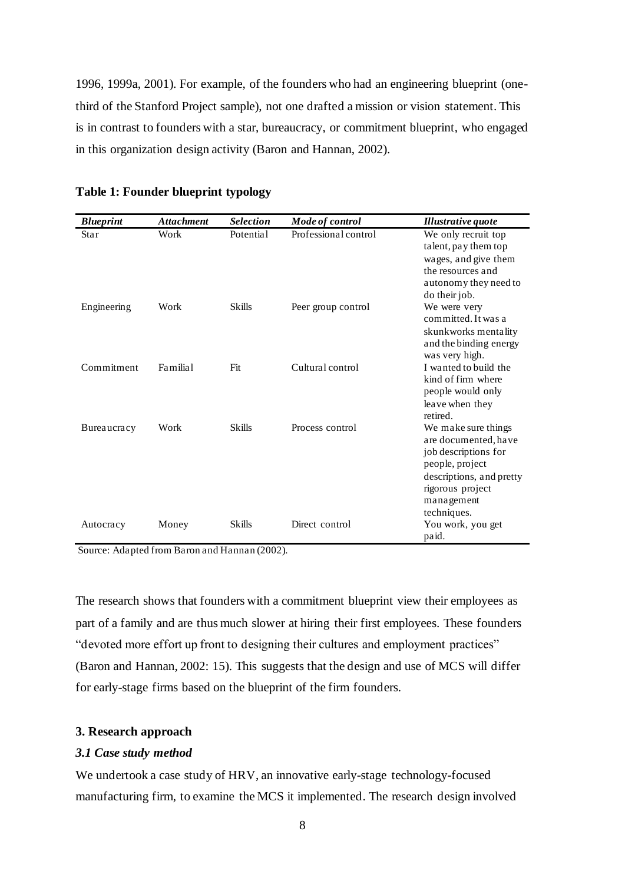1996, 1999a, 2001). For example, of the founders who had an engineering blueprint (one-third of the Stanford Project sample), not one drafted a mission or vision statement. This is in contrast to founders with a star, bureaucracy, or commitment blueprint, who engaged in this organization design activity (Baron and Hannan, 2002).

**Table 1: Founder blueprint typology**

| *Blueprint* | *Attachment* | *Selection* | *Mode of control* | *Illustrative quote* |
|---|---|---|---|---|
| Star | Work | Potential | Professional control | We only recruit top talent, pay them top wages, and give them the resources and autonomy they need to do their job. |
| Engineering | Work | Skills | Peer group control | We were very committed. It was a skunkworks mentality and the binding energy was very high. |
| Commitment | Familial | Fit | Cultural control | I wanted to build the kind of firm where people would only leave when they retired. |
| Bureaucracy | Work | Skills | Process control | We make sure things are documented, have job descriptions for people, project descriptions, and pretty rigorous project management techniques. |
| Autocracy | Money | Skills | Direct control | You work, you get paid. |

Source: Adapted from Baron and Hannan (2002).

The research shows that founders with a commitment blueprint view their employees as part of a family and are thus much slower at hiring their first employees. These founders "devoted more effort up front to designing their cultures and employment practices" (Baron and Hannan, 2002: 15). This suggests that the design and use of MCS will differ for early-stage firms based on the blueprint of the firm founders.

## 3. Research approach

### *3.1 Case study method*

We undertook a case study of HRV, an innovative early-stage technology-focused manufacturing firm, to examine the MCS it implemented. The research design involved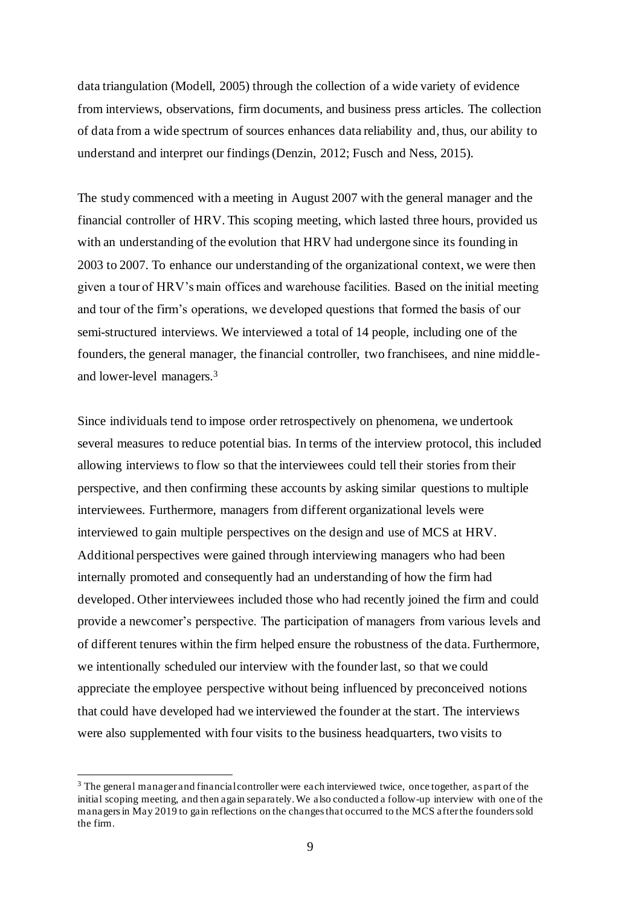data triangulation (Modell, 2005) through the collection of a wide variety of evidence from interviews, observations, firm documents, and business press articles. The collection of data from a wide spectrum of sources enhances data reliability and, thus, our ability to understand and interpret our findings (Denzin, 2012; Fusch and Ness, 2015).

The study commenced with a meeting in August 2007 with the general manager and the financial controller of HRV. This scoping meeting, which lasted three hours, provided us with an understanding of the evolution that HRV had undergone since its founding in 2003 to 2007. To enhance our understanding of the organizational context, we were then given a tour of HRV's main offices and warehouse facilities. Based on the initial meeting and tour of the firm's operations, we developed questions that formed the basis of our semi-structured interviews. We interviewed a total of 14 people, including one of the founders, the general manager, the financial controller, two franchisees, and nine middle- and lower-level managers.[3]

Since individuals tend to impose order retrospectively on phenomena, we undertook several measures to reduce potential bias. In terms of the interview protocol, this included allowing interviews to flow so that the interviewees could tell their stories from their perspective, and then confirming these accounts by asking similar questions to multiple interviewees. Furthermore, managers from different organizational levels were interviewed to gain multiple perspectives on the design and use of MCS at HRV. Additional perspectives were gained through interviewing managers who had been internally promoted and consequently had an understanding of how the firm had developed. Other interviewees included those who had recently joined the firm and could provide a newcomer's perspective. The participation of managers from various levels and of different tenures within the firm helped ensure the robustness of the data. Furthermore, we intentionally scheduled our interview with the founder last, so that we could appreciate the employee perspective without being influenced by preconceived notions that could have developed had we interviewed the founder at the start. The interviews were also supplemented with four visits to the business headquarters, two visits to

[3] The general manager and financial controller were each interviewed twice, once together, as part of the initial scoping meeting, and then again separately. We also conducted a follow-up interview with one of the managers in May 2019 to gain reflections on the changes that occurred to the MCS after the founders sold the firm.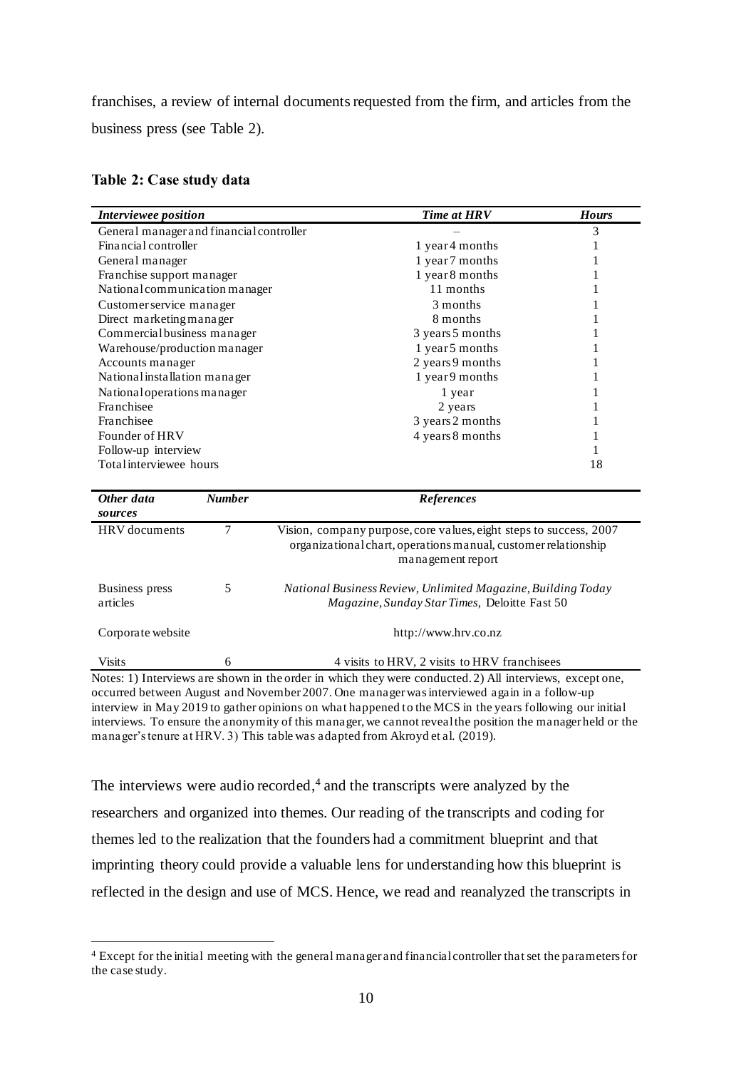franchises, a review of internal documents requested from the firm, and articles from the business press (see Table 2).

**Table 2: Case study data**

| *Interviewee position* | *Time at HRV* | *Hours* |
|---|---|---|
| General manager and financial controller | – | 3 |
| Financial controller | 1 year 4 months | 1 |
| General manager | 1 year 7 months | 1 |
| Franchise support manager | 1 year 8 months | 1 |
| National communication manager | 11 months | 1 |
| Customer service manager | 3 months | 1 |
| Direct marketing manager | 8 months | 1 |
| Commercial business manager | 3 years 5 months | 1 |
| Warehouse/production manager | 1 year 5 months | 1 |
| Accounts manager | 2 years 9 months | 1 |
| National installation manager | 1 year 9 months | 1 |
| National operations manager | 1 year | 1 |
| Franchisee | 2 years | 1 |
| Franchisee | 3 years 2 months | 1 |
| Founder of HRV | 4 years 8 months | 1 |
| Follow-up interview | | 1 |
| Total interviewee hours | | 18 |

| *Other data sources* | *Number* | *References* |
|---|---|---|
| HRV documents | 7 | Vision, company purpose, core values, eight steps to success, 2007 organizational chart, operations manual, customer relationship management report |
| Business press articles | 5 | *National Business Review, Unlimited Magazine, Building Today Magazine, Sunday Star Times*, Deloitte Fast 50 |
| Corporate website | | http://www.hrv.co.nz |
| Visits | 6 | 4 visits to HRV, 2 visits to HRV franchisees |

Notes: 1) Interviews are shown in the order in which they were conducted. 2) All interviews, except one, occurred between August and November 2007. One manager was interviewed again in a follow-up interview in May 2019 to gather opinions on what happened to the MCS in the years following our initial interviews. To ensure the anonymity of this manager, we cannot reveal the position the manager held or the manager's tenure at HRV. 3) This table was adapted from Akroyd et al. (2019).

The interviews were audio recorded,[4] and the transcripts were analyzed by the researchers and organized into themes. Our reading of the transcripts and coding for themes led to the realization that the founders had a commitment blueprint and that imprinting theory could provide a valuable lens for understanding how this blueprint is reflected in the design and use of MCS. Hence, we read and reanalyzed the transcripts in

[4] Except for the initial meeting with the general manager and financial controller that set the parameters for the case study.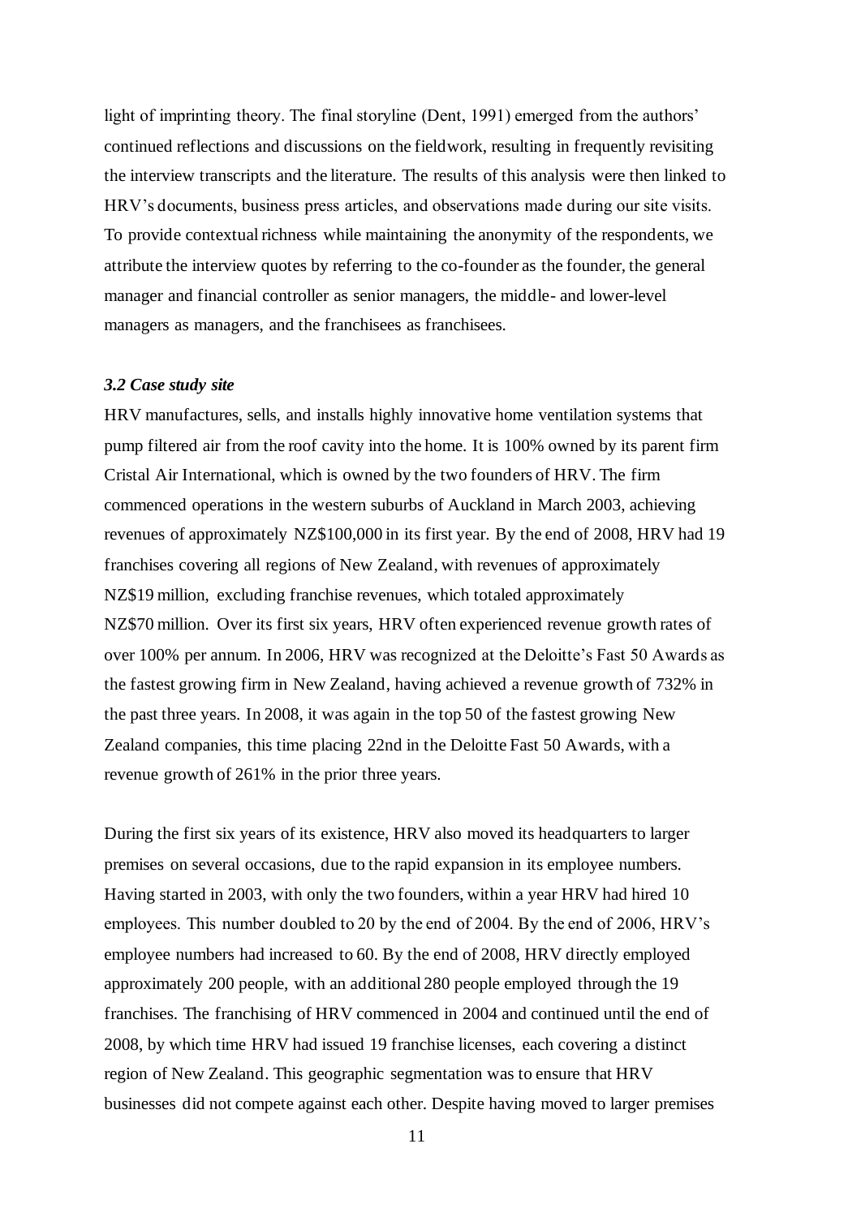light of imprinting theory. The final storyline (Dent, 1991) emerged from the authors' continued reflections and discussions on the fieldwork, resulting in frequently revisiting the interview transcripts and the literature. The results of this analysis were then linked to HRV's documents, business press articles, and observations made during our site visits. To provide contextual richness while maintaining the anonymity of the respondents, we attribute the interview quotes by referring to the co-founder as the founder, the general manager and financial controller as senior managers, the middle- and lower-level managers as managers, and the franchisees as franchisees.

### *3.2 Case study site*

HRV manufactures, sells, and installs highly innovative home ventilation systems that pump filtered air from the roof cavity into the home. It is 100% owned by its parent firm Cristal Air International, which is owned by the two founders of HRV. The firm commenced operations in the western suburbs of Auckland in March 2003, achieving revenues of approximately NZ$100,000 in its first year. By the end of 2008, HRV had 19 franchises covering all regions of New Zealand, with revenues of approximately NZ$19 million, excluding franchise revenues, which totaled approximately NZ$70 million. Over its first six years, HRV often experienced revenue growth rates of over 100% per annum. In 2006, HRV was recognized at the Deloitte's Fast 50 Awards as the fastest growing firm in New Zealand, having achieved a revenue growth of 732% in the past three years. In 2008, it was again in the top 50 of the fastest growing New Zealand companies, this time placing 22nd in the Deloitte Fast 50 Awards, with a revenue growth of 261% in the prior three years.

During the first six years of its existence, HRV also moved its headquarters to larger premises on several occasions, due to the rapid expansion in its employee numbers. Having started in 2003, with only the two founders, within a year HRV had hired 10 employees. This number doubled to 20 by the end of 2004. By the end of 2006, HRV's employee numbers had increased to 60. By the end of 2008, HRV directly employed approximately 200 people, with an additional 280 people employed through the 19 franchises. The franchising of HRV commenced in 2004 and continued until the end of 2008, by which time HRV had issued 19 franchise licenses, each covering a distinct region of New Zealand. This geographic segmentation was to ensure that HRV businesses did not compete against each other. Despite having moved to larger premises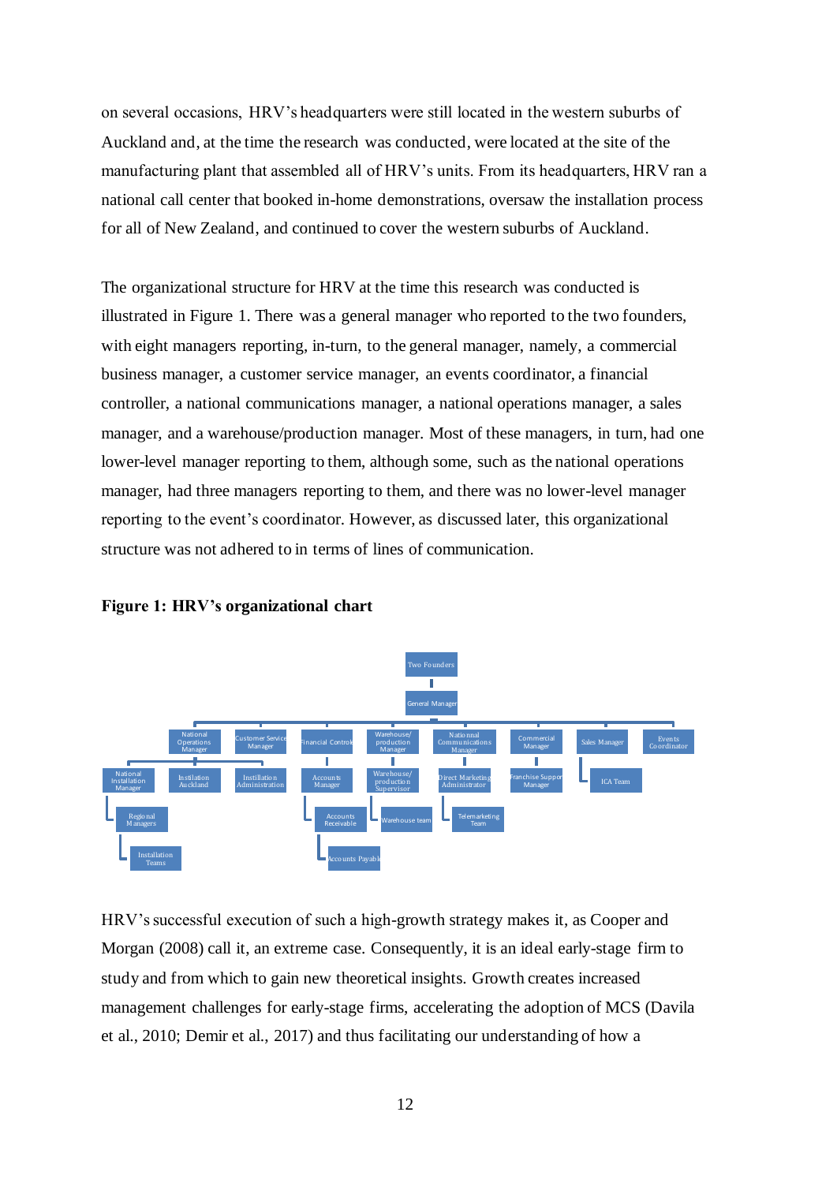on several occasions, HRV's headquarters were still located in the western suburbs of Auckland and, at the time the research was conducted, were located at the site of the manufacturing plant that assembled all of HRV's units. From its headquarters, HRV ran a national call center that booked in-home demonstrations, oversaw the installation process for all of New Zealand, and continued to cover the western suburbs of Auckland.

The organizational structure for HRV at the time this research was conducted is illustrated in Figure 1. There was a general manager who reported to the two founders, with eight managers reporting, in-turn, to the general manager, namely, a commercial business manager, a customer service manager, an events coordinator, a financial controller, a national communications manager, a national operations manager, a sales manager, and a warehouse/production manager. Most of these managers, in turn, had one lower-level manager reporting to them, although some, such as the national operations manager, had three managers reporting to them, and there was no lower-level manager reporting to the event's coordinator. However, as discussed later, this organizational structure was not adhered to in terms of lines of communication.

**Figure 1: HRV's organizational chart**

- Two Founders
  - General Manager
    - National Operations Manager
      - National Installation Manager
        - Regional Managers
          - Installation Teams
      - Installation Auckland
      - Installation Administration
    - Customer Service Manager
    - Financial Controller
      - Accounts Manager
        - Accounts Receivable
          - Accounts Payable
    - Warehouse/production Manager
      - Warehouse/production Supervisor
        - Warehouse team
    - National Communications Manager
      - Direct Marketing Administrator
        - Telemarketing Team
    - Commercial Manager
      - Franchise Support Manager
    - Sales Manager
      - ICA Team
    - Events Coordinator

HRV's successful execution of such a high-growth strategy makes it, as Cooper and Morgan (2008) call it, an extreme case. Consequently, it is an ideal early-stage firm to study and from which to gain new theoretical insights. Growth creates increased management challenges for early-stage firms, accelerating the adoption of MCS (Davila et al., 2010; Demir et al., 2017) and thus facilitating our understanding of how a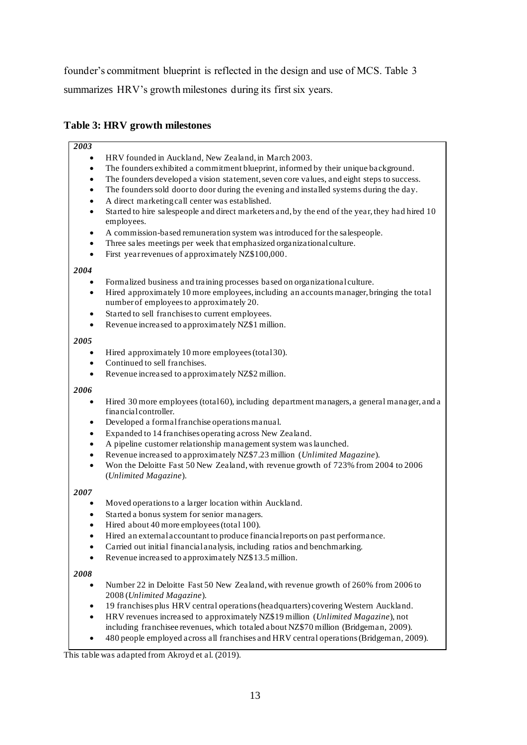founder's commitment blueprint is reflected in the design and use of MCS. Table 3 summarizes HRV's growth milestones during its first six years.

**Table 3: HRV growth milestones**

***2003***

- HRV founded in Auckland, New Zealand, in March 2003.
- The founders exhibited a commitment blueprint, informed by their unique background.
- The founders developed a vision statement, seven core values, and eight steps to success.
- The founders sold door to door during the evening and installed systems during the day.
- A direct marketing call center was established.
- Started to hire salespeople and direct marketers and, by the end of the year, they had hired 10 employees.
- A commission-based remuneration system was introduced for the salespeople.
- Three sales meetings per week that emphasized organizational culture.
- First year revenues of approximately NZ$100,000.

***2004***

- Formalized business and training processes based on organizational culture.
- Hired approximately 10 more employees, including an accounts manager, bringing the total number of employees to approximately 20.
- Started to sell franchises to current employees.
- Revenue increased to approximately NZ$1 million.

***2005***

- Hired approximately 10 more employees (total 30).
- Continued to sell franchises.
- Revenue increased to approximately NZ$2 million.

***2006***

- Hired 30 more employees (total 60), including department managers, a general manager, and a financial controller.
- Developed a formal franchise operations manual.
- Expanded to 14 franchises operating across New Zealand.
- A pipeline customer relationship management system was launched.
- Revenue increased to approximately NZ$7.23 million (*Unlimited Magazine*).
- Won the Deloitte Fast 50 New Zealand, with revenue growth of 723% from 2004 to 2006 (*Unlimited Magazine*).

***2007***

- Moved operations to a larger location within Auckland.
- Started a bonus system for senior managers.
- Hired about 40 more employees (total 100).
- Hired an external accountant to produce financial reports on past performance.
- Carried out initial financial analysis, including ratios and benchmarking.
- Revenue increased to approximately NZ$13.5 million.

***2008***

- Number 22 in Deloitte Fast 50 New Zealand, with revenue growth of 260% from 2006 to 2008 (*Unlimited Magazine*).
- 19 franchises plus HRV central operations (headquarters) covering Western Auckland.
- HRV revenues increased to approximately NZ$19 million (*Unlimited Magazine*), not including franchisee revenues, which totaled about NZ$70 million (Bridgeman, 2009).
- 480 people employed across all franchises and HRV central operations (Bridgeman, 2009).

This table was adapted from Akroyd et al. (2019).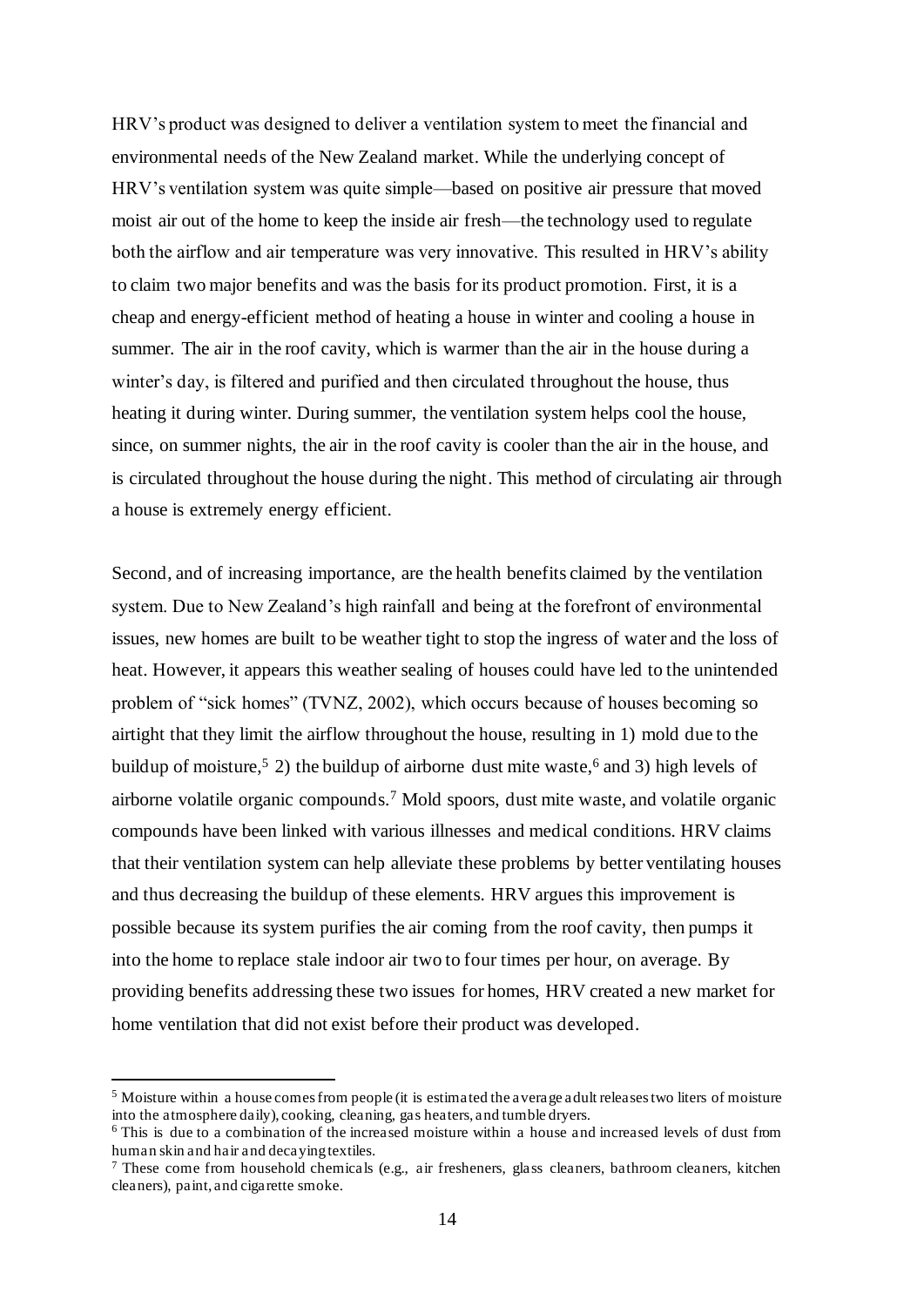HRV's product was designed to deliver a ventilation system to meet the financial and environmental needs of the New Zealand market. While the underlying concept of HRV's ventilation system was quite simple—based on positive air pressure that moved moist air out of the home to keep the inside air fresh—the technology used to regulate both the airflow and air temperature was very innovative. This resulted in HRV's ability to claim two major benefits and was the basis for its product promotion. First, it is a cheap and energy-efficient method of heating a house in winter and cooling a house in summer. The air in the roof cavity, which is warmer than the air in the house during a winter's day, is filtered and purified and then circulated throughout the house, thus heating it during winter. During summer, the ventilation system helps cool the house, since, on summer nights, the air in the roof cavity is cooler than the air in the house, and is circulated throughout the house during the night. This method of circulating air through a house is extremely energy efficient.

Second, and of increasing importance, are the health benefits claimed by the ventilation system. Due to New Zealand's high rainfall and being at the forefront of environmental issues, new homes are built to be weather tight to stop the ingress of water and the loss of heat. However, it appears this weather sealing of houses could have led to the unintended problem of "sick homes" (TVNZ, 2002), which occurs because of houses becoming so airtight that they limit the airflow throughout the house, resulting in 1) mold due to the buildup of moisture,[5] 2) the buildup of airborne dust mite waste,[6] and 3) high levels of airborne volatile organic compounds.[7] Mold spoors, dust mite waste, and volatile organic compounds have been linked with various illnesses and medical conditions. HRV claims that their ventilation system can help alleviate these problems by better ventilating houses and thus decreasing the buildup of these elements. HRV argues this improvement is possible because its system purifies the air coming from the roof cavity, then pumps it into the home to replace stale indoor air two to four times per hour, on average. By providing benefits addressing these two issues for homes, HRV created a new market for home ventilation that did not exist before their product was developed.

[5] Moisture within a house comes from people (it is estimated the average adult releases two liters of moisture into the atmosphere daily), cooking, cleaning, gas heaters, and tumble dryers.

[6] This is due to a combination of the increased moisture within a house and increased levels of dust from human skin and hair and decaying textiles.

[7] These come from household chemicals (e.g., air fresheners, glass cleaners, bathroom cleaners, kitchen cleaners), paint, and cigarette smoke.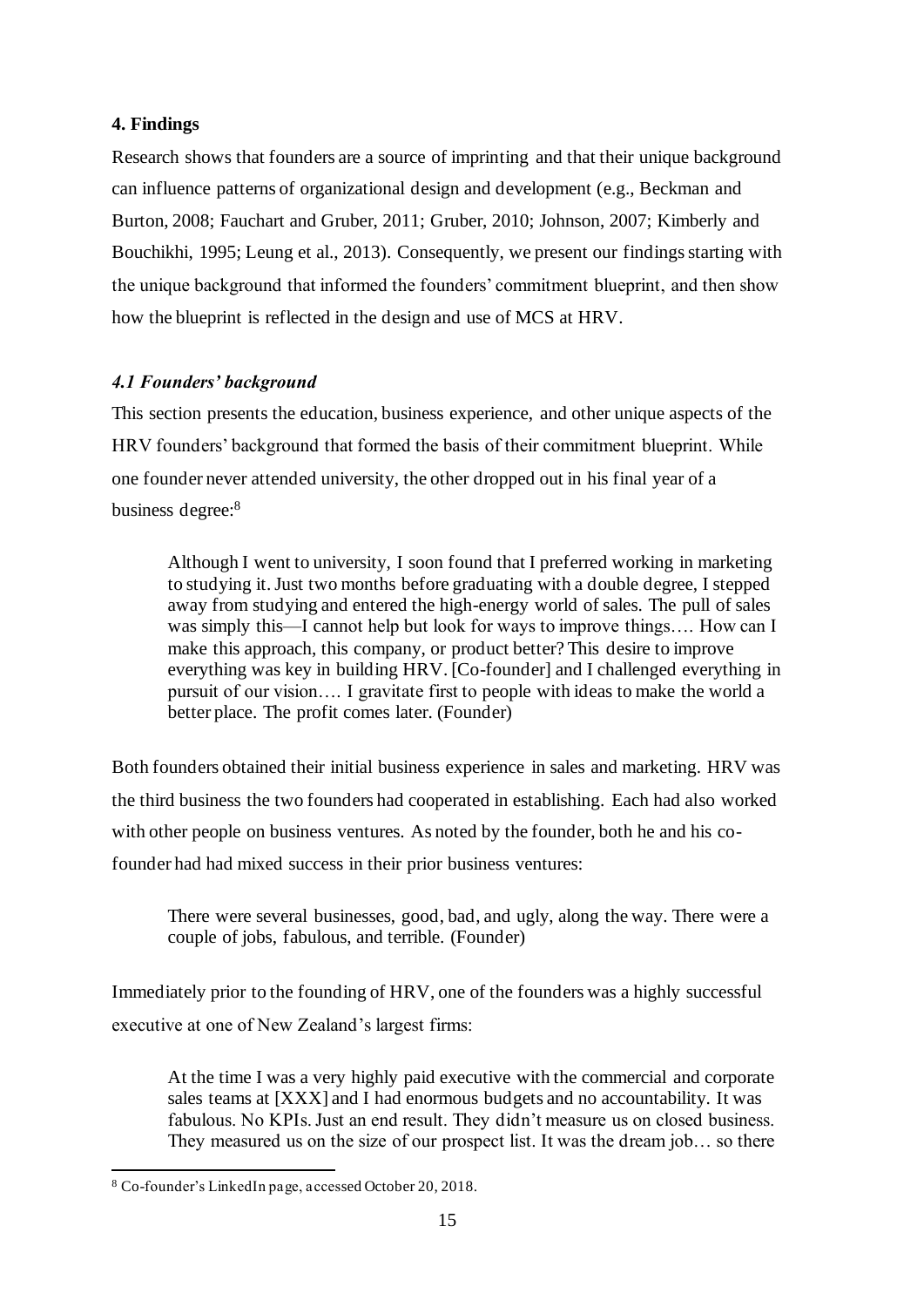## 4. Findings

Research shows that founders are a source of imprinting and that their unique background can influence patterns of organizational design and development (e.g., Beckman and Burton, 2008; Fauchart and Gruber, 2011; Gruber, 2010; Johnson, 2007; Kimberly and Bouchikhi, 1995; Leung et al., 2013). Consequently, we present our findings starting with the unique background that informed the founders' commitment blueprint, and then show how the blueprint is reflected in the design and use of MCS at HRV.

### *4.1 Founders' background*

This section presents the education, business experience, and other unique aspects of the HRV founders' background that formed the basis of their commitment blueprint. While one founder never attended university, the other dropped out in his final year of a business degree:[8]

> Although I went to university, I soon found that I preferred working in marketing to studying it. Just two months before graduating with a double degree, I stepped away from studying and entered the high-energy world of sales. The pull of sales was simply this—I cannot help but look for ways to improve things…. How can I make this approach, this company, or product better? This desire to improve everything was key in building HRV. [Co-founder] and I challenged everything in pursuit of our vision…. I gravitate first to people with ideas to make the world a better place. The profit comes later. (Founder)

Both founders obtained their initial business experience in sales and marketing. HRV was the third business the two founders had cooperated in establishing. Each had also worked with other people on business ventures. As noted by the founder, both he and his co-founder had had mixed success in their prior business ventures:

> There were several businesses, good, bad, and ugly, along the way. There were a couple of jobs, fabulous, and terrible. (Founder)

Immediately prior to the founding of HRV, one of the founders was a highly successful executive at one of New Zealand's largest firms:

> At the time I was a very highly paid executive with the commercial and corporate sales teams at [XXX] and I had enormous budgets and no accountability. It was fabulous. No KPIs. Just an end result. They didn't measure us on closed business. They measured us on the size of our prospect list. It was the dream job… so there

[8] Co-founder's LinkedIn page, accessed October 20, 2018.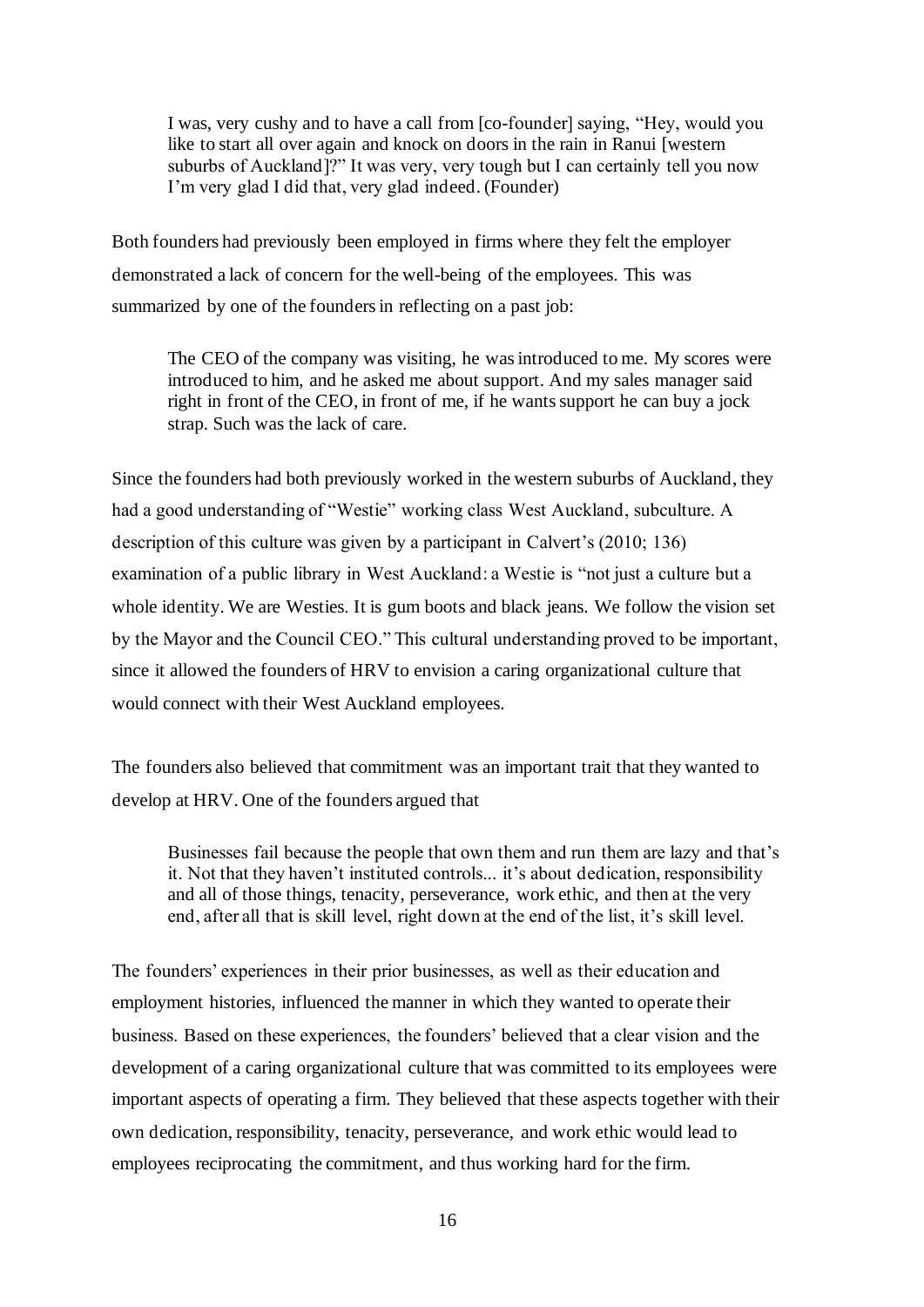> I was, very cushy and to have a call from [co-founder] saying, "Hey, would you like to start all over again and knock on doors in the rain in Ranui [western suburbs of Auckland]?" It was very, very tough but I can certainly tell you now I'm very glad I did that, very glad indeed. (Founder)

Both founders had previously been employed in firms where they felt the employer demonstrated a lack of concern for the well-being of the employees. This was summarized by one of the founders in reflecting on a past job:

> The CEO of the company was visiting, he was introduced to me. My scores were introduced to him, and he asked me about support. And my sales manager said right in front of the CEO, in front of me, if he wants support he can buy a jock strap. Such was the lack of care.

Since the founders had both previously worked in the western suburbs of Auckland, they had a good understanding of "Westie" working class West Auckland, subculture. A description of this culture was given by a participant in Calvert's (2010; 136) examination of a public library in West Auckland: a Westie is "not just a culture but a whole identity. We are Westies. It is gum boots and black jeans. We follow the vision set by the Mayor and the Council CEO." This cultural understanding proved to be important, since it allowed the founders of HRV to envision a caring organizational culture that would connect with their West Auckland employees.

The founders also believed that commitment was an important trait that they wanted to develop at HRV. One of the founders argued that

> Businesses fail because the people that own them and run them are lazy and that's it. Not that they haven't instituted controls... it's about dedication, responsibility and all of those things, tenacity, perseverance, work ethic, and then at the very end, after all that is skill level, right down at the end of the list, it's skill level.

The founders' experiences in their prior businesses, as well as their education and employment histories, influenced the manner in which they wanted to operate their business. Based on these experiences, the founders' believed that a clear vision and the development of a caring organizational culture that was committed to its employees were important aspects of operating a firm. They believed that these aspects together with their own dedication, responsibility, tenacity, perseverance, and work ethic would lead to employees reciprocating the commitment, and thus working hard for the firm.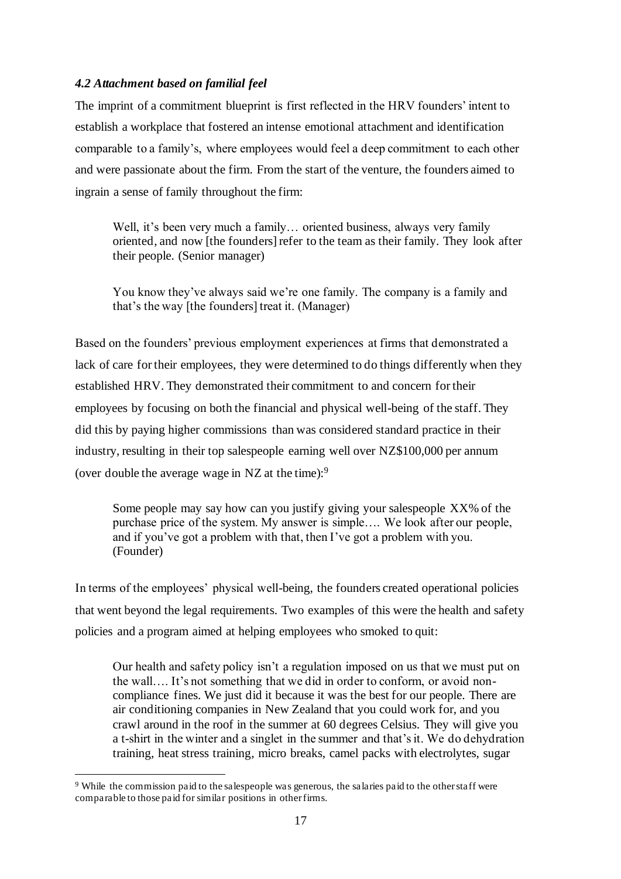### *4.2 Attachment based on familial feel*

The imprint of a commitment blueprint is first reflected in the HRV founders' intent to establish a workplace that fostered an intense emotional attachment and identification comparable to a family's, where employees would feel a deep commitment to each other and were passionate about the firm. From the start of the venture, the founders aimed to ingrain a sense of family throughout the firm:

> Well, it's been very much a family… oriented business, always very family oriented, and now [the founders] refer to the team as their family. They look after their people. (Senior manager)

> You know they've always said we're one family. The company is a family and that's the way [the founders] treat it. (Manager)

Based on the founders' previous employment experiences at firms that demonstrated a lack of care for their employees, they were determined to do things differently when they established HRV. They demonstrated their commitment to and concern for their employees by focusing on both the financial and physical well-being of the staff. They did this by paying higher commissions than was considered standard practice in their industry, resulting in their top salespeople earning well over NZ$100,000 per annum (over double the average wage in NZ at the time):[9]

> Some people may say how can you justify giving your salespeople XX% of the purchase price of the system. My answer is simple…. We look after our people, and if you've got a problem with that, then I've got a problem with you. (Founder)

In terms of the employees' physical well-being, the founders created operational policies that went beyond the legal requirements. Two examples of this were the health and safety policies and a program aimed at helping employees who smoked to quit:

> Our health and safety policy isn't a regulation imposed on us that we must put on the wall…. It's not something that we did in order to conform, or avoid non-compliance fines. We just did it because it was the best for our people. There are air conditioning companies in New Zealand that you could work for, and you crawl around in the roof in the summer at 60 degrees Celsius. They will give you a t-shirt in the winter and a singlet in the summer and that's it. We do dehydration training, heat stress training, micro breaks, camel packs with electrolytes, sugar

[9] While the commission paid to the salespeople was generous, the salaries paid to the other staff were comparable to those paid for similar positions in other firms.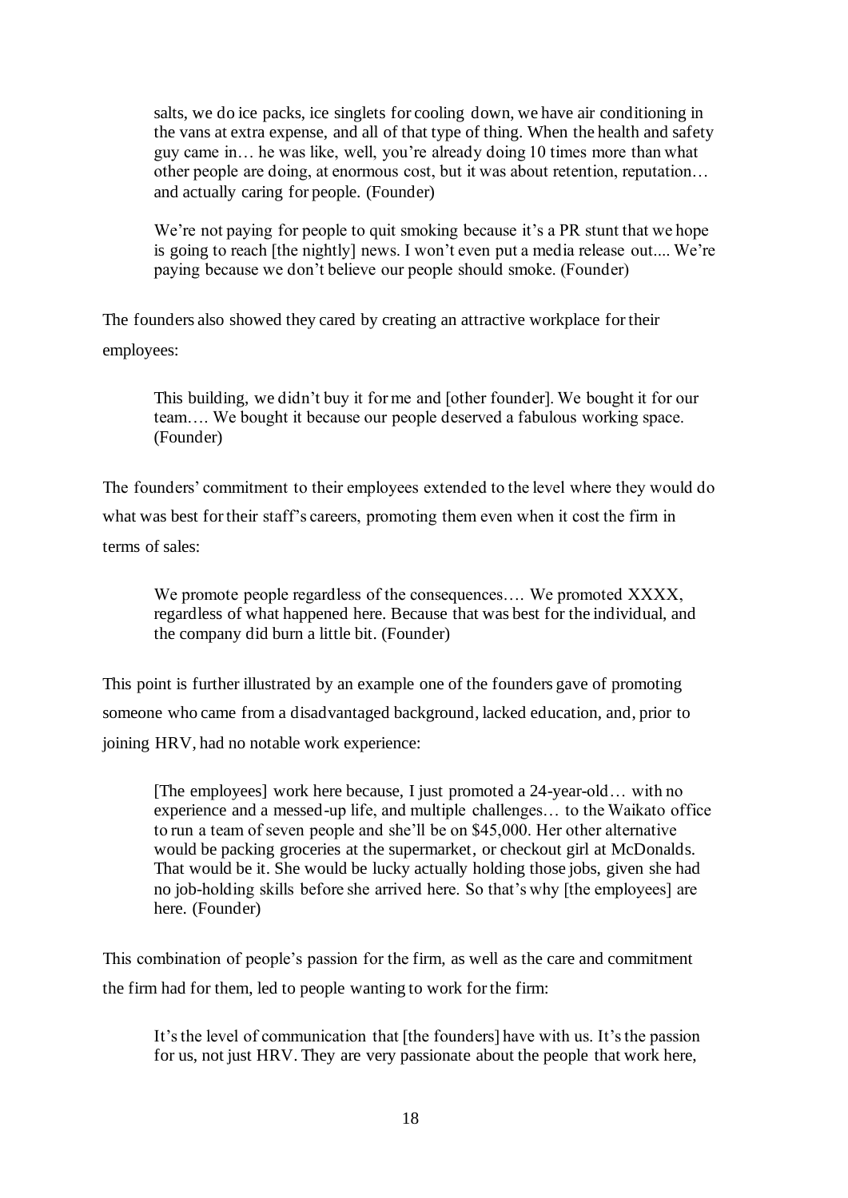> salts, we do ice packs, ice singlets for cooling down, we have air conditioning in the vans at extra expense, and all of that type of thing. When the health and safety guy came in… he was like, well, you're already doing 10 times more than what other people are doing, at enormous cost, but it was about retention, reputation… and actually caring for people. (Founder)

> We're not paying for people to quit smoking because it's a PR stunt that we hope is going to reach [the nightly] news. I won't even put a media release out.... We're paying because we don't believe our people should smoke. (Founder)

The founders also showed they cared by creating an attractive workplace for their employees:

> This building, we didn't buy it for me and [other founder]. We bought it for our team…. We bought it because our people deserved a fabulous working space. (Founder)

The founders' commitment to their employees extended to the level where they would do what was best for their staff's careers, promoting them even when it cost the firm in terms of sales:

> We promote people regardless of the consequences…. We promoted XXXX, regardless of what happened here. Because that was best for the individual, and the company did burn a little bit. (Founder)

This point is further illustrated by an example one of the founders gave of promoting someone who came from a disadvantaged background, lacked education, and, prior to joining HRV, had no notable work experience:

> [The employees] work here because, I just promoted a 24-year-old… with no experience and a messed-up life, and multiple challenges… to the Waikato office to run a team of seven people and she'll be on $45,000. Her other alternative would be packing groceries at the supermarket, or checkout girl at McDonalds. That would be it. She would be lucky actually holding those jobs, given she had no job-holding skills before she arrived here. So that's why [the employees] are here. (Founder)

This combination of people's passion for the firm, as well as the care and commitment the firm had for them, led to people wanting to work for the firm:

> It's the level of communication that [the founders] have with us. It's the passion for us, not just HRV. They are very passionate about the people that work here,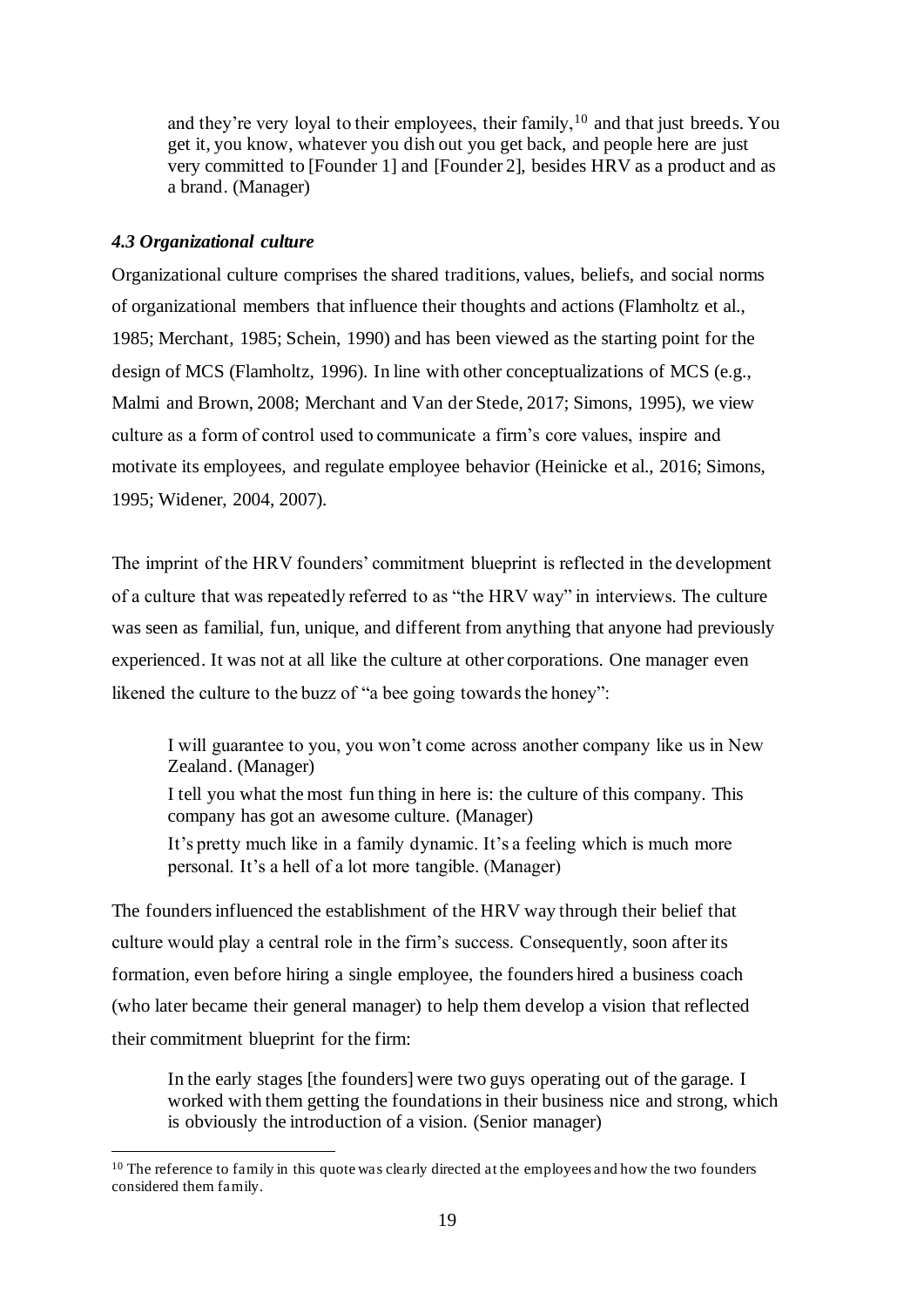> and they're very loyal to their employees, their family,[10] and that just breeds. You get it, you know, whatever you dish out you get back, and people here are just very committed to [Founder 1] and [Founder 2], besides HRV as a product and as a brand. (Manager)

### *4.3 Organizational culture*

Organizational culture comprises the shared traditions, values, beliefs, and social norms of organizational members that influence their thoughts and actions (Flamholtz et al., 1985; Merchant, 1985; Schein, 1990) and has been viewed as the starting point for the design of MCS (Flamholtz, 1996). In line with other conceptualizations of MCS (e.g., Malmi and Brown, 2008; Merchant and Van der Stede, 2017; Simons, 1995), we view culture as a form of control used to communicate a firm's core values, inspire and motivate its employees, and regulate employee behavior (Heinicke et al., 2016; Simons, 1995; Widener, 2004, 2007).

The imprint of the HRV founders' commitment blueprint is reflected in the development of a culture that was repeatedly referred to as "the HRV way" in interviews. The culture was seen as familial, fun, unique, and different from anything that anyone had previously experienced. It was not at all like the culture at other corporations. One manager even likened the culture to the buzz of "a bee going towards the honey":

> I will guarantee to you, you won't come across another company like us in New Zealand. (Manager)
>
> I tell you what the most fun thing in here is: the culture of this company. This company has got an awesome culture. (Manager)
>
> It's pretty much like in a family dynamic. It's a feeling which is much more personal. It's a hell of a lot more tangible. (Manager)

The founders influenced the establishment of the HRV way through their belief that culture would play a central role in the firm's success. Consequently, soon after its formation, even before hiring a single employee, the founders hired a business coach (who later became their general manager) to help them develop a vision that reflected their commitment blueprint for the firm:

> In the early stages [the founders] were two guys operating out of the garage. I worked with them getting the foundations in their business nice and strong, which is obviously the introduction of a vision. (Senior manager)

[10] The reference to family in this quote was clearly directed at the employees and how the two founders considered them family.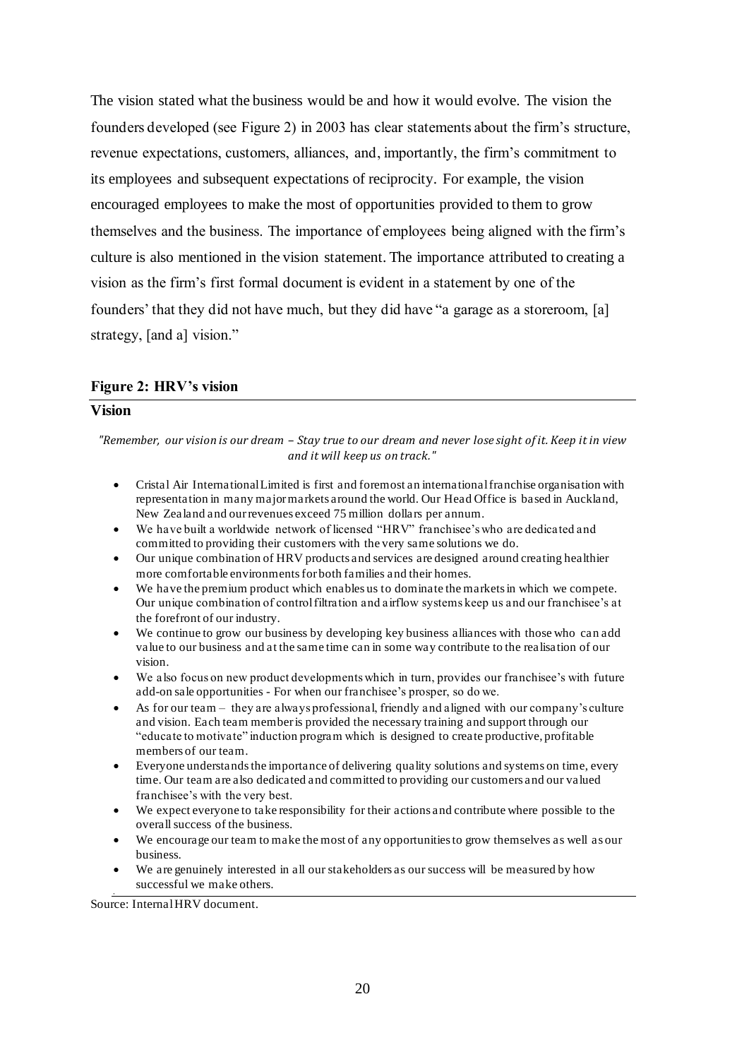The vision stated what the business would be and how it would evolve. The vision the founders developed (see Figure 2) in 2003 has clear statements about the firm's structure, revenue expectations, customers, alliances, and, importantly, the firm's commitment to its employees and subsequent expectations of reciprocity. For example, the vision encouraged employees to make the most of opportunities provided to them to grow themselves and the business. The importance of employees being aligned with the firm's culture is also mentioned in the vision statement. The importance attributed to creating a vision as the firm's first formal document is evident in a statement by one of the founders' that they did not have much, but they did have "a garage as a storeroom, [a] strategy, [and a] vision."

**Figure 2: HRV's vision**

**Vision**

*"Remember, our vision is our dream – Stay true to our dream and never lose sight of it. Keep it in view and it will keep us on track."*

- Cristal Air International Limited is first and foremost an international franchise organisation with representation in many major markets around the world. Our Head Office is based in Auckland, New Zealand and our revenues exceed 75 million dollars per annum.
- We have built a worldwide network of licensed "HRV" franchisee's who are dedicated and committed to providing their customers with the very same solutions we do.
- Our unique combination of HRV products and services are designed around creating healthier more comfortable environments for both families and their homes.
- We have the premium product which enables us to dominate the markets in which we compete. Our unique combination of control filtration and airflow systems keep us and our franchisee's at the forefront of our industry.
- We continue to grow our business by developing key business alliances with those who can add value to our business and at the same time can in some way contribute to the realisation of our vision.
- We also focus on new product developments which in turn, provides our franchisee's with future add-on sale opportunities - For when our franchisee's prosper, so do we.
- As for our team – they are always professional, friendly and aligned with our company's culture and vision. Each team member is provided the necessary training and support through our "educate to motivate" induction program which is designed to create productive, profitable members of our team.
- Everyone understands the importance of delivering quality solutions and systems on time, every time. Our team are also dedicated and committed to providing our customers and our valued franchisee's with the very best.
- We expect everyone to take responsibility for their actions and contribute where possible to the overall success of the business.
- We encourage our team to make the most of any opportunities to grow themselves as well as our business.
- We are genuinely interested in all our stakeholders as our success will be measured by how successful we make others.

Source: Internal HRV document.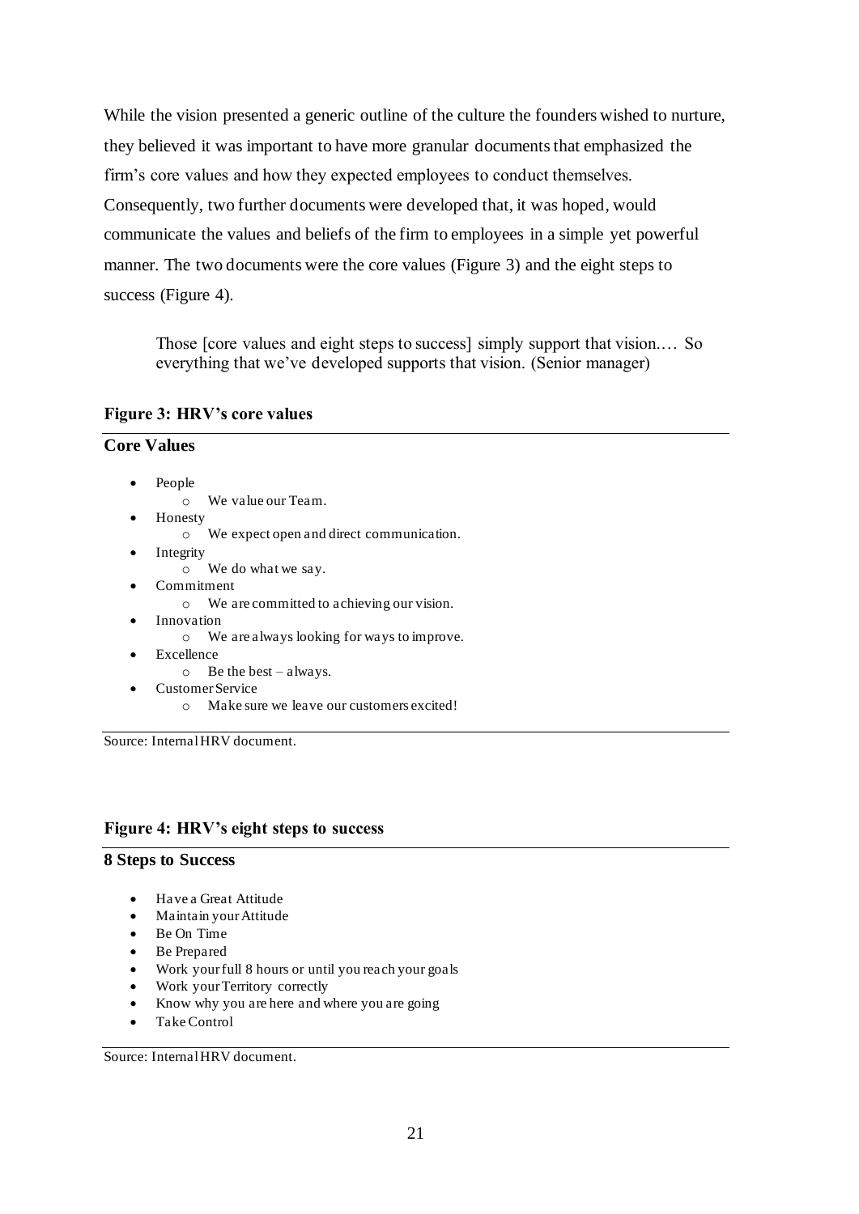While the vision presented a generic outline of the culture the founders wished to nurture, they believed it was important to have more granular documents that emphasized the firm's core values and how they expected employees to conduct themselves. Consequently, two further documents were developed that, it was hoped, would communicate the values and beliefs of the firm to employees in a simple yet powerful manner. The two documents were the core values (Figure 3) and the eight steps to success (Figure 4).

> Those [core values and eight steps to success] simply support that vision.… So everything that we've developed supports that vision. (Senior manager)

**Figure 3: HRV's core values**

**Core Values**

- People
  - We value our Team.
- Honesty
  - We expect open and direct communication.
- Integrity
  - We do what we say.
- Commitment
  - We are committed to achieving our vision.
- Innovation
  - We are always looking for ways to improve.
- Excellence
  - Be the best – always.
- Customer Service
  - Make sure we leave our customers excited!

Source: Internal HRV document.

**Figure 4: HRV's eight steps to success**

**8 Steps to Success**

- Have a Great Attitude
- Maintain your Attitude
- Be On Time
- Be Prepared
- Work your full 8 hours or until you reach your goals
- Work your Territory correctly
- Know why you are here and where you are going
- Take Control

Source: Internal HRV document.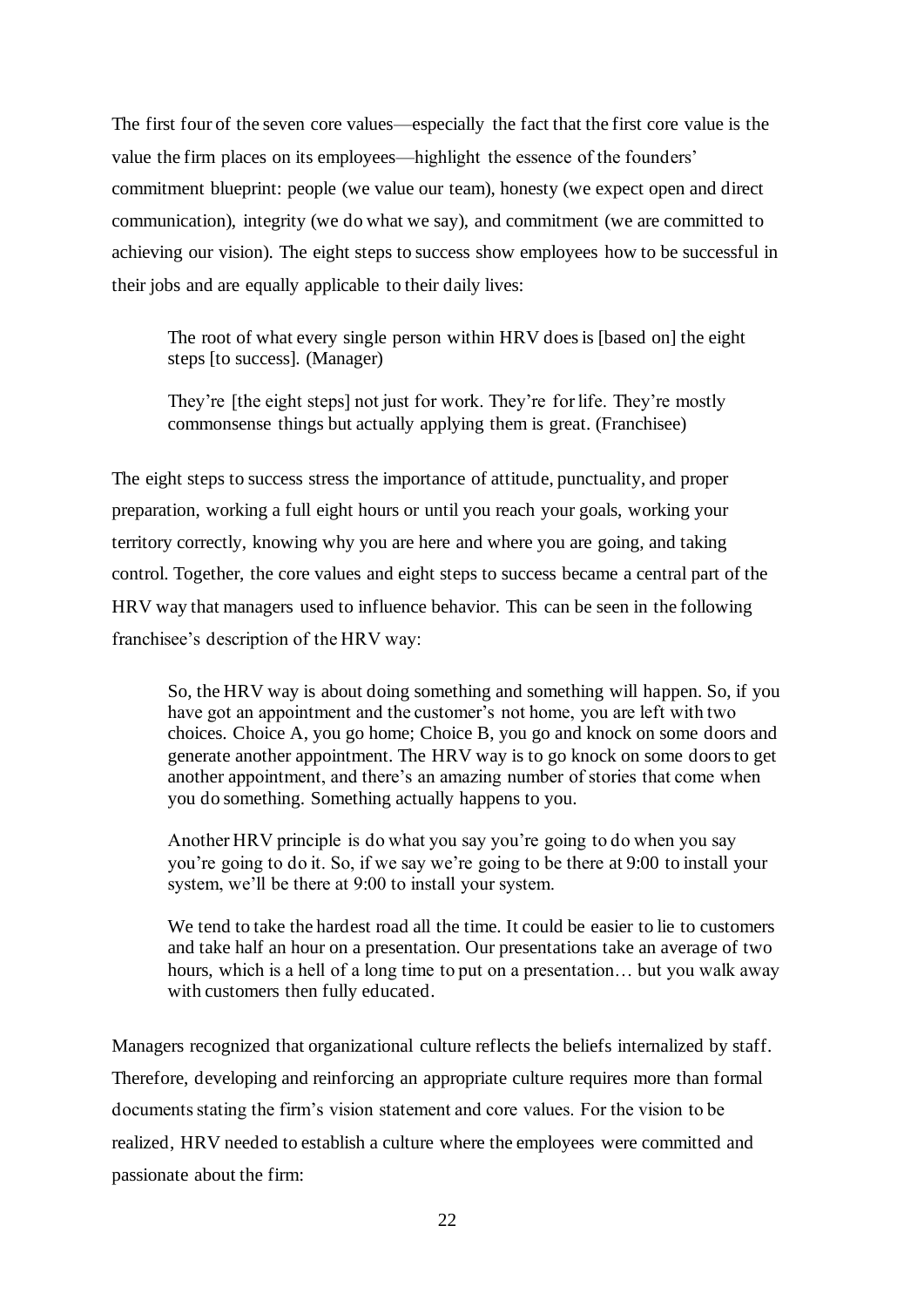The first four of the seven core values—especially the fact that the first core value is the value the firm places on its employees—highlight the essence of the founders' commitment blueprint: people (we value our team), honesty (we expect open and direct communication), integrity (we do what we say), and commitment (we are committed to achieving our vision). The eight steps to success show employees how to be successful in their jobs and are equally applicable to their daily lives:

> The root of what every single person within HRV does is [based on] the eight steps [to success]. (Manager)
>
> They're [the eight steps] not just for work. They're for life. They're mostly commonsense things but actually applying them is great. (Franchisee)

The eight steps to success stress the importance of attitude, punctuality, and proper preparation, working a full eight hours or until you reach your goals, working your territory correctly, knowing why you are here and where you are going, and taking control. Together, the core values and eight steps to success became a central part of the HRV way that managers used to influence behavior. This can be seen in the following franchisee's description of the HRV way:

> So, the HRV way is about doing something and something will happen. So, if you have got an appointment and the customer's not home, you are left with two choices. Choice A, you go home; Choice B, you go and knock on some doors and generate another appointment. The HRV way is to go knock on some doors to get another appointment, and there's an amazing number of stories that come when you do something. Something actually happens to you.
>
> Another HRV principle is do what you say you're going to do when you say you're going to do it. So, if we say we're going to be there at 9:00 to install your system, we'll be there at 9:00 to install your system.
>
> We tend to take the hardest road all the time. It could be easier to lie to customers and take half an hour on a presentation. Our presentations take an average of two hours, which is a hell of a long time to put on a presentation… but you walk away with customers then fully educated.

Managers recognized that organizational culture reflects the beliefs internalized by staff. Therefore, developing and reinforcing an appropriate culture requires more than formal documents stating the firm's vision statement and core values. For the vision to be realized, HRV needed to establish a culture where the employees were committed and passionate about the firm: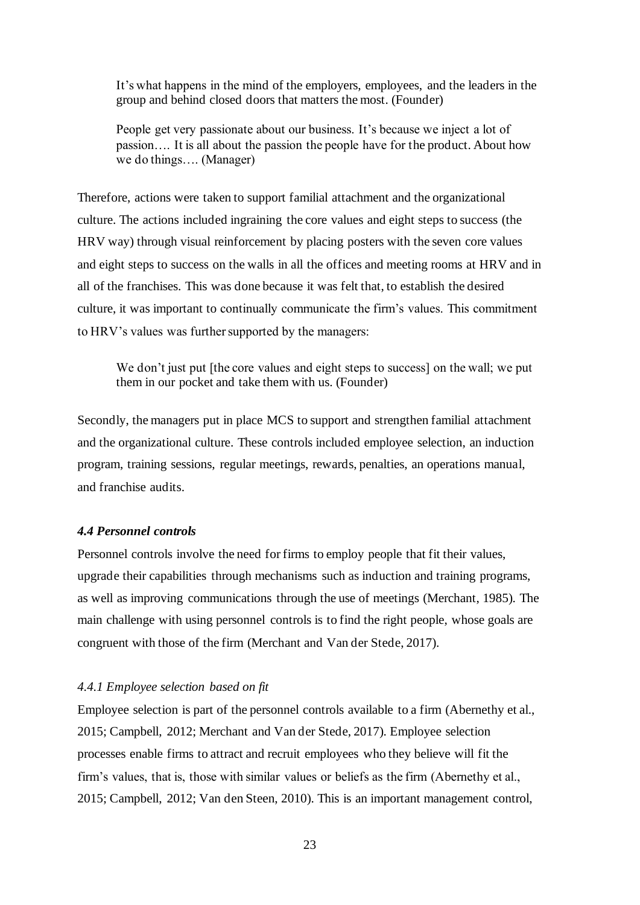> It's what happens in the mind of the employers, employees, and the leaders in the group and behind closed doors that matters the most. (Founder)

> People get very passionate about our business. It's because we inject a lot of passion…. It is all about the passion the people have for the product. About how we do things…. (Manager)

Therefore, actions were taken to support familial attachment and the organizational culture. The actions included ingraining the core values and eight steps to success (the HRV way) through visual reinforcement by placing posters with the seven core values and eight steps to success on the walls in all the offices and meeting rooms at HRV and in all of the franchises. This was done because it was felt that, to establish the desired culture, it was important to continually communicate the firm's values. This commitment to HRV's values was further supported by the managers:

> We don't just put [the core values and eight steps to success] on the wall; we put them in our pocket and take them with us. (Founder)

Secondly, the managers put in place MCS to support and strengthen familial attachment and the organizational culture. These controls included employee selection, an induction program, training sessions, regular meetings, rewards, penalties, an operations manual, and franchise audits.

### *4.4 Personnel controls*

Personnel controls involve the need for firms to employ people that fit their values, upgrade their capabilities through mechanisms such as induction and training programs, as well as improving communications through the use of meetings (Merchant, 1985). The main challenge with using personnel controls is to find the right people, whose goals are congruent with those of the firm (Merchant and Van der Stede, 2017).

#### *4.4.1 Employee selection based on fit*

Employee selection is part of the personnel controls available to a firm (Abernethy et al., 2015; Campbell, 2012; Merchant and Van der Stede, 2017). Employee selection processes enable firms to attract and recruit employees who they believe will fit the firm's values, that is, those with similar values or beliefs as the firm (Abernethy et al., 2015; Campbell, 2012; Van den Steen, 2010). This is an important management control,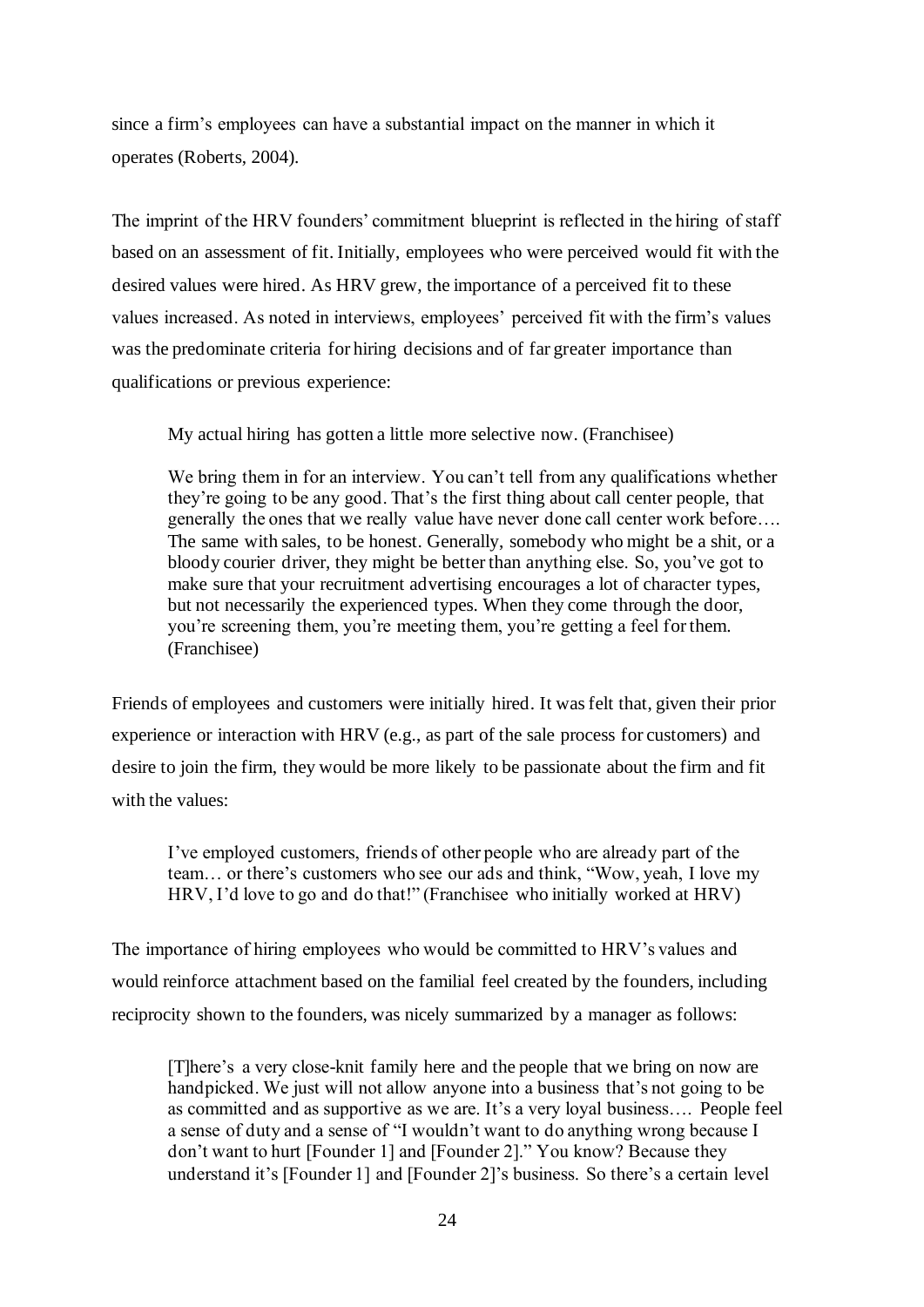since a firm's employees can have a substantial impact on the manner in which it operates (Roberts, 2004).

The imprint of the HRV founders' commitment blueprint is reflected in the hiring of staff based on an assessment of fit. Initially, employees who were perceived would fit with the desired values were hired. As HRV grew, the importance of a perceived fit to these values increased. As noted in interviews, employees' perceived fit with the firm's values was the predominate criteria for hiring decisions and of far greater importance than qualifications or previous experience:

> My actual hiring has gotten a little more selective now. (Franchisee)

> We bring them in for an interview. You can't tell from any qualifications whether they're going to be any good. That's the first thing about call center people, that generally the ones that we really value have never done call center work before…. The same with sales, to be honest. Generally, somebody who might be a shit, or a bloody courier driver, they might be better than anything else. So, you've got to make sure that your recruitment advertising encourages a lot of character types, but not necessarily the experienced types. When they come through the door, you're screening them, you're meeting them, you're getting a feel for them. (Franchisee)

Friends of employees and customers were initially hired. It was felt that, given their prior experience or interaction with HRV (e.g., as part of the sale process for customers) and desire to join the firm, they would be more likely to be passionate about the firm and fit with the values:

> I've employed customers, friends of other people who are already part of the team… or there's customers who see our ads and think, "Wow, yeah, I love my HRV, I'd love to go and do that!" (Franchisee who initially worked at HRV)

The importance of hiring employees who would be committed to HRV's values and would reinforce attachment based on the familial feel created by the founders, including reciprocity shown to the founders, was nicely summarized by a manager as follows:

> [T]here's a very close-knit family here and the people that we bring on now are handpicked. We just will not allow anyone into a business that's not going to be as committed and as supportive as we are. It's a very loyal business…. People feel a sense of duty and a sense of "I wouldn't want to do anything wrong because I don't want to hurt [Founder 1] and [Founder 2]." You know? Because they understand it's [Founder 1] and [Founder 2]'s business. So there's a certain level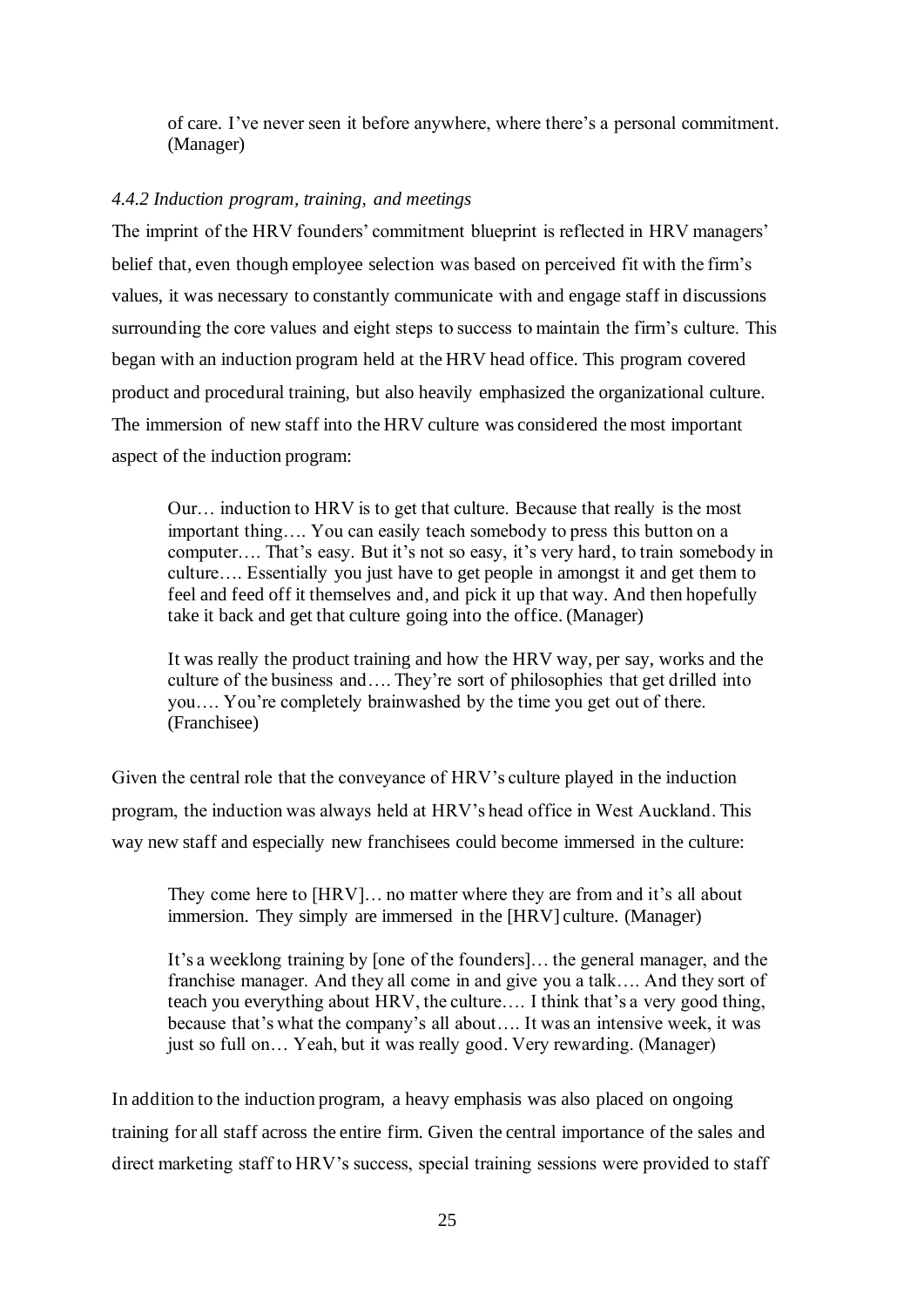of care. I've never seen it before anywhere, where there's a personal commitment. (Manager)

### *4.4.2 Induction program, training, and meetings*

The imprint of the HRV founders' commitment blueprint is reflected in HRV managers' belief that, even though employee selection was based on perceived fit with the firm's values, it was necessary to constantly communicate with and engage staff in discussions surrounding the core values and eight steps to success to maintain the firm's culture. This began with an induction program held at the HRV head office. This program covered product and procedural training, but also heavily emphasized the organizational culture. The immersion of new staff into the HRV culture was considered the most important aspect of the induction program:

> Our… induction to HRV is to get that culture. Because that really is the most important thing…. You can easily teach somebody to press this button on a computer…. That's easy. But it's not so easy, it's very hard, to train somebody in culture…. Essentially you just have to get people in amongst it and get them to feel and feed off it themselves and, and pick it up that way. And then hopefully take it back and get that culture going into the office. (Manager)

> It was really the product training and how the HRV way, per say, works and the culture of the business and…. They're sort of philosophies that get drilled into you…. You're completely brainwashed by the time you get out of there. (Franchisee)

Given the central role that the conveyance of HRV's culture played in the induction program, the induction was always held at HRV's head office in West Auckland. This way new staff and especially new franchisees could become immersed in the culture:

> They come here to [HRV]… no matter where they are from and it's all about immersion. They simply are immersed in the [HRV] culture. (Manager)

> It's a weeklong training by [one of the founders]… the general manager, and the franchise manager. And they all come in and give you a talk…. And they sort of teach you everything about HRV, the culture…. I think that's a very good thing, because that's what the company's all about…. It was an intensive week, it was just so full on… Yeah, but it was really good. Very rewarding. (Manager)

In addition to the induction program, a heavy emphasis was also placed on ongoing training for all staff across the entire firm. Given the central importance of the sales and direct marketing staff to HRV's success, special training sessions were provided to staff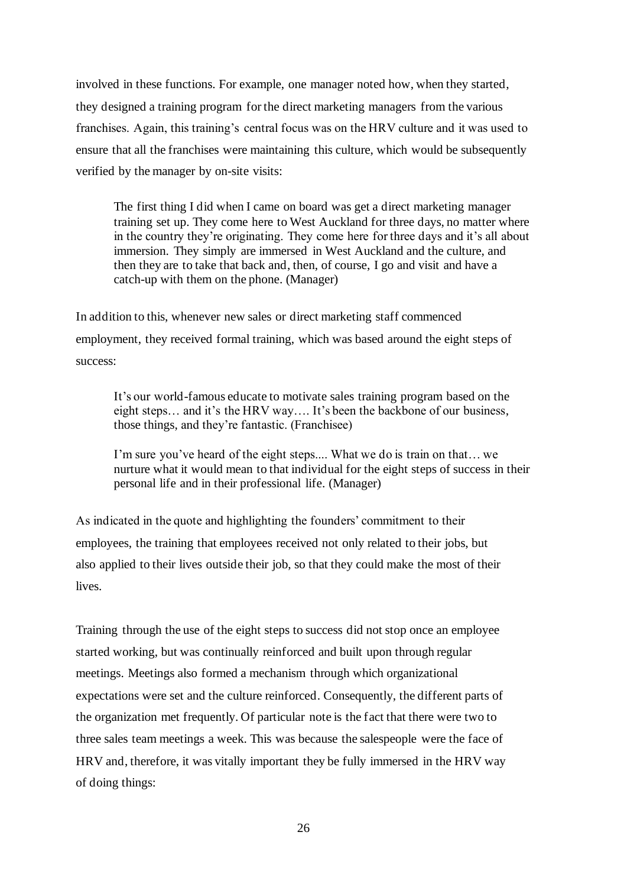involved in these functions. For example, one manager noted how, when they started, they designed a training program for the direct marketing managers from the various franchises. Again, this training's central focus was on the HRV culture and it was used to ensure that all the franchises were maintaining this culture, which would be subsequently verified by the manager by on-site visits:

> The first thing I did when I came on board was get a direct marketing manager training set up. They come here to West Auckland for three days, no matter where in the country they're originating. They come here for three days and it's all about immersion. They simply are immersed in West Auckland and the culture, and then they are to take that back and, then, of course, I go and visit and have a catch-up with them on the phone. (Manager)

In addition to this, whenever new sales or direct marketing staff commenced employment, they received formal training, which was based around the eight steps of success:

> It's our world-famous educate to motivate sales training program based on the eight steps… and it's the HRV way…. It's been the backbone of our business, those things, and they're fantastic. (Franchisee)

> I'm sure you've heard of the eight steps.... What we do is train on that… we nurture what it would mean to that individual for the eight steps of success in their personal life and in their professional life. (Manager)

As indicated in the quote and highlighting the founders' commitment to their employees, the training that employees received not only related to their jobs, but also applied to their lives outside their job, so that they could make the most of their lives.

Training through the use of the eight steps to success did not stop once an employee started working, but was continually reinforced and built upon through regular meetings. Meetings also formed a mechanism through which organizational expectations were set and the culture reinforced. Consequently, the different parts of the organization met frequently. Of particular note is the fact that there were two to three sales team meetings a week. This was because the salespeople were the face of HRV and, therefore, it was vitally important they be fully immersed in the HRV way of doing things: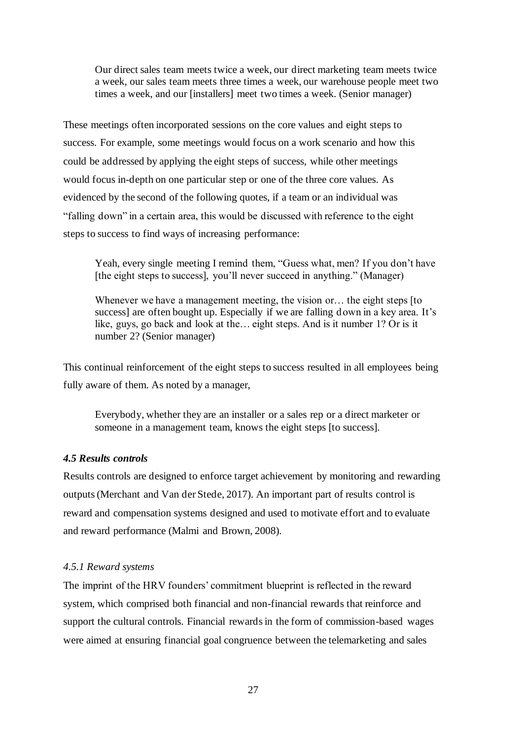> Our direct sales team meets twice a week, our direct marketing team meets twice a week, our sales team meets three times a week, our warehouse people meet two times a week, and our [installers] meet two times a week. (Senior manager)

These meetings often incorporated sessions on the core values and eight steps to success. For example, some meetings would focus on a work scenario and how this could be addressed by applying the eight steps of success, while other meetings would focus in-depth on one particular step or one of the three core values. As evidenced by the second of the following quotes, if a team or an individual was "falling down" in a certain area, this would be discussed with reference to the eight steps to success to find ways of increasing performance:

> Yeah, every single meeting I remind them, "Guess what, men? If you don't have [the eight steps to success], you'll never succeed in anything." (Manager)

> Whenever we have a management meeting, the vision or… the eight steps [to success] are often bought up. Especially if we are falling down in a key area. It's like, guys, go back and look at the… eight steps. And is it number 1? Or is it number 2? (Senior manager)

This continual reinforcement of the eight steps to success resulted in all employees being fully aware of them. As noted by a manager,

> Everybody, whether they are an installer or a sales rep or a direct marketer or someone in a management team, knows the eight steps [to success].

### *4.5 Results controls*

Results controls are designed to enforce target achievement by monitoring and rewarding outputs (Merchant and Van der Stede, 2017). An important part of results control is reward and compensation systems designed and used to motivate effort and to evaluate and reward performance (Malmi and Brown, 2008).

#### *4.5.1 Reward systems*

The imprint of the HRV founders' commitment blueprint is reflected in the reward system, which comprised both financial and non-financial rewards that reinforce and support the cultural controls. Financial rewards in the form of commission-based wages were aimed at ensuring financial goal congruence between the telemarketing and sales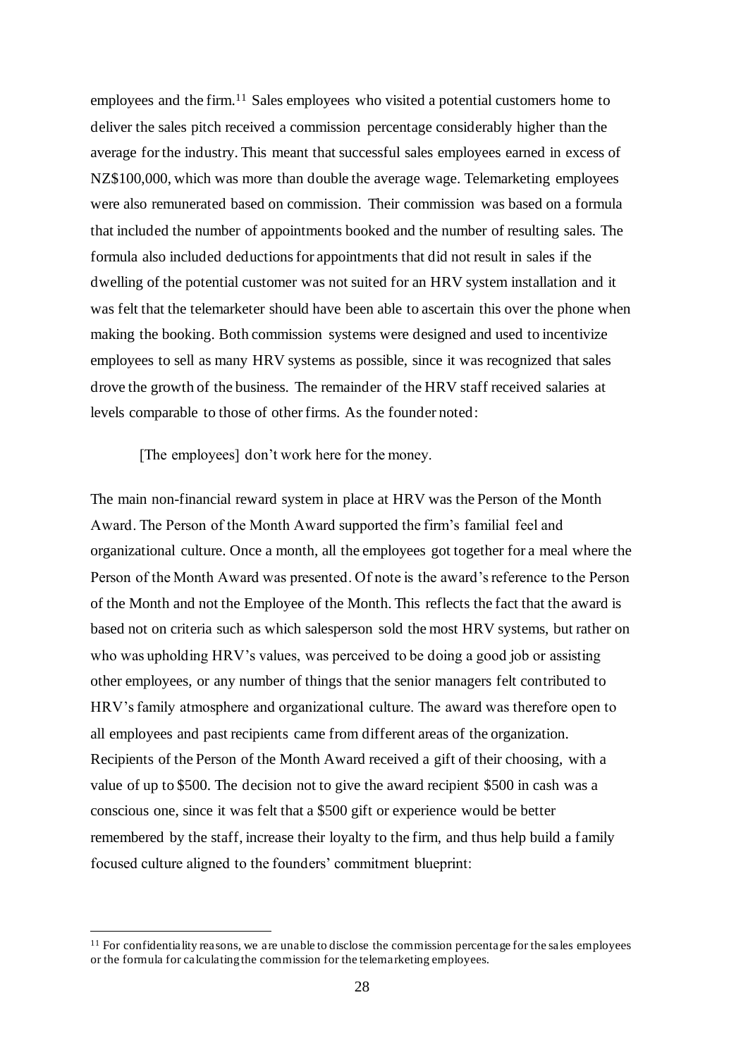employees and the firm.[11] Sales employees who visited a potential customers home to deliver the sales pitch received a commission percentage considerably higher than the average for the industry. This meant that successful sales employees earned in excess of NZ$100,000, which was more than double the average wage. Telemarketing employees were also remunerated based on commission. Their commission was based on a formula that included the number of appointments booked and the number of resulting sales. The formula also included deductions for appointments that did not result in sales if the dwelling of the potential customer was not suited for an HRV system installation and it was felt that the telemarketer should have been able to ascertain this over the phone when making the booking. Both commission systems were designed and used to incentivize employees to sell as many HRV systems as possible, since it was recognized that sales drove the growth of the business. The remainder of the HRV staff received salaries at levels comparable to those of other firms. As the founder noted:

> [The employees] don't work here for the money.

The main non-financial reward system in place at HRV was the Person of the Month Award. The Person of the Month Award supported the firm's familial feel and organizational culture. Once a month, all the employees got together for a meal where the Person of the Month Award was presented. Of note is the award's reference to the Person of the Month and not the Employee of the Month. This reflects the fact that the award is based not on criteria such as which salesperson sold the most HRV systems, but rather on who was upholding HRV's values, was perceived to be doing a good job or assisting other employees, or any number of things that the senior managers felt contributed to HRV's family atmosphere and organizational culture. The award was therefore open to all employees and past recipients came from different areas of the organization. Recipients of the Person of the Month Award received a gift of their choosing, with a value of up to $500. The decision not to give the award recipient $500 in cash was a conscious one, since it was felt that a $500 gift or experience would be better remembered by the staff, increase their loyalty to the firm, and thus help build a family focused culture aligned to the founders' commitment blueprint:

---

[11] For confidentiality reasons, we are unable to disclose the commission percentage for the sales employees or the formula for calculating the commission for the telemarketing employees.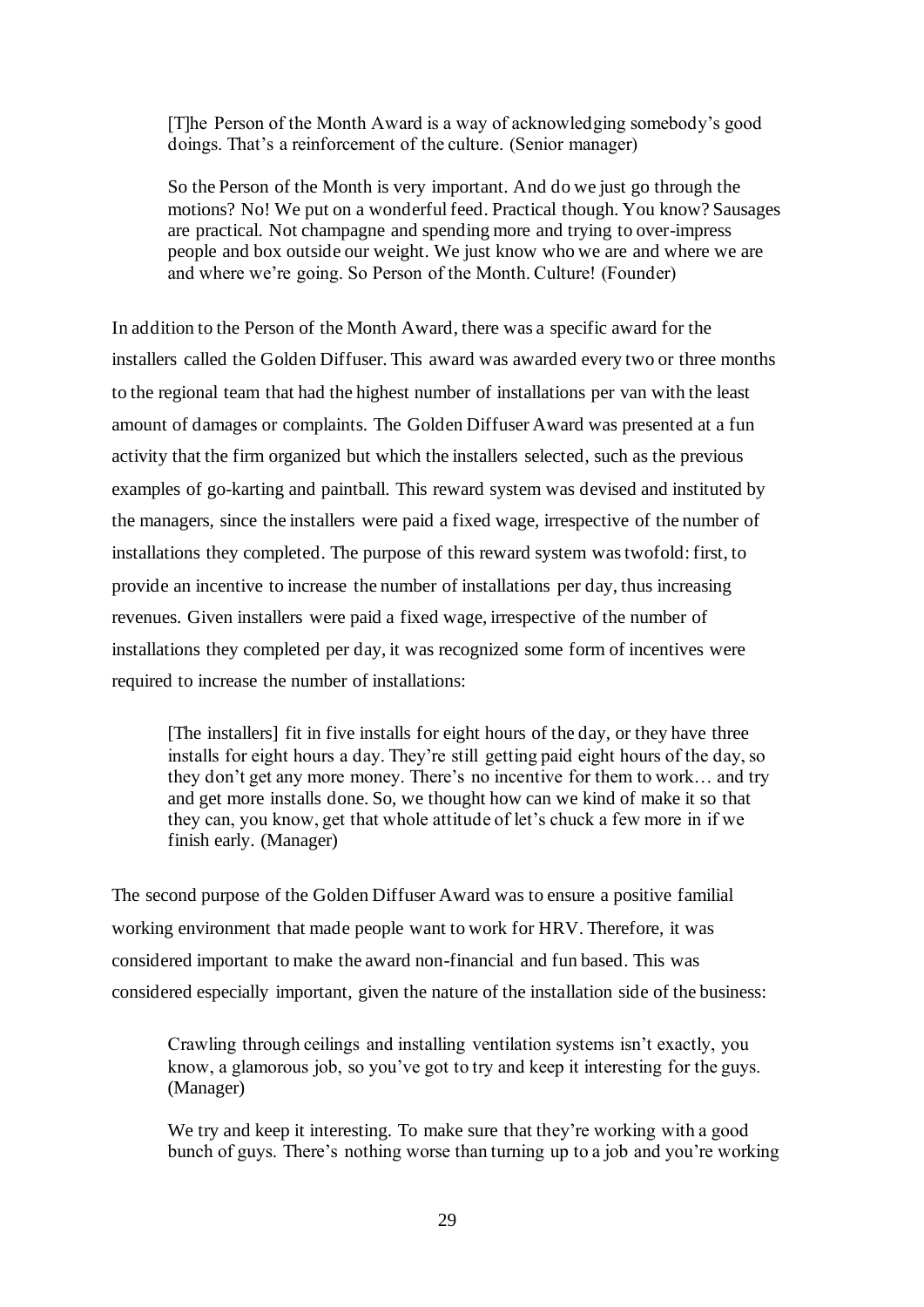> [T]he Person of the Month Award is a way of acknowledging somebody's good doings. That's a reinforcement of the culture. (Senior manager)

> So the Person of the Month is very important. And do we just go through the motions? No! We put on a wonderful feed. Practical though. You know? Sausages are practical. Not champagne and spending more and trying to over-impress people and box outside our weight. We just know who we are and where we are and where we're going. So Person of the Month. Culture! (Founder)

In addition to the Person of the Month Award, there was a specific award for the installers called the Golden Diffuser. This award was awarded every two or three months to the regional team that had the highest number of installations per van with the least amount of damages or complaints. The Golden Diffuser Award was presented at a fun activity that the firm organized but which the installers selected, such as the previous examples of go-karting and paintball. This reward system was devised and instituted by the managers, since the installers were paid a fixed wage, irrespective of the number of installations they completed. The purpose of this reward system was twofold: first, to provide an incentive to increase the number of installations per day, thus increasing revenues. Given installers were paid a fixed wage, irrespective of the number of installations they completed per day, it was recognized some form of incentives were required to increase the number of installations:

> [The installers] fit in five installs for eight hours of the day, or they have three installs for eight hours a day. They're still getting paid eight hours of the day, so they don't get any more money. There's no incentive for them to work… and try and get more installs done. So, we thought how can we kind of make it so that they can, you know, get that whole attitude of let's chuck a few more in if we finish early. (Manager)

The second purpose of the Golden Diffuser Award was to ensure a positive familial working environment that made people want to work for HRV. Therefore, it was considered important to make the award non-financial and fun based. This was considered especially important, given the nature of the installation side of the business:

> Crawling through ceilings and installing ventilation systems isn't exactly, you know, a glamorous job, so you've got to try and keep it interesting for the guys. (Manager)

> We try and keep it interesting. To make sure that they're working with a good bunch of guys. There's nothing worse than turning up to a job and you're working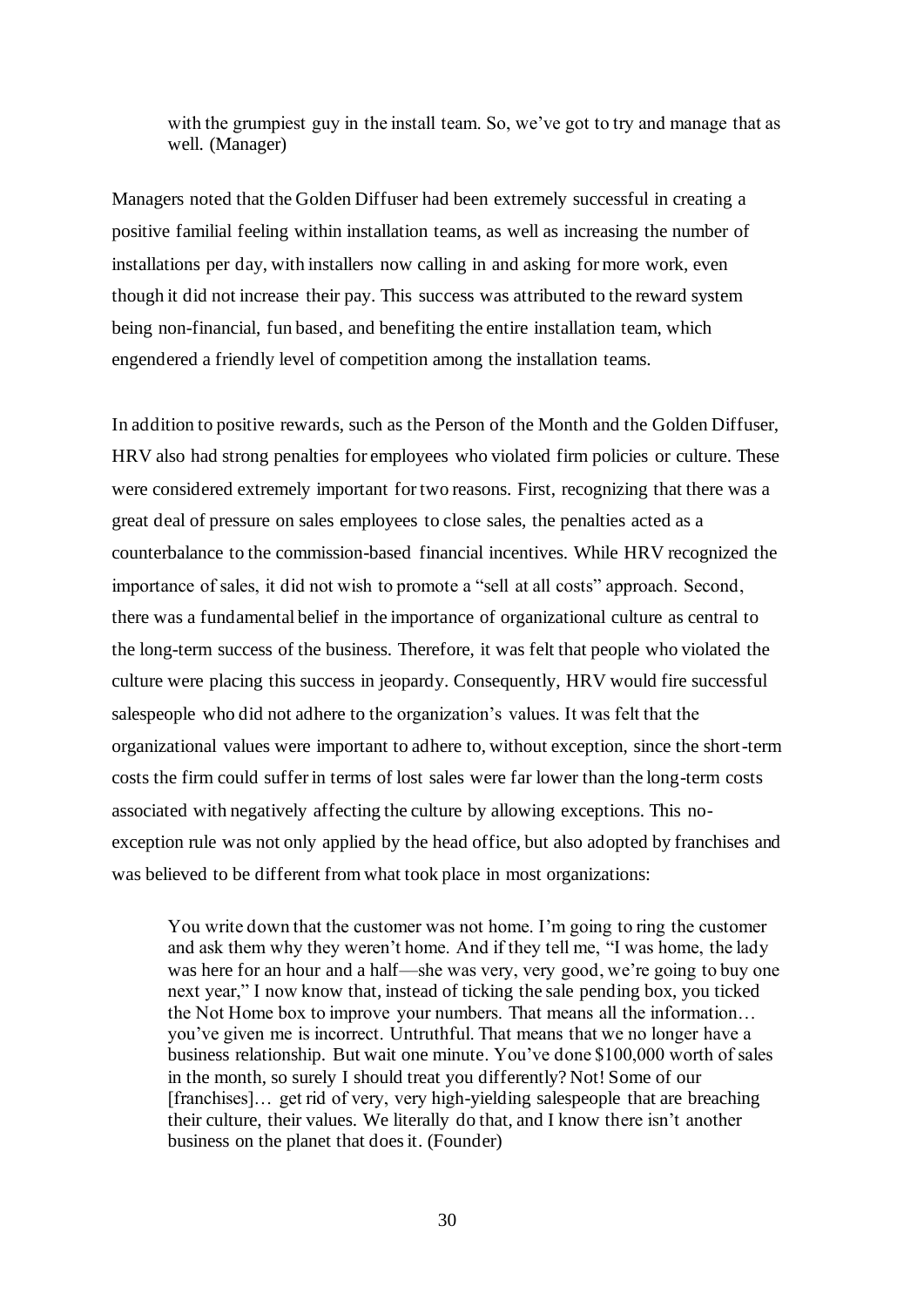> with the grumpiest guy in the install team. So, we've got to try and manage that as well. (Manager)

Managers noted that the Golden Diffuser had been extremely successful in creating a positive familial feeling within installation teams, as well as increasing the number of installations per day, with installers now calling in and asking for more work, even though it did not increase their pay. This success was attributed to the reward system being non-financial, fun based, and benefiting the entire installation team, which engendered a friendly level of competition among the installation teams.

In addition to positive rewards, such as the Person of the Month and the Golden Diffuser, HRV also had strong penalties for employees who violated firm policies or culture. These were considered extremely important for two reasons. First, recognizing that there was a great deal of pressure on sales employees to close sales, the penalties acted as a counterbalance to the commission-based financial incentives. While HRV recognized the importance of sales, it did not wish to promote a "sell at all costs" approach. Second, there was a fundamental belief in the importance of organizational culture as central to the long-term success of the business. Therefore, it was felt that people who violated the culture were placing this success in jeopardy. Consequently, HRV would fire successful salespeople who did not adhere to the organization's values. It was felt that the organizational values were important to adhere to, without exception, since the short-term costs the firm could suffer in terms of lost sales were far lower than the long-term costs associated with negatively affecting the culture by allowing exceptions. This no-exception rule was not only applied by the head office, but also adopted by franchises and was believed to be different from what took place in most organizations:

> You write down that the customer was not home. I'm going to ring the customer and ask them why they weren't home. And if they tell me, "I was home, the lady was here for an hour and a half—she was very, very good, we're going to buy one next year," I now know that, instead of ticking the sale pending box, you ticked the Not Home box to improve your numbers. That means all the information… you've given me is incorrect. Untruthful. That means that we no longer have a business relationship. But wait one minute. You've done $100,000 worth of sales in the month, so surely I should treat you differently? Not! Some of our [franchises]… get rid of very, very high-yielding salespeople that are breaching their culture, their values. We literally do that, and I know there isn't another business on the planet that does it. (Founder)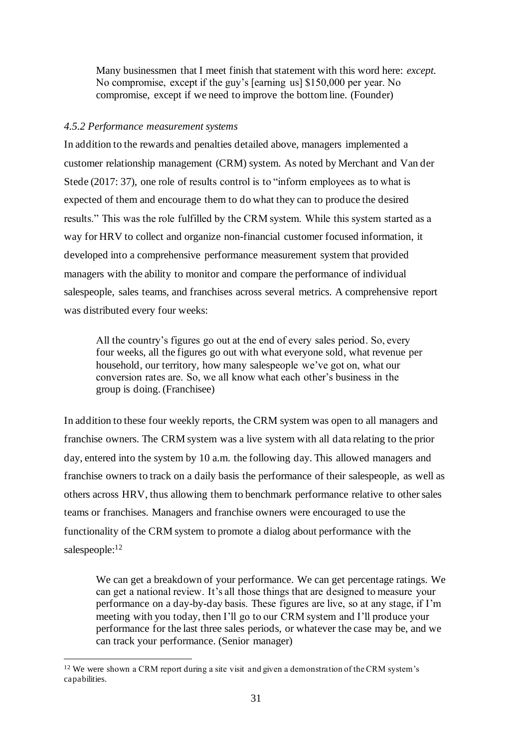> Many businessmen that I meet finish that statement with this word here: *except*. No compromise, except if the guy's [earning us] $150,000 per year. No compromise, except if we need to improve the bottom line. (Founder)

*4.5.2 Performance measurement systems*

In addition to the rewards and penalties detailed above, managers implemented a customer relationship management (CRM) system. As noted by Merchant and Van der Stede (2017: 37), one role of results control is to "inform employees as to what is expected of them and encourage them to do what they can to produce the desired results." This was the role fulfilled by the CRM system. While this system started as a way for HRV to collect and organize non-financial customer focused information, it developed into a comprehensive performance measurement system that provided managers with the ability to monitor and compare the performance of individual salespeople, sales teams, and franchises across several metrics. A comprehensive report was distributed every four weeks:

> All the country's figures go out at the end of every sales period. So, every four weeks, all the figures go out with what everyone sold, what revenue per household, our territory, how many salespeople we've got on, what our conversion rates are. So, we all know what each other's business in the group is doing. (Franchisee)

In addition to these four weekly reports, the CRM system was open to all managers and franchise owners. The CRM system was a live system with all data relating to the prior day, entered into the system by 10 a.m. the following day. This allowed managers and franchise owners to track on a daily basis the performance of their salespeople, as well as others across HRV, thus allowing them to benchmark performance relative to other sales teams or franchises. Managers and franchise owners were encouraged to use the functionality of the CRM system to promote a dialog about performance with the salespeople:[12]

> We can get a breakdown of your performance. We can get percentage ratings. We can get a national review. It's all those things that are designed to measure your performance on a day-by-day basis. These figures are live, so at any stage, if I'm meeting with you today, then I'll go to our CRM system and I'll produce your performance for the last three sales periods, or whatever the case may be, and we can track your performance. (Senior manager)

[12] We were shown a CRM report during a site visit and given a demonstration of the CRM system's capabilities.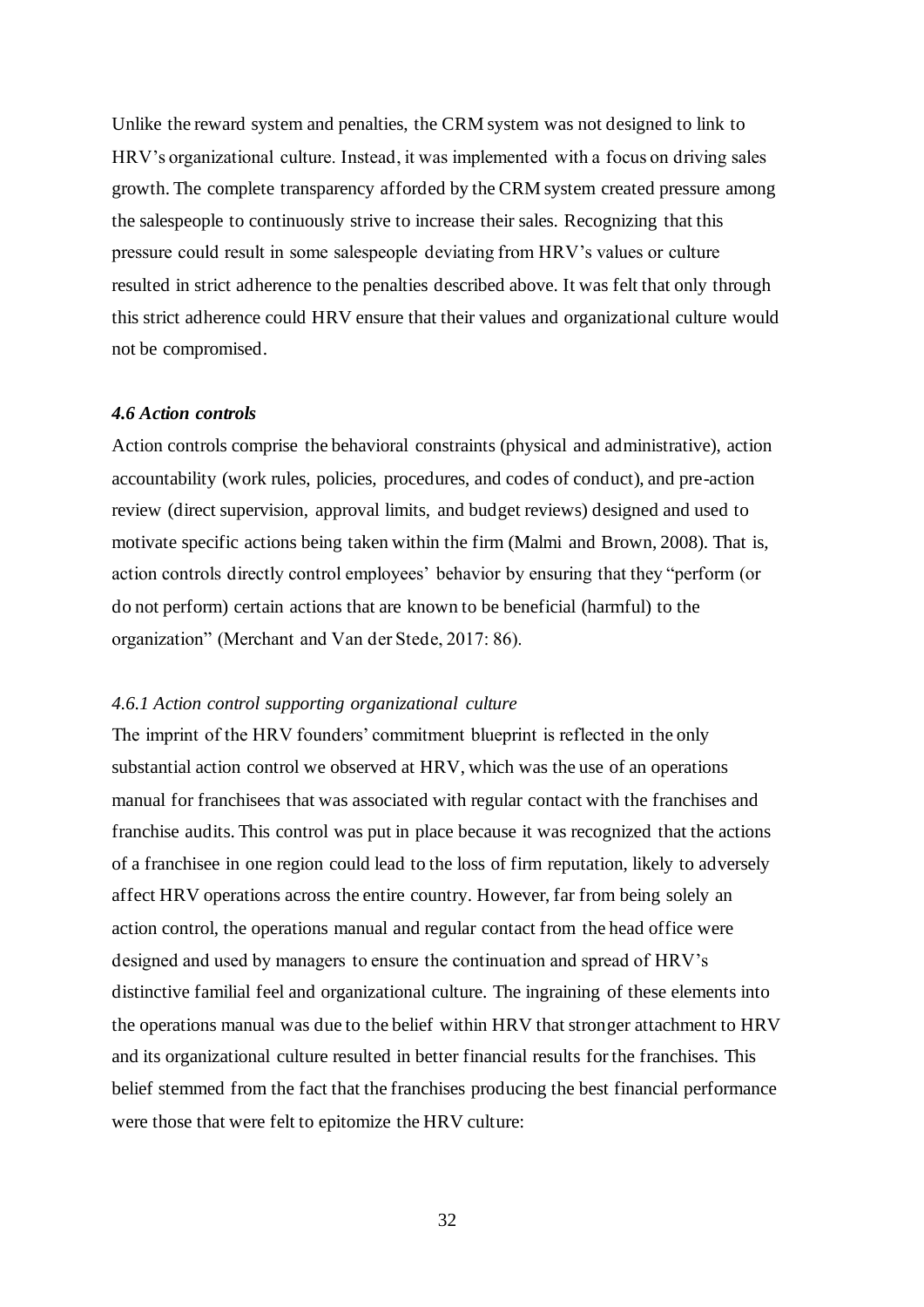Unlike the reward system and penalties, the CRM system was not designed to link to HRV's organizational culture. Instead, it was implemented with a focus on driving sales growth. The complete transparency afforded by the CRM system created pressure among the salespeople to continuously strive to increase their sales. Recognizing that this pressure could result in some salespeople deviating from HRV's values or culture resulted in strict adherence to the penalties described above. It was felt that only through this strict adherence could HRV ensure that their values and organizational culture would not be compromised.

### *4.6 Action controls*

Action controls comprise the behavioral constraints (physical and administrative), action accountability (work rules, policies, procedures, and codes of conduct), and pre-action review (direct supervision, approval limits, and budget reviews) designed and used to motivate specific actions being taken within the firm (Malmi and Brown, 2008). That is, action controls directly control employees' behavior by ensuring that they "perform (or do not perform) certain actions that are known to be beneficial (harmful) to the organization" (Merchant and Van der Stede, 2017: 86).

#### *4.6.1 Action control supporting organizational culture*

The imprint of the HRV founders' commitment blueprint is reflected in the only substantial action control we observed at HRV, which was the use of an operations manual for franchisees that was associated with regular contact with the franchises and franchise audits. This control was put in place because it was recognized that the actions of a franchisee in one region could lead to the loss of firm reputation, likely to adversely affect HRV operations across the entire country. However, far from being solely an action control, the operations manual and regular contact from the head office were designed and used by managers to ensure the continuation and spread of HRV's distinctive familial feel and organizational culture. The ingraining of these elements into the operations manual was due to the belief within HRV that stronger attachment to HRV and its organizational culture resulted in better financial results for the franchises. This belief stemmed from the fact that the franchises producing the best financial performance were those that were felt to epitomize the HRV culture: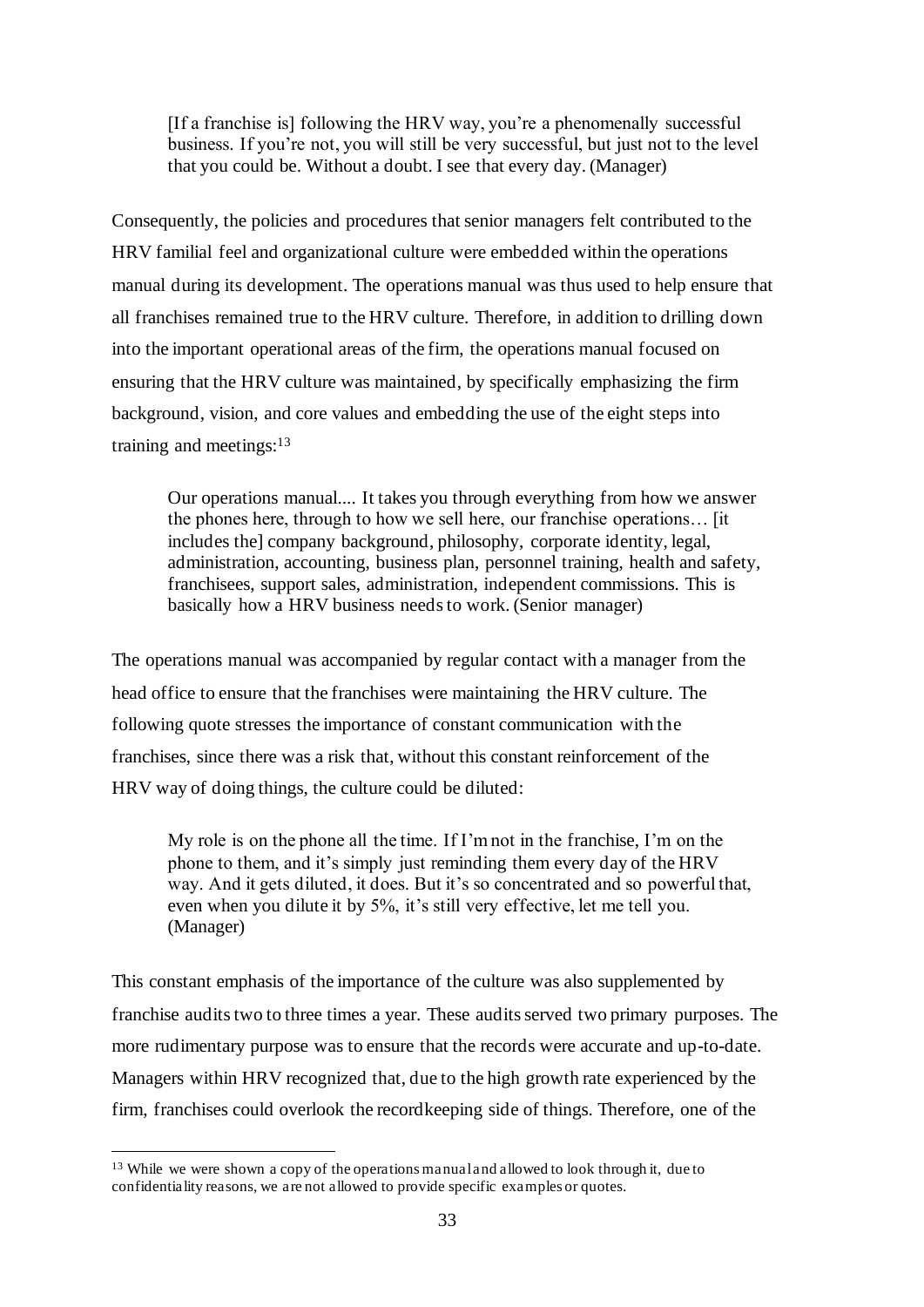> [If a franchise is] following the HRV way, you're a phenomenally successful business. If you're not, you will still be very successful, but just not to the level that you could be. Without a doubt. I see that every day. (Manager)

Consequently, the policies and procedures that senior managers felt contributed to the HRV familial feel and organizational culture were embedded within the operations manual during its development. The operations manual was thus used to help ensure that all franchises remained true to the HRV culture. Therefore, in addition to drilling down into the important operational areas of the firm, the operations manual focused on ensuring that the HRV culture was maintained, by specifically emphasizing the firm background, vision, and core values and embedding the use of the eight steps into training and meetings:[13]

> Our operations manual.... It takes you through everything from how we answer the phones here, through to how we sell here, our franchise operations… [it includes the] company background, philosophy, corporate identity, legal, administration, accounting, business plan, personnel training, health and safety, franchisees, support sales, administration, independent commissions. This is basically how a HRV business needs to work. (Senior manager)

The operations manual was accompanied by regular contact with a manager from the head office to ensure that the franchises were maintaining the HRV culture. The following quote stresses the importance of constant communication with the franchises, since there was a risk that, without this constant reinforcement of the HRV way of doing things, the culture could be diluted:

> My role is on the phone all the time. If I'm not in the franchise, I'm on the phone to them, and it's simply just reminding them every day of the HRV way. And it gets diluted, it does. But it's so concentrated and so powerful that, even when you dilute it by 5%, it's still very effective, let me tell you. (Manager)

This constant emphasis of the importance of the culture was also supplemented by franchise audits two to three times a year. These audits served two primary purposes. The more rudimentary purpose was to ensure that the records were accurate and up-to-date. Managers within HRV recognized that, due to the high growth rate experienced by the firm, franchises could overlook the recordkeeping side of things. Therefore, one of the

[13] While we were shown a copy of the operations manual and allowed to look through it, due to confidentiality reasons, we are not allowed to provide specific examples or quotes.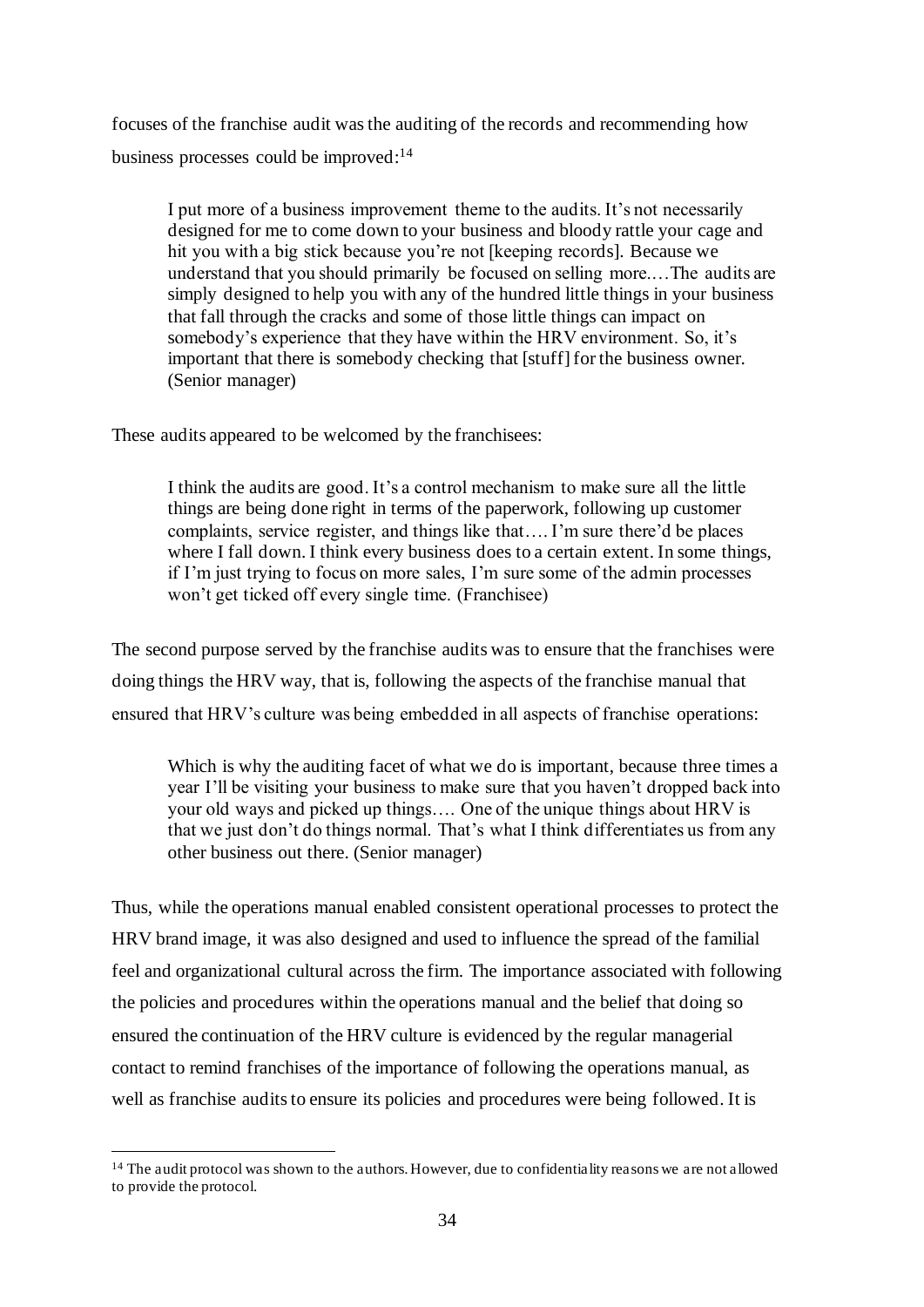focuses of the franchise audit was the auditing of the records and recommending how business processes could be improved:[14]

> I put more of a business improvement theme to the audits. It's not necessarily designed for me to come down to your business and bloody rattle your cage and hit you with a big stick because you're not [keeping records]. Because we understand that you should primarily be focused on selling more.…The audits are simply designed to help you with any of the hundred little things in your business that fall through the cracks and some of those little things can impact on somebody's experience that they have within the HRV environment. So, it's important that there is somebody checking that [stuff] for the business owner. (Senior manager)

These audits appeared to be welcomed by the franchisees:

> I think the audits are good. It's a control mechanism to make sure all the little things are being done right in terms of the paperwork, following up customer complaints, service register, and things like that…. I'm sure there'd be places where I fall down. I think every business does to a certain extent. In some things, if I'm just trying to focus on more sales, I'm sure some of the admin processes won't get ticked off every single time. (Franchisee)

The second purpose served by the franchise audits was to ensure that the franchises were doing things the HRV way, that is, following the aspects of the franchise manual that ensured that HRV's culture was being embedded in all aspects of franchise operations:

> Which is why the auditing facet of what we do is important, because three times a year I'll be visiting your business to make sure that you haven't dropped back into your old ways and picked up things…. One of the unique things about HRV is that we just don't do things normal. That's what I think differentiates us from any other business out there. (Senior manager)

Thus, while the operations manual enabled consistent operational processes to protect the HRV brand image, it was also designed and used to influence the spread of the familial feel and organizational cultural across the firm. The importance associated with following the policies and procedures within the operations manual and the belief that doing so ensured the continuation of the HRV culture is evidenced by the regular managerial contact to remind franchises of the importance of following the operations manual, as well as franchise audits to ensure its policies and procedures were being followed. It is

[14] The audit protocol was shown to the authors. However, due to confidentiality reasons we are not allowed to provide the protocol.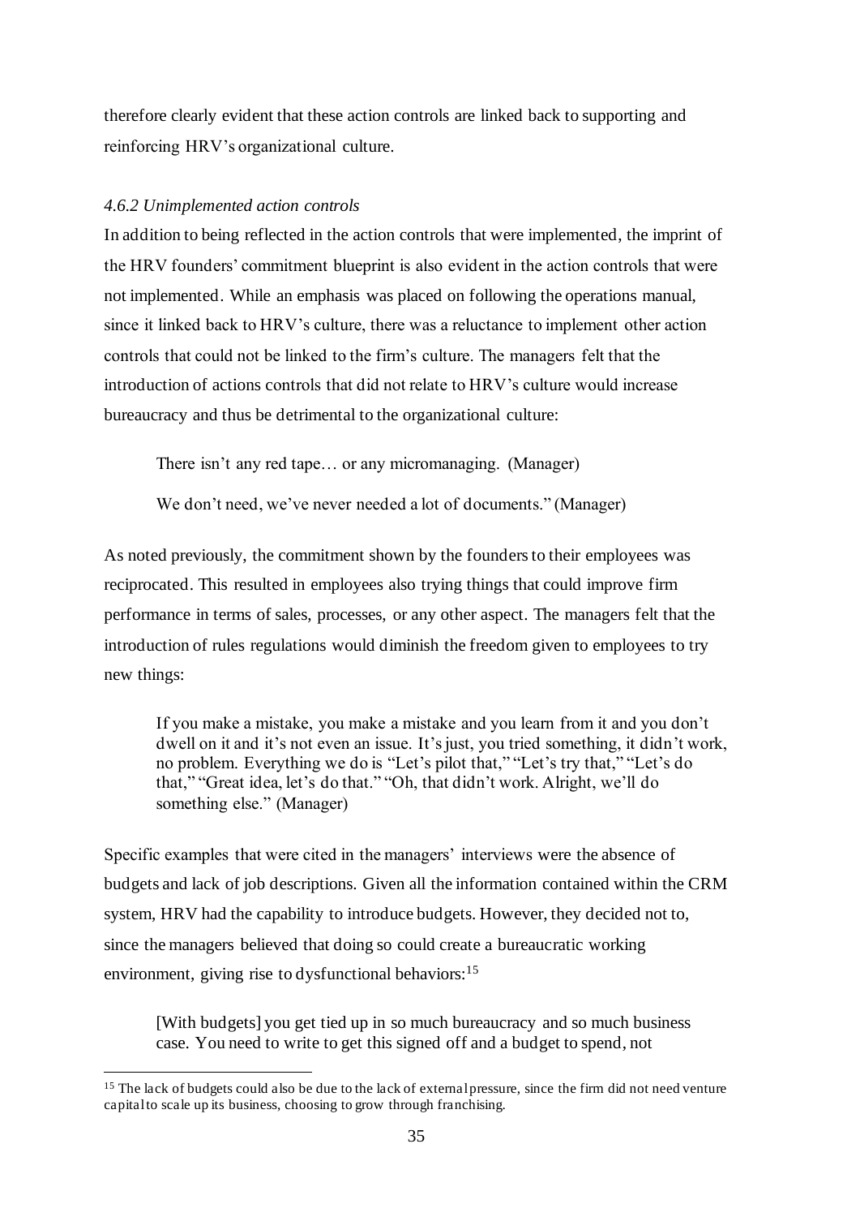therefore clearly evident that these action controls are linked back to supporting and reinforcing HRV's organizational culture.

### *4.6.2 Unimplemented action controls*

In addition to being reflected in the action controls that were implemented, the imprint of the HRV founders' commitment blueprint is also evident in the action controls that were not implemented. While an emphasis was placed on following the operations manual, since it linked back to HRV's culture, there was a reluctance to implement other action controls that could not be linked to the firm's culture. The managers felt that the introduction of actions controls that did not relate to HRV's culture would increase bureaucracy and thus be detrimental to the organizational culture:

> There isn't any red tape… or any micromanaging. (Manager)
>
> We don't need, we've never needed a lot of documents." (Manager)

As noted previously, the commitment shown by the founders to their employees was reciprocated. This resulted in employees also trying things that could improve firm performance in terms of sales, processes, or any other aspect. The managers felt that the introduction of rules regulations would diminish the freedom given to employees to try new things:

> If you make a mistake, you make a mistake and you learn from it and you don't dwell on it and it's not even an issue. It's just, you tried something, it didn't work, no problem. Everything we do is "Let's pilot that," "Let's try that," "Let's do that," "Great idea, let's do that." "Oh, that didn't work. Alright, we'll do something else." (Manager)

Specific examples that were cited in the managers' interviews were the absence of budgets and lack of job descriptions. Given all the information contained within the CRM system, HRV had the capability to introduce budgets. However, they decided not to, since the managers believed that doing so could create a bureaucratic working environment, giving rise to dysfunctional behaviors:[15]

> [With budgets] you get tied up in so much bureaucracy and so much business case. You need to write to get this signed off and a budget to spend, not

[15] The lack of budgets could also be due to the lack of external pressure, since the firm did not need venture capital to scale up its business, choosing to grow through franchising.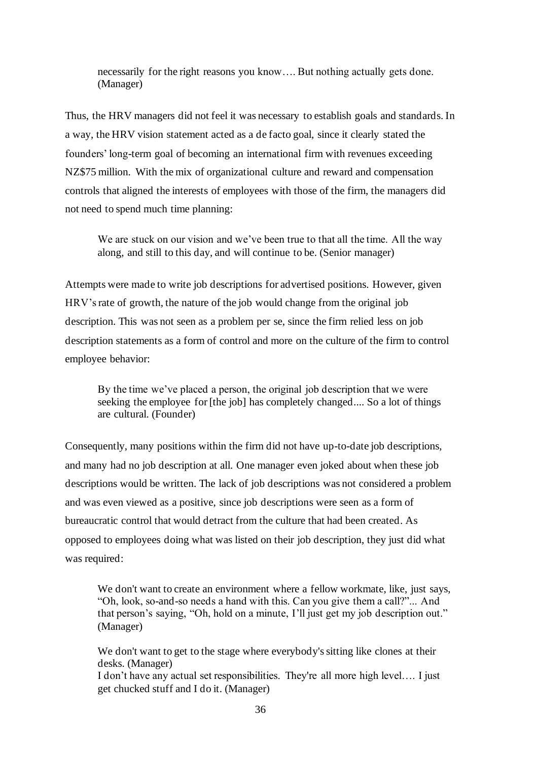> necessarily for the right reasons you know…. But nothing actually gets done. (Manager)

Thus, the HRV managers did not feel it was necessary to establish goals and standards. In a way, the HRV vision statement acted as a de facto goal, since it clearly stated the founders' long-term goal of becoming an international firm with revenues exceeding NZ$75 million. With the mix of organizational culture and reward and compensation controls that aligned the interests of employees with those of the firm, the managers did not need to spend much time planning:

> We are stuck on our vision and we've been true to that all the time. All the way along, and still to this day, and will continue to be. (Senior manager)

Attempts were made to write job descriptions for advertised positions. However, given HRV's rate of growth, the nature of the job would change from the original job description. This was not seen as a problem per se, since the firm relied less on job description statements as a form of control and more on the culture of the firm to control employee behavior:

> By the time we've placed a person, the original job description that we were seeking the employee for [the job] has completely changed.... So a lot of things are cultural. (Founder)

Consequently, many positions within the firm did not have up-to-date job descriptions, and many had no job description at all. One manager even joked about when these job descriptions would be written. The lack of job descriptions was not considered a problem and was even viewed as a positive, since job descriptions were seen as a form of bureaucratic control that would detract from the culture that had been created. As opposed to employees doing what was listed on their job description, they just did what was required:

> We don't want to create an environment where a fellow workmate, like, just says, "Oh, look, so-and-so needs a hand with this. Can you give them a call?"... And that person's saying, "Oh, hold on a minute, I'll just get my job description out." (Manager)

> We don't want to get to the stage where everybody's sitting like clones at their desks. (Manager)
> I don't have any actual set responsibilities. They're all more high level…. I just get chucked stuff and I do it. (Manager)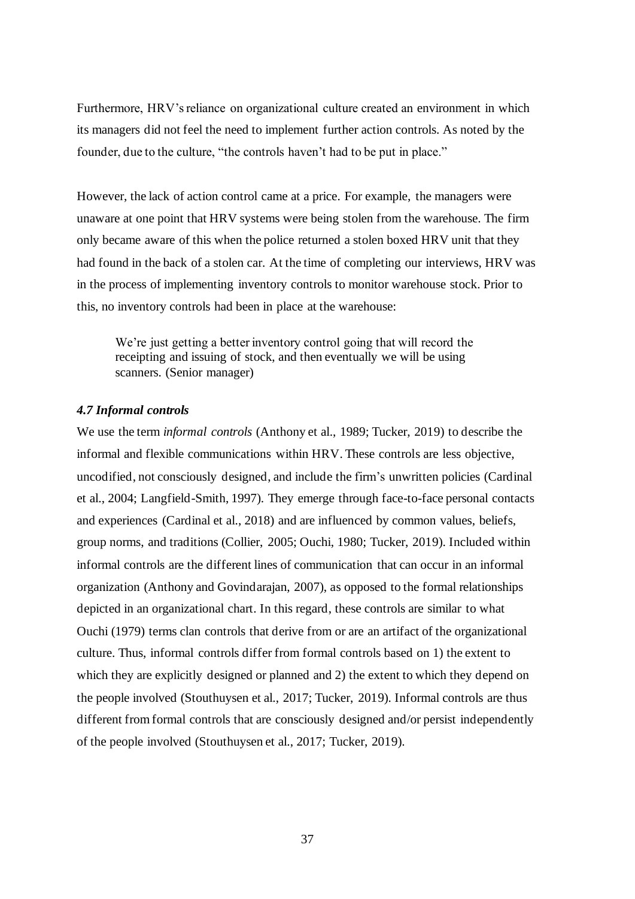Furthermore, HRV's reliance on organizational culture created an environment in which its managers did not feel the need to implement further action controls. As noted by the founder, due to the culture, "the controls haven't had to be put in place."

However, the lack of action control came at a price. For example, the managers were unaware at one point that HRV systems were being stolen from the warehouse. The firm only became aware of this when the police returned a stolen boxed HRV unit that they had found in the back of a stolen car. At the time of completing our interviews, HRV was in the process of implementing inventory controls to monitor warehouse stock. Prior to this, no inventory controls had been in place at the warehouse:

> We're just getting a better inventory control going that will record the receipting and issuing of stock, and then eventually we will be using scanners. (Senior manager)

### *4.7 Informal controls*

We use the term *informal controls* (Anthony et al., 1989; Tucker, 2019) to describe the informal and flexible communications within HRV. These controls are less objective, uncodified, not consciously designed, and include the firm's unwritten policies (Cardinal et al., 2004; Langfield-Smith, 1997). They emerge through face-to-face personal contacts and experiences (Cardinal et al., 2018) and are influenced by common values, beliefs, group norms, and traditions (Collier, 2005; Ouchi, 1980; Tucker, 2019). Included within informal controls are the different lines of communication that can occur in an informal organization (Anthony and Govindarajan, 2007), as opposed to the formal relationships depicted in an organizational chart. In this regard, these controls are similar to what Ouchi (1979) terms clan controls that derive from or are an artifact of the organizational culture. Thus, informal controls differ from formal controls based on 1) the extent to which they are explicitly designed or planned and 2) the extent to which they depend on the people involved (Stouthuysen et al., 2017; Tucker, 2019). Informal controls are thus different from formal controls that are consciously designed and/or persist independently of the people involved (Stouthuysen et al., 2017; Tucker, 2019).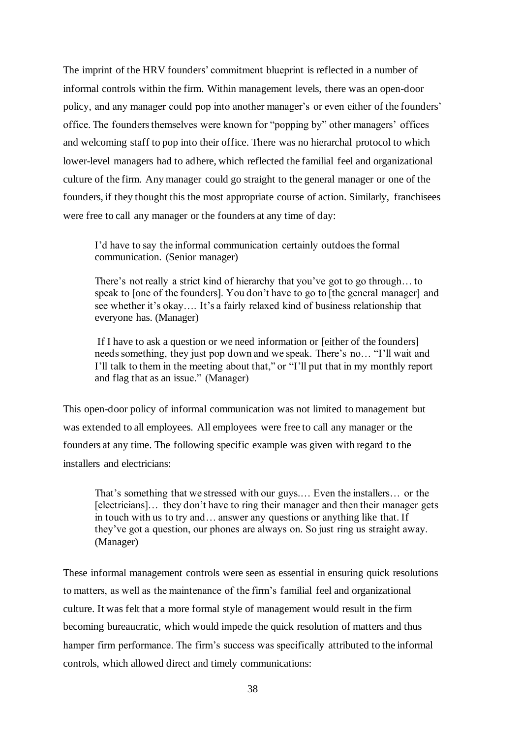The imprint of the HRV founders' commitment blueprint is reflected in a number of informal controls within the firm. Within management levels, there was an open-door policy, and any manager could pop into another manager's or even either of the founders' office. The founders themselves were known for "popping by" other managers' offices and welcoming staff to pop into their office. There was no hierarchal protocol to which lower-level managers had to adhere, which reflected the familial feel and organizational culture of the firm. Any manager could go straight to the general manager or one of the founders, if they thought this the most appropriate course of action. Similarly, franchisees were free to call any manager or the founders at any time of day:

> I'd have to say the informal communication certainly outdoes the formal communication. (Senior manager)
>
> There's not really a strict kind of hierarchy that you've got to go through… to speak to [one of the founders]. You don't have to go to [the general manager] and see whether it's okay…. It's a fairly relaxed kind of business relationship that everyone has. (Manager)
>
> If I have to ask a question or we need information or [either of the founders] needs something, they just pop down and we speak. There's no… "I'll wait and I'll talk to them in the meeting about that," or "I'll put that in my monthly report and flag that as an issue." (Manager)

This open-door policy of informal communication was not limited to management but was extended to all employees. All employees were free to call any manager or the founders at any time. The following specific example was given with regard to the installers and electricians:

> That's something that we stressed with our guys.… Even the installers… or the [electricians]… they don't have to ring their manager and then their manager gets in touch with us to try and… answer any questions or anything like that. If they've got a question, our phones are always on. So just ring us straight away. (Manager)

These informal management controls were seen as essential in ensuring quick resolutions to matters, as well as the maintenance of the firm's familial feel and organizational culture. It was felt that a more formal style of management would result in the firm becoming bureaucratic, which would impede the quick resolution of matters and thus hamper firm performance. The firm's success was specifically attributed to the informal controls, which allowed direct and timely communications: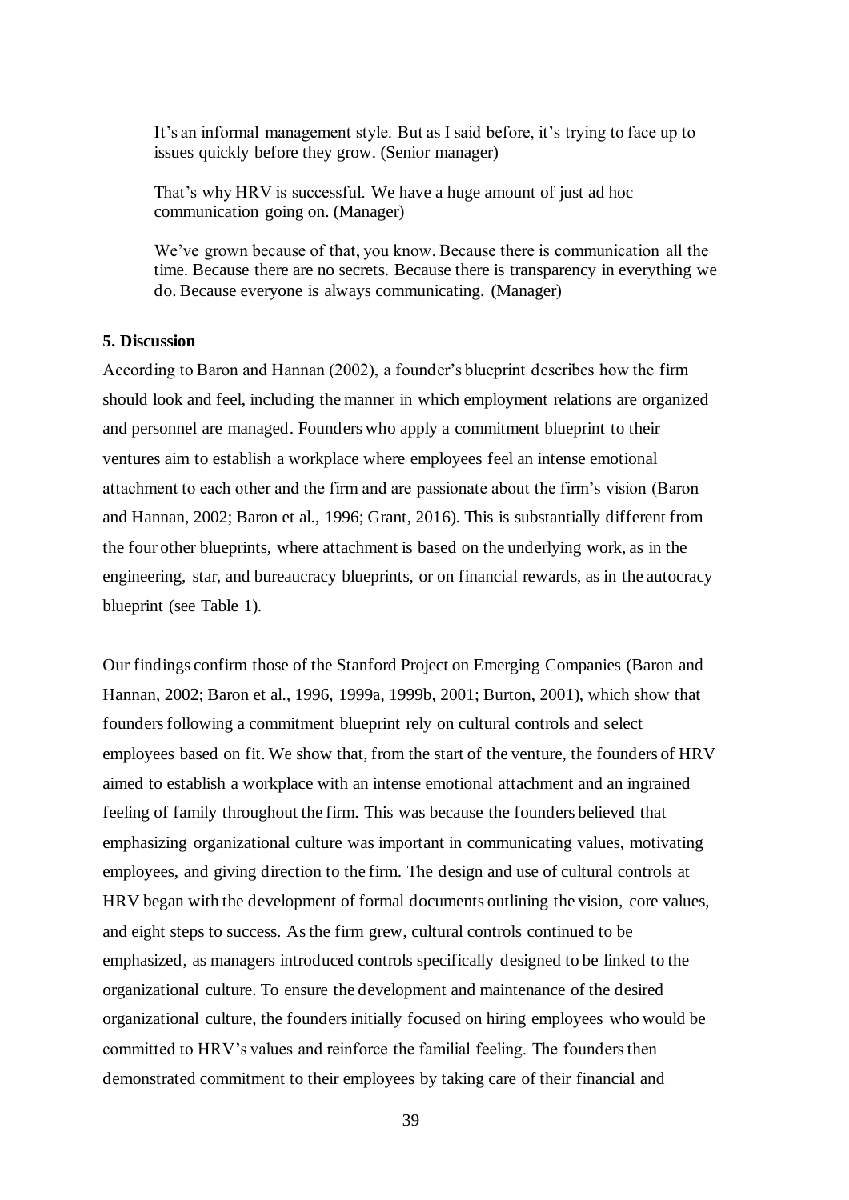> It's an informal management style. But as I said before, it's trying to face up to issues quickly before they grow. (Senior manager)

> That's why HRV is successful. We have a huge amount of just ad hoc communication going on. (Manager)

> We've grown because of that, you know. Because there is communication all the time. Because there are no secrets. Because there is transparency in everything we do. Because everyone is always communicating. (Manager)

## 5. Discussion

According to Baron and Hannan (2002), a founder's blueprint describes how the firm should look and feel, including the manner in which employment relations are organized and personnel are managed. Founders who apply a commitment blueprint to their ventures aim to establish a workplace where employees feel an intense emotional attachment to each other and the firm and are passionate about the firm's vision (Baron and Hannan, 2002; Baron et al., 1996; Grant, 2016). This is substantially different from the four other blueprints, where attachment is based on the underlying work, as in the engineering, star, and bureaucracy blueprints, or on financial rewards, as in the autocracy blueprint (see Table 1).

Our findings confirm those of the Stanford Project on Emerging Companies (Baron and Hannan, 2002; Baron et al., 1996, 1999a, 1999b, 2001; Burton, 2001), which show that founders following a commitment blueprint rely on cultural controls and select employees based on fit. We show that, from the start of the venture, the founders of HRV aimed to establish a workplace with an intense emotional attachment and an ingrained feeling of family throughout the firm. This was because the founders believed that emphasizing organizational culture was important in communicating values, motivating employees, and giving direction to the firm. The design and use of cultural controls at HRV began with the development of formal documents outlining the vision, core values, and eight steps to success. As the firm grew, cultural controls continued to be emphasized, as managers introduced controls specifically designed to be linked to the organizational culture. To ensure the development and maintenance of the desired organizational culture, the founders initially focused on hiring employees who would be committed to HRV's values and reinforce the familial feeling. The founders then demonstrated commitment to their employees by taking care of their financial and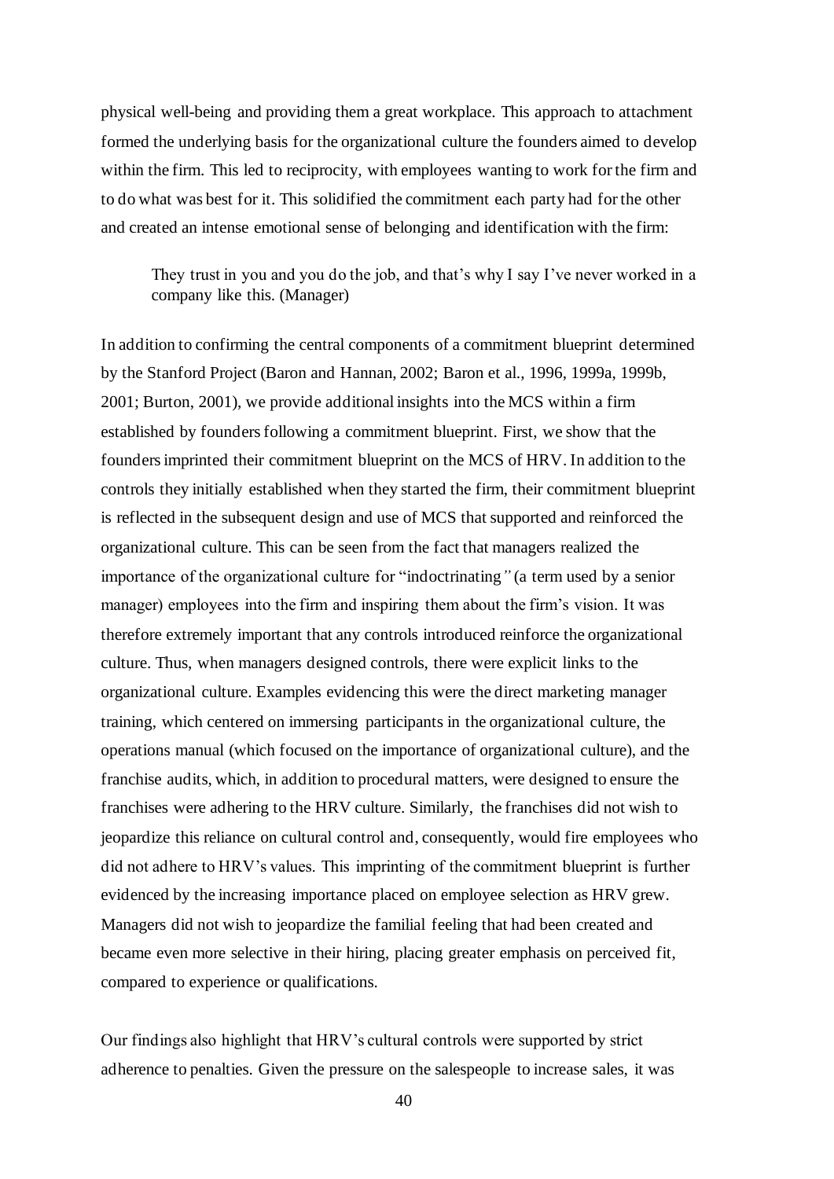physical well-being and providing them a great workplace. This approach to attachment formed the underlying basis for the organizational culture the founders aimed to develop within the firm. This led to reciprocity, with employees wanting to work for the firm and to do what was best for it. This solidified the commitment each party had for the other and created an intense emotional sense of belonging and identification with the firm:

> They trust in you and you do the job, and that's why I say I've never worked in a company like this. (Manager)

In addition to confirming the central components of a commitment blueprint determined by the Stanford Project (Baron and Hannan, 2002; Baron et al., 1996, 1999a, 1999b, 2001; Burton, 2001), we provide additional insights into the MCS within a firm established by founders following a commitment blueprint. First, we show that the founders imprinted their commitment blueprint on the MCS of HRV. In addition to the controls they initially established when they started the firm, their commitment blueprint is reflected in the subsequent design and use of MCS that supported and reinforced the organizational culture. This can be seen from the fact that managers realized the importance of the organizational culture for "indoctrinating" (a term used by a senior manager) employees into the firm and inspiring them about the firm's vision. It was therefore extremely important that any controls introduced reinforce the organizational culture. Thus, when managers designed controls, there were explicit links to the organizational culture. Examples evidencing this were the direct marketing manager training, which centered on immersing participants in the organizational culture, the operations manual (which focused on the importance of organizational culture), and the franchise audits, which, in addition to procedural matters, were designed to ensure the franchises were adhering to the HRV culture. Similarly, the franchises did not wish to jeopardize this reliance on cultural control and, consequently, would fire employees who did not adhere to HRV's values. This imprinting of the commitment blueprint is further evidenced by the increasing importance placed on employee selection as HRV grew. Managers did not wish to jeopardize the familial feeling that had been created and became even more selective in their hiring, placing greater emphasis on perceived fit, compared to experience or qualifications.

Our findings also highlight that HRV's cultural controls were supported by strict adherence to penalties. Given the pressure on the salespeople to increase sales, it was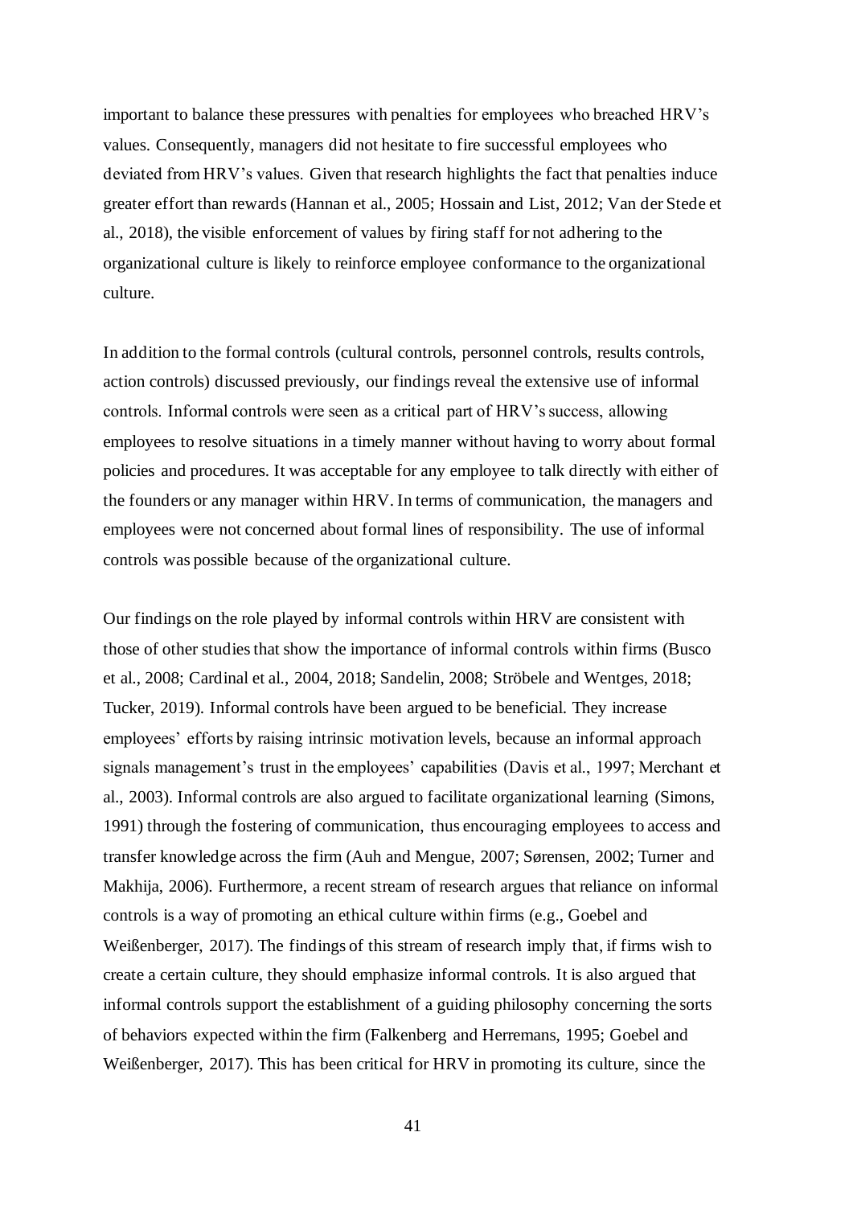important to balance these pressures with penalties for employees who breached HRV's values. Consequently, managers did not hesitate to fire successful employees who deviated from HRV's values. Given that research highlights the fact that penalties induce greater effort than rewards (Hannan et al., 2005; Hossain and List, 2012; Van der Stede et al., 2018), the visible enforcement of values by firing staff for not adhering to the organizational culture is likely to reinforce employee conformance to the organizational culture.

In addition to the formal controls (cultural controls, personnel controls, results controls, action controls) discussed previously, our findings reveal the extensive use of informal controls. Informal controls were seen as a critical part of HRV's success, allowing employees to resolve situations in a timely manner without having to worry about formal policies and procedures. It was acceptable for any employee to talk directly with either of the founders or any manager within HRV. In terms of communication, the managers and employees were not concerned about formal lines of responsibility. The use of informal controls was possible because of the organizational culture.

Our findings on the role played by informal controls within HRV are consistent with those of other studies that show the importance of informal controls within firms (Busco et al., 2008; Cardinal et al., 2004, 2018; Sandelin, 2008; Ströbele and Wentges, 2018; Tucker, 2019). Informal controls have been argued to be beneficial. They increase employees' efforts by raising intrinsic motivation levels, because an informal approach signals management's trust in the employees' capabilities (Davis et al., 1997; Merchant et al., 2003). Informal controls are also argued to facilitate organizational learning (Simons, 1991) through the fostering of communication, thus encouraging employees to access and transfer knowledge across the firm (Auh and Mengue, 2007; Sørensen, 2002; Turner and Makhija, 2006). Furthermore, a recent stream of research argues that reliance on informal controls is a way of promoting an ethical culture within firms (e.g., Goebel and Weißenberger, 2017). The findings of this stream of research imply that, if firms wish to create a certain culture, they should emphasize informal controls. It is also argued that informal controls support the establishment of a guiding philosophy concerning the sorts of behaviors expected within the firm (Falkenberg and Herremans, 1995; Goebel and Weißenberger, 2017). This has been critical for HRV in promoting its culture, since the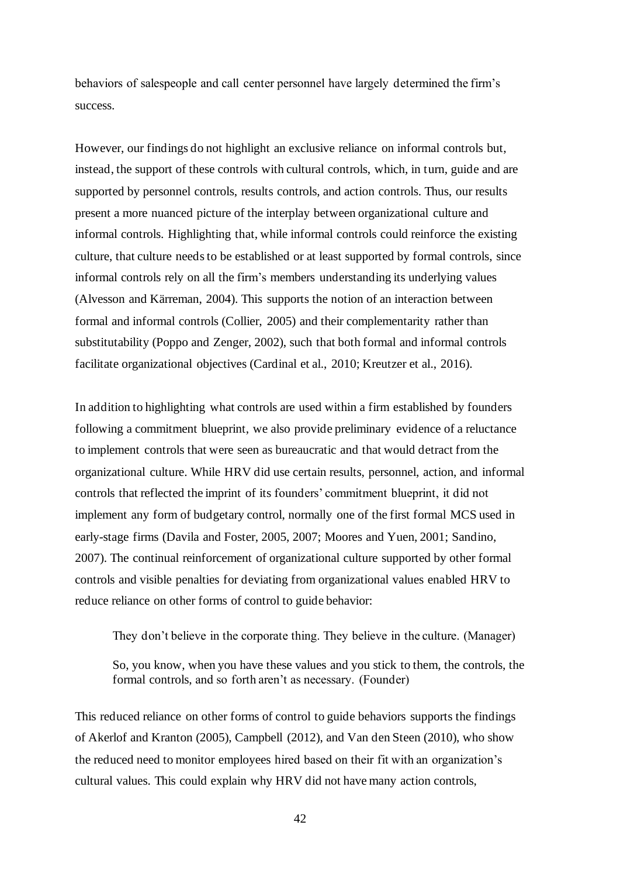behaviors of salespeople and call center personnel have largely determined the firm's success.

However, our findings do not highlight an exclusive reliance on informal controls but, instead, the support of these controls with cultural controls, which, in turn, guide and are supported by personnel controls, results controls, and action controls. Thus, our results present a more nuanced picture of the interplay between organizational culture and informal controls. Highlighting that, while informal controls could reinforce the existing culture, that culture needs to be established or at least supported by formal controls, since informal controls rely on all the firm's members understanding its underlying values (Alvesson and Kärreman, 2004). This supports the notion of an interaction between formal and informal controls (Collier, 2005) and their complementarity rather than substitutability (Poppo and Zenger, 2002), such that both formal and informal controls facilitate organizational objectives (Cardinal et al., 2010; Kreutzer et al., 2016).

In addition to highlighting what controls are used within a firm established by founders following a commitment blueprint, we also provide preliminary evidence of a reluctance to implement controls that were seen as bureaucratic and that would detract from the organizational culture. While HRV did use certain results, personnel, action, and informal controls that reflected the imprint of its founders' commitment blueprint, it did not implement any form of budgetary control, normally one of the first formal MCS used in early-stage firms (Davila and Foster, 2005, 2007; Moores and Yuen, 2001; Sandino, 2007). The continual reinforcement of organizational culture supported by other formal controls and visible penalties for deviating from organizational values enabled HRV to reduce reliance on other forms of control to guide behavior:

> They don't believe in the corporate thing. They believe in the culture. (Manager)
>
> So, you know, when you have these values and you stick to them, the controls, the formal controls, and so forth aren't as necessary. (Founder)

This reduced reliance on other forms of control to guide behaviors supports the findings of Akerlof and Kranton (2005), Campbell (2012), and Van den Steen (2010), who show the reduced need to monitor employees hired based on their fit with an organization's cultural values. This could explain why HRV did not have many action controls,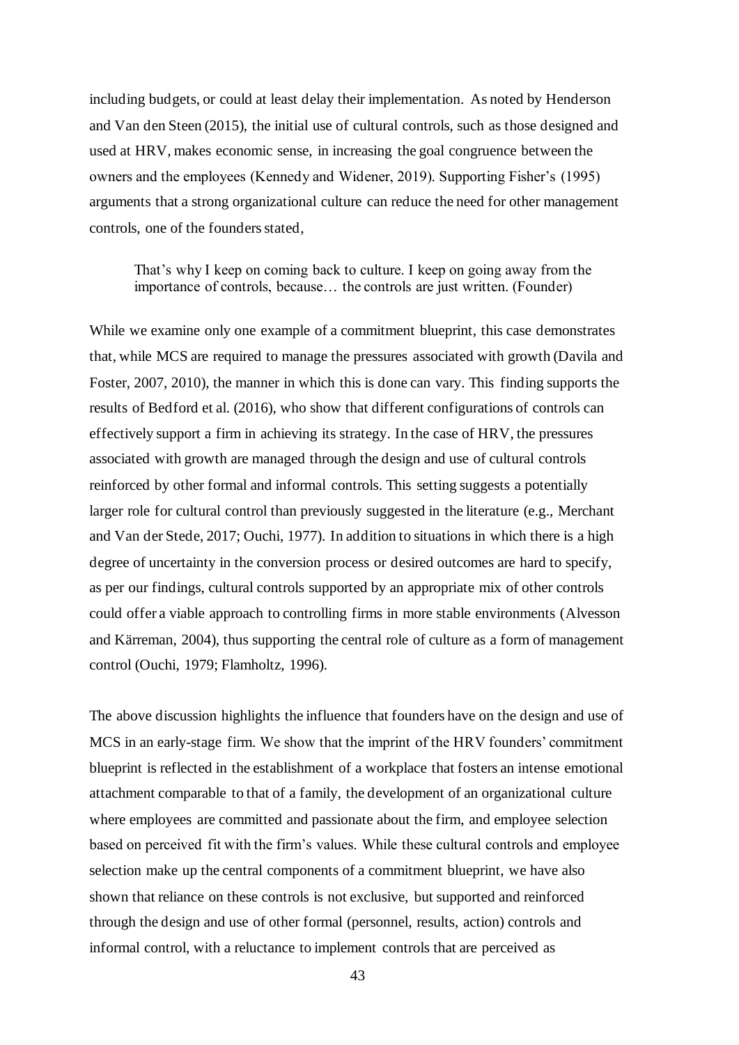including budgets, or could at least delay their implementation. As noted by Henderson and Van den Steen (2015), the initial use of cultural controls, such as those designed and used at HRV, makes economic sense, in increasing the goal congruence between the owners and the employees (Kennedy and Widener, 2019). Supporting Fisher's (1995) arguments that a strong organizational culture can reduce the need for other management controls, one of the founders stated,

> That's why I keep on coming back to culture. I keep on going away from the importance of controls, because… the controls are just written. (Founder)

While we examine only one example of a commitment blueprint, this case demonstrates that, while MCS are required to manage the pressures associated with growth (Davila and Foster, 2007, 2010), the manner in which this is done can vary. This finding supports the results of Bedford et al. (2016), who show that different configurations of controls can effectively support a firm in achieving its strategy. In the case of HRV, the pressures associated with growth are managed through the design and use of cultural controls reinforced by other formal and informal controls. This setting suggests a potentially larger role for cultural control than previously suggested in the literature (e.g., Merchant and Van der Stede, 2017; Ouchi, 1977). In addition to situations in which there is a high degree of uncertainty in the conversion process or desired outcomes are hard to specify, as per our findings, cultural controls supported by an appropriate mix of other controls could offer a viable approach to controlling firms in more stable environments (Alvesson and Kärreman, 2004), thus supporting the central role of culture as a form of management control (Ouchi, 1979; Flamholtz, 1996).

The above discussion highlights the influence that founders have on the design and use of MCS in an early-stage firm. We show that the imprint of the HRV founders' commitment blueprint is reflected in the establishment of a workplace that fosters an intense emotional attachment comparable to that of a family, the development of an organizational culture where employees are committed and passionate about the firm, and employee selection based on perceived fit with the firm's values. While these cultural controls and employee selection make up the central components of a commitment blueprint, we have also shown that reliance on these controls is not exclusive, but supported and reinforced through the design and use of other formal (personnel, results, action) controls and informal control, with a reluctance to implement controls that are perceived as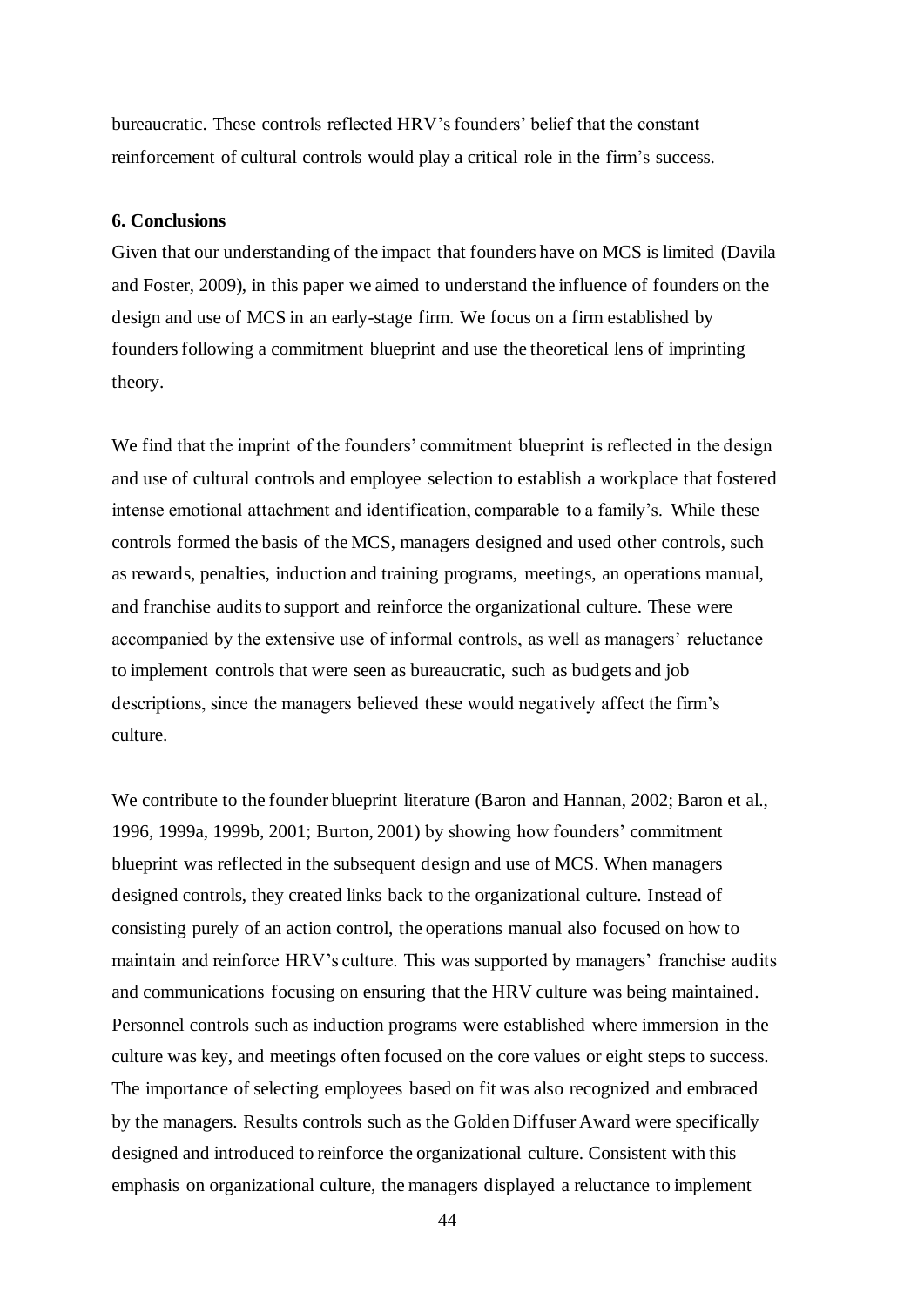bureaucratic. These controls reflected HRV's founders' belief that the constant reinforcement of cultural controls would play a critical role in the firm's success.

## 6. Conclusions

Given that our understanding of the impact that founders have on MCS is limited (Davila and Foster, 2009), in this paper we aimed to understand the influence of founders on the design and use of MCS in an early-stage firm. We focus on a firm established by founders following a commitment blueprint and use the theoretical lens of imprinting theory.

We find that the imprint of the founders' commitment blueprint is reflected in the design and use of cultural controls and employee selection to establish a workplace that fostered intense emotional attachment and identification, comparable to a family's. While these controls formed the basis of the MCS, managers designed and used other controls, such as rewards, penalties, induction and training programs, meetings, an operations manual, and franchise audits to support and reinforce the organizational culture. These were accompanied by the extensive use of informal controls, as well as managers' reluctance to implement controls that were seen as bureaucratic, such as budgets and job descriptions, since the managers believed these would negatively affect the firm's culture.

We contribute to the founder blueprint literature (Baron and Hannan, 2002; Baron et al., 1996, 1999a, 1999b, 2001; Burton, 2001) by showing how founders' commitment blueprint was reflected in the subsequent design and use of MCS. When managers designed controls, they created links back to the organizational culture. Instead of consisting purely of an action control, the operations manual also focused on how to maintain and reinforce HRV's culture. This was supported by managers' franchise audits and communications focusing on ensuring that the HRV culture was being maintained. Personnel controls such as induction programs were established where immersion in the culture was key, and meetings often focused on the core values or eight steps to success. The importance of selecting employees based on fit was also recognized and embraced by the managers. Results controls such as the Golden Diffuser Award were specifically designed and introduced to reinforce the organizational culture. Consistent with this emphasis on organizational culture, the managers displayed a reluctance to implement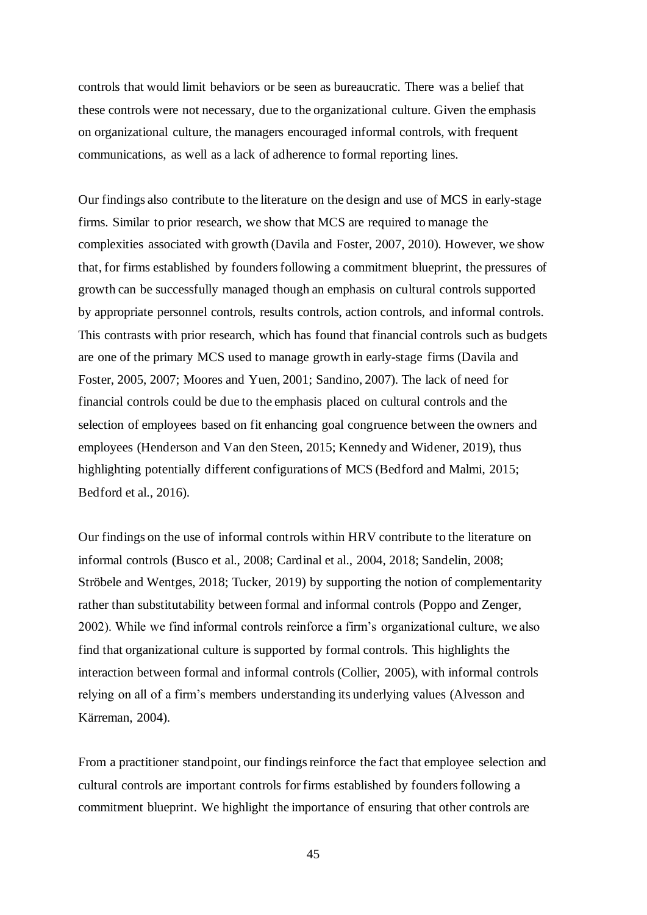controls that would limit behaviors or be seen as bureaucratic. There was a belief that these controls were not necessary, due to the organizational culture. Given the emphasis on organizational culture, the managers encouraged informal controls, with frequent communications, as well as a lack of adherence to formal reporting lines.

Our findings also contribute to the literature on the design and use of MCS in early-stage firms. Similar to prior research, we show that MCS are required to manage the complexities associated with growth (Davila and Foster, 2007, 2010). However, we show that, for firms established by founders following a commitment blueprint, the pressures of growth can be successfully managed though an emphasis on cultural controls supported by appropriate personnel controls, results controls, action controls, and informal controls. This contrasts with prior research, which has found that financial controls such as budgets are one of the primary MCS used to manage growth in early-stage firms (Davila and Foster, 2005, 2007; Moores and Yuen, 2001; Sandino, 2007). The lack of need for financial controls could be due to the emphasis placed on cultural controls and the selection of employees based on fit enhancing goal congruence between the owners and employees (Henderson and Van den Steen, 2015; Kennedy and Widener, 2019), thus highlighting potentially different configurations of MCS (Bedford and Malmi, 2015; Bedford et al., 2016).

Our findings on the use of informal controls within HRV contribute to the literature on informal controls (Busco et al., 2008; Cardinal et al., 2004, 2018; Sandelin, 2008; Ströbele and Wentges, 2018; Tucker, 2019) by supporting the notion of complementarity rather than substitutability between formal and informal controls (Poppo and Zenger, 2002). While we find informal controls reinforce a firm's organizational culture, we also find that organizational culture is supported by formal controls. This highlights the interaction between formal and informal controls (Collier, 2005), with informal controls relying on all of a firm's members understanding its underlying values (Alvesson and Kärreman, 2004).

From a practitioner standpoint, our findings reinforce the fact that employee selection and cultural controls are important controls for firms established by founders following a commitment blueprint. We highlight the importance of ensuring that other controls are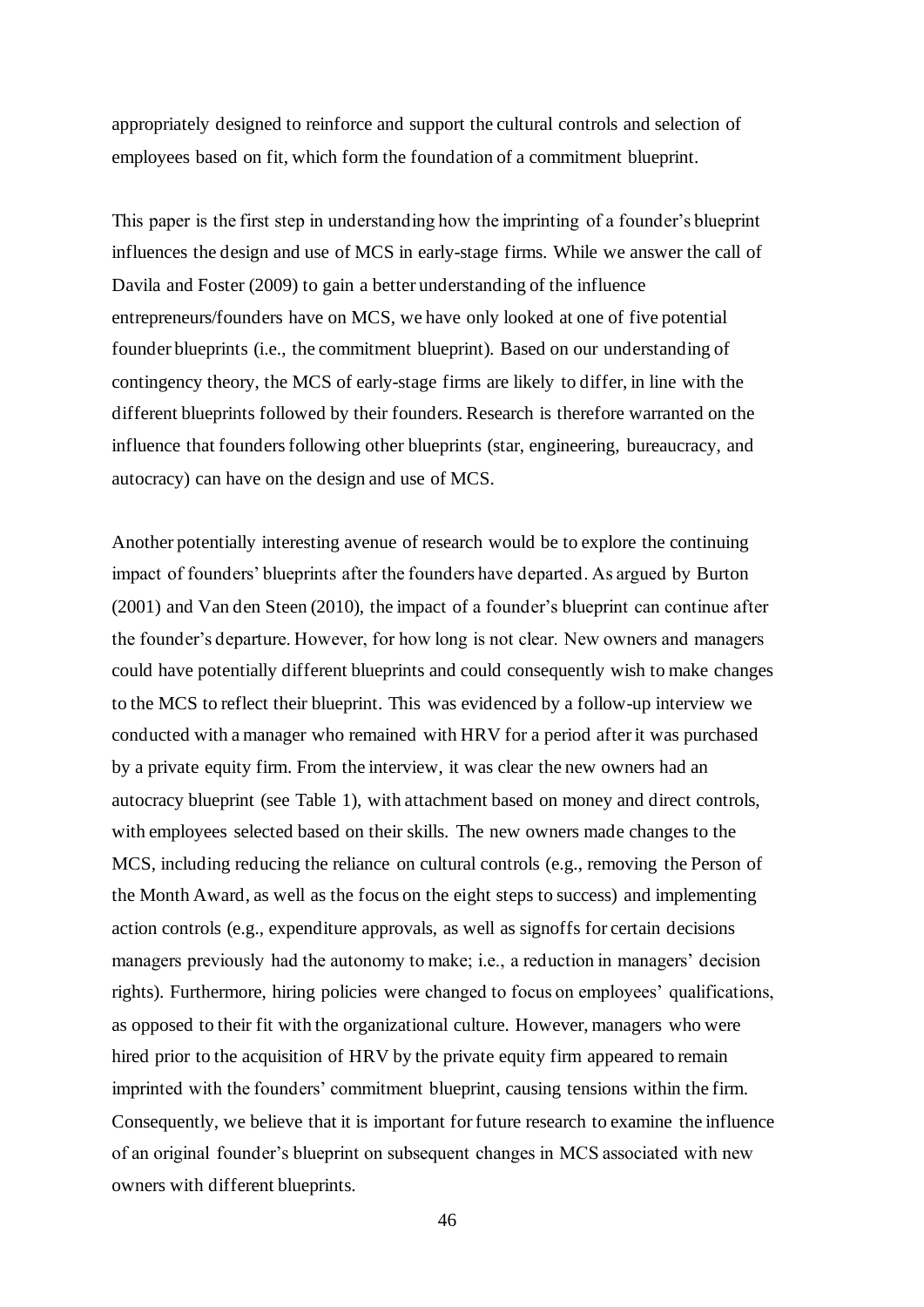appropriately designed to reinforce and support the cultural controls and selection of employees based on fit, which form the foundation of a commitment blueprint.

This paper is the first step in understanding how the imprinting of a founder's blueprint influences the design and use of MCS in early-stage firms. While we answer the call of Davila and Foster (2009) to gain a better understanding of the influence entrepreneurs/founders have on MCS, we have only looked at one of five potential founder blueprints (i.e., the commitment blueprint). Based on our understanding of contingency theory, the MCS of early-stage firms are likely to differ, in line with the different blueprints followed by their founders. Research is therefore warranted on the influence that founders following other blueprints (star, engineering, bureaucracy, and autocracy) can have on the design and use of MCS.

Another potentially interesting avenue of research would be to explore the continuing impact of founders' blueprints after the founders have departed. As argued by Burton (2001) and Van den Steen (2010), the impact of a founder's blueprint can continue after the founder's departure. However, for how long is not clear. New owners and managers could have potentially different blueprints and could consequently wish to make changes to the MCS to reflect their blueprint. This was evidenced by a follow-up interview we conducted with a manager who remained with HRV for a period after it was purchased by a private equity firm. From the interview, it was clear the new owners had an autocracy blueprint (see Table 1), with attachment based on money and direct controls, with employees selected based on their skills. The new owners made changes to the MCS, including reducing the reliance on cultural controls (e.g., removing the Person of the Month Award, as well as the focus on the eight steps to success) and implementing action controls (e.g., expenditure approvals, as well as signoffs for certain decisions managers previously had the autonomy to make; i.e., a reduction in managers' decision rights). Furthermore, hiring policies were changed to focus on employees' qualifications, as opposed to their fit with the organizational culture. However, managers who were hired prior to the acquisition of HRV by the private equity firm appeared to remain imprinted with the founders' commitment blueprint, causing tensions within the firm. Consequently, we believe that it is important for future research to examine the influence of an original founder's blueprint on subsequent changes in MCS associated with new owners with different blueprints.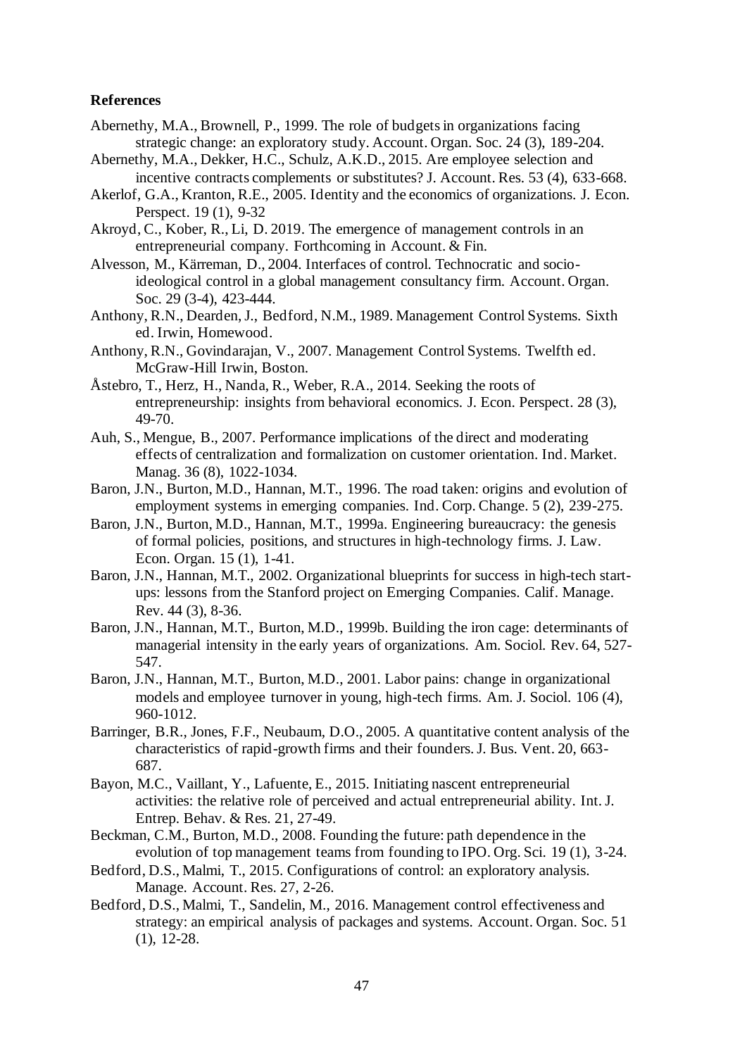## References

Abernethy, M.A., Brownell, P., 1999. The role of budgets in organizations facing strategic change: an exploratory study. Account. Organ. Soc. 24 (3), 189-204.

Abernethy, M.A., Dekker, H.C., Schulz, A.K.D., 2015. Are employee selection and incentive contracts complements or substitutes? J. Account. Res. 53 (4), 633-668.

Akerlof, G.A., Kranton, R.E., 2005. Identity and the economics of organizations. J. Econ. Perspect. 19 (1), 9-32

Akroyd, C., Kober, R., Li, D. 2019. The emergence of management controls in an entrepreneurial company. Forthcoming in Account. & Fin.

Alvesson, M., Kärreman, D., 2004. Interfaces of control. Technocratic and socio-ideological control in a global management consultancy firm. Account. Organ. Soc. 29 (3-4), 423-444.

Anthony, R.N., Dearden, J., Bedford, N.M., 1989. Management Control Systems. Sixth ed. Irwin, Homewood.

Anthony, R.N., Govindarajan, V., 2007. Management Control Systems. Twelfth ed. McGraw-Hill Irwin, Boston.

Åstebro, T., Herz, H., Nanda, R., Weber, R.A., 2014. Seeking the roots of entrepreneurship: insights from behavioral economics. J. Econ. Perspect. 28 (3), 49-70.

Auh, S., Mengue, B., 2007. Performance implications of the direct and moderating effects of centralization and formalization on customer orientation. Ind. Market. Manag. 36 (8), 1022-1034.

Baron, J.N., Burton, M.D., Hannan, M.T., 1996. The road taken: origins and evolution of employment systems in emerging companies. Ind. Corp. Change. 5 (2), 239-275.

Baron, J.N., Burton, M.D., Hannan, M.T., 1999a. Engineering bureaucracy: the genesis of formal policies, positions, and structures in high-technology firms. J. Law. Econ. Organ. 15 (1), 1-41.

Baron, J.N., Hannan, M.T., 2002. Organizational blueprints for success in high-tech start-ups: lessons from the Stanford project on Emerging Companies. Calif. Manage. Rev. 44 (3), 8-36.

Baron, J.N., Hannan, M.T., Burton, M.D., 1999b. Building the iron cage: determinants of managerial intensity in the early years of organizations. Am. Sociol. Rev. 64, 527-547.

Baron, J.N., Hannan, M.T., Burton, M.D., 2001. Labor pains: change in organizational models and employee turnover in young, high-tech firms. Am. J. Sociol. 106 (4), 960-1012.

Barringer, B.R., Jones, F.F., Neubaum, D.O., 2005. A quantitative content analysis of the characteristics of rapid-growth firms and their founders. J. Bus. Vent. 20, 663-687.

Bayon, M.C., Vaillant, Y., Lafuente, E., 2015. Initiating nascent entrepreneurial activities: the relative role of perceived and actual entrepreneurial ability. Int. J. Entrep. Behav. & Res. 21, 27-49.

Beckman, C.M., Burton, M.D., 2008. Founding the future: path dependence in the evolution of top management teams from founding to IPO. Org. Sci. 19 (1), 3-24.

Bedford, D.S., Malmi, T., 2015. Configurations of control: an exploratory analysis. Manage. Account. Res. 27, 2-26.

Bedford, D.S., Malmi, T., Sandelin, M., 2016. Management control effectiveness and strategy: an empirical analysis of packages and systems. Account. Organ. Soc. 51 (1), 12-28.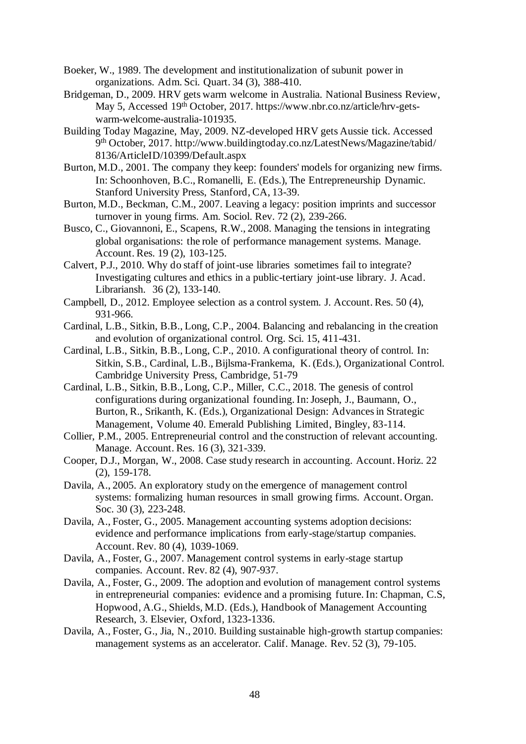Boeker, W., 1989. The development and institutionalization of subunit power in organizations. Adm. Sci. Quart. 34 (3), 388-410.

Bridgeman, D., 2009. HRV gets warm welcome in Australia. National Business Review, May 5, Accessed 19th October, 2017. https://www.nbr.co.nz/article/hrv-gets-warm-welcome-australia-101935.

Building Today Magazine, May, 2009. NZ-developed HRV gets Aussie tick. Accessed 9th October, 2017. http://www.buildingtoday.co.nz/LatestNews/Magazine/tabid/8136/ArticleID/10399/Default.aspx

Burton, M.D., 2001. The company they keep: founders' models for organizing new firms. In: Schoonhoven, B.C., Romanelli, E. (Eds.), The Entrepreneurship Dynamic. Stanford University Press, Stanford, CA, 13-39.

Burton, M.D., Beckman, C.M., 2007. Leaving a legacy: position imprints and successor turnover in young firms. Am. Sociol. Rev. 72 (2), 239-266.

Busco, C., Giovannoni, E., Scapens, R.W., 2008. Managing the tensions in integrating global organisations: the role of performance management systems. Manage. Account. Res. 19 (2), 103-125.

Calvert, P.J., 2010. Why do staff of joint-use libraries sometimes fail to integrate? Investigating cultures and ethics in a public-tertiary joint-use library. J. Acad. Librariansh. 36 (2), 133-140.

Campbell, D., 2012. Employee selection as a control system. J. Account. Res. 50 (4), 931-966.

Cardinal, L.B., Sitkin, B.B., Long, C.P., 2004. Balancing and rebalancing in the creation and evolution of organizational control. Org. Sci. 15, 411-431.

Cardinal, L.B., Sitkin, B.B., Long, C.P., 2010. A configurational theory of control. In: Sitkin, S.B., Cardinal, L.B., Bijlsma-Frankema, K. (Eds.), Organizational Control. Cambridge University Press, Cambridge, 51-79

Cardinal, L.B., Sitkin, B.B., Long, C.P., Miller, C.C., 2018. The genesis of control configurations during organizational founding. In: Joseph, J., Baumann, O., Burton, R., Srikanth, K. (Eds.), Organizational Design: Advances in Strategic Management, Volume 40. Emerald Publishing Limited, Bingley, 83-114.

Collier, P.M., 2005. Entrepreneurial control and the construction of relevant accounting. Manage. Account. Res. 16 (3), 321-339.

Cooper, D.J., Morgan, W., 2008. Case study research in accounting. Account. Horiz. 22 (2), 159-178.

Davila, A., 2005. An exploratory study on the emergence of management control systems: formalizing human resources in small growing firms. Account. Organ. Soc. 30 (3), 223-248.

Davila, A., Foster, G., 2005. Management accounting systems adoption decisions: evidence and performance implications from early-stage/startup companies. Account. Rev. 80 (4), 1039-1069.

Davila, A., Foster, G., 2007. Management control systems in early-stage startup companies. Account. Rev. 82 (4), 907-937.

Davila, A., Foster, G., 2009. The adoption and evolution of management control systems in entrepreneurial companies: evidence and a promising future. In: Chapman, C.S, Hopwood, A.G., Shields, M.D. (Eds.), Handbook of Management Accounting Research, 3. Elsevier, Oxford, 1323-1336.

Davila, A., Foster, G., Jia, N., 2010. Building sustainable high-growth startup companies: management systems as an accelerator. Calif. Manage. Rev. 52 (3), 79-105.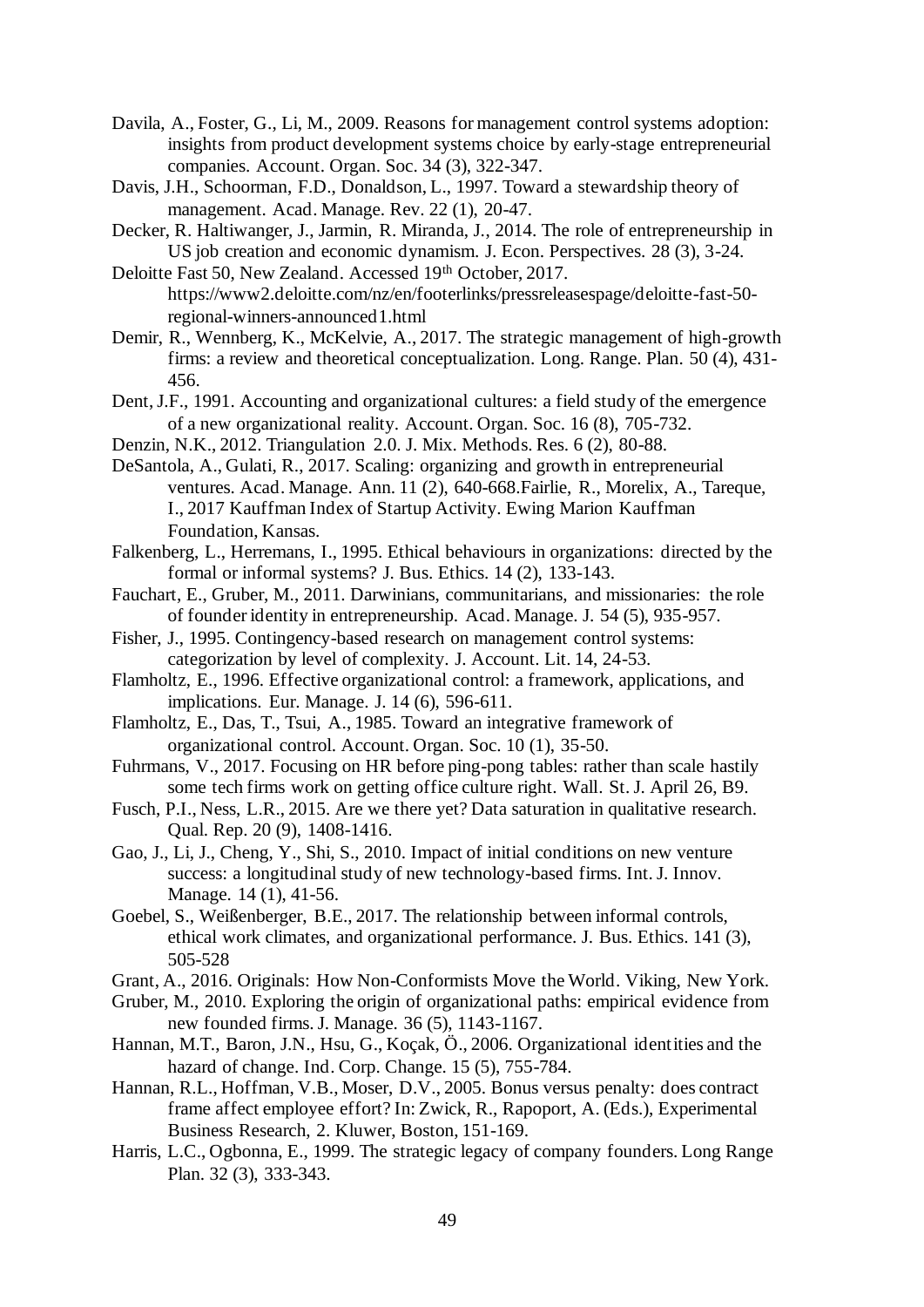Davila, A., Foster, G., Li, M., 2009. Reasons for management control systems adoption: insights from product development systems choice by early-stage entrepreneurial companies. Account. Organ. Soc. 34 (3), 322-347.

Davis, J.H., Schoorman, F.D., Donaldson, L., 1997. Toward a stewardship theory of management. Acad. Manage. Rev. 22 (1), 20-47.

Decker, R. Haltiwanger, J., Jarmin, R. Miranda, J., 2014. The role of entrepreneurship in US job creation and economic dynamism. J. Econ. Perspectives. 28 (3), 3-24.

Deloitte Fast 50, New Zealand. Accessed 19th October, 2017. https://www2.deloitte.com/nz/en/footerlinks/pressreleasespage/deloitte-fast-50-regional-winners-announced1.html

Demir, R., Wennberg, K., McKelvie, A., 2017. The strategic management of high-growth firms: a review and theoretical conceptualization. Long. Range. Plan. 50 (4), 431-456.

Dent, J.F., 1991. Accounting and organizational cultures: a field study of the emergence of a new organizational reality. Account. Organ. Soc. 16 (8), 705-732.

Denzin, N.K., 2012. Triangulation 2.0. J. Mix. Methods. Res. 6 (2), 80-88.

DeSantola, A., Gulati, R., 2017. Scaling: organizing and growth in entrepreneurial ventures. Acad. Manage. Ann. 11 (2), 640-668.Fairlie, R., Morelix, A., Tareque, I., 2017 Kauffman Index of Startup Activity. Ewing Marion Kauffman Foundation, Kansas.

Falkenberg, L., Herremans, I., 1995. Ethical behaviours in organizations: directed by the formal or informal systems? J. Bus. Ethics. 14 (2), 133-143.

Fauchart, E., Gruber, M., 2011. Darwinians, communitarians, and missionaries: the role of founder identity in entrepreneurship. Acad. Manage. J. 54 (5), 935-957.

Fisher, J., 1995. Contingency-based research on management control systems: categorization by level of complexity. J. Account. Lit. 14, 24-53.

Flamholtz, E., 1996. Effective organizational control: a framework, applications, and implications. Eur. Manage. J. 14 (6), 596-611.

Flamholtz, E., Das, T., Tsui, A., 1985. Toward an integrative framework of organizational control. Account. Organ. Soc. 10 (1), 35-50.

Fuhrmans, V., 2017. Focusing on HR before ping-pong tables: rather than scale hastily some tech firms work on getting office culture right. Wall. St. J. April 26, B9.

Fusch, P.I., Ness, L.R., 2015. Are we there yet? Data saturation in qualitative research. Qual. Rep. 20 (9), 1408-1416.

Gao, J., Li, J., Cheng, Y., Shi, S., 2010. Impact of initial conditions on new venture success: a longitudinal study of new technology-based firms. Int. J. Innov. Manage. 14 (1), 41-56.

Goebel, S., Weißenberger, B.E., 2017. The relationship between informal controls, ethical work climates, and organizational performance. J. Bus. Ethics. 141 (3), 505-528

Grant, A., 2016. Originals: How Non-Conformists Move the World. Viking, New York.

Gruber, M., 2010. Exploring the origin of organizational paths: empirical evidence from new founded firms. J. Manage. 36 (5), 1143-1167.

Hannan, M.T., Baron, J.N., Hsu, G., Koçak, Ö., 2006. Organizational identities and the hazard of change. Ind. Corp. Change. 15 (5), 755-784.

Hannan, R.L., Hoffman, V.B., Moser, D.V., 2005. Bonus versus penalty: does contract frame affect employee effort? In: Zwick, R., Rapoport, A. (Eds.), Experimental Business Research, 2. Kluwer, Boston, 151-169.

Harris, L.C., Ogbonna, E., 1999. The strategic legacy of company founders. Long Range Plan. 32 (3), 333-343.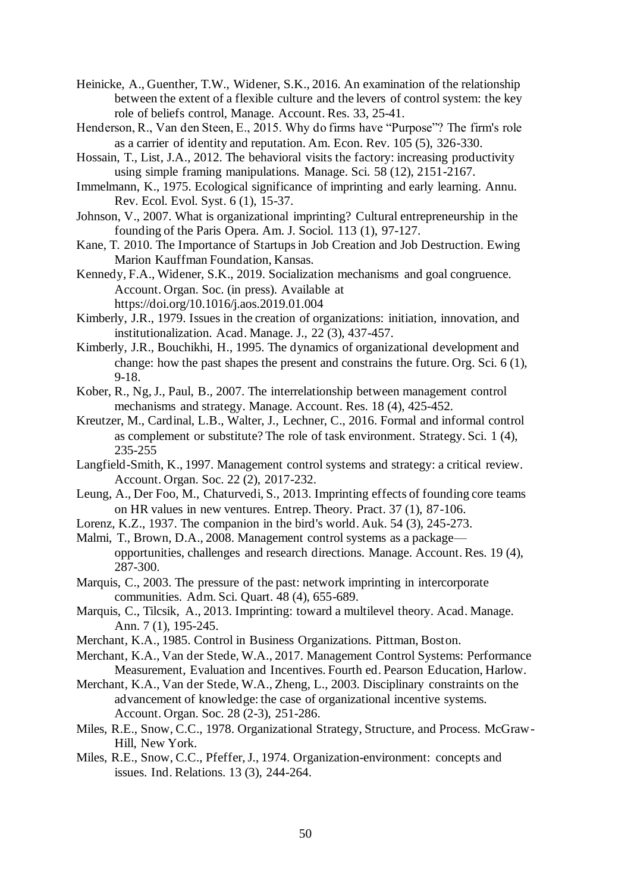Heinicke, A., Guenther, T.W., Widener, S.K., 2016. An examination of the relationship between the extent of a flexible culture and the levers of control system: the key role of beliefs control, Manage. Account. Res. 33, 25-41.

Henderson, R., Van den Steen, E., 2015. Why do firms have "Purpose"? The firm's role as a carrier of identity and reputation. Am. Econ. Rev. 105 (5), 326-330.

Hossain, T., List, J.A., 2012. The behavioral visits the factory: increasing productivity using simple framing manipulations. Manage. Sci. 58 (12), 2151-2167.

Immelmann, K., 1975. Ecological significance of imprinting and early learning. Annu. Rev. Ecol. Evol. Syst. 6 (1), 15-37.

Johnson, V., 2007. What is organizational imprinting? Cultural entrepreneurship in the founding of the Paris Opera. Am. J. Sociol. 113 (1), 97-127.

Kane, T. 2010. The Importance of Startups in Job Creation and Job Destruction. Ewing Marion Kauffman Foundation, Kansas.

Kennedy, F.A., Widener, S.K., 2019. Socialization mechanisms and goal congruence. Account. Organ. Soc. (in press). Available at https://doi.org/10.1016/j.aos.2019.01.004

Kimberly, J.R., 1979. Issues in the creation of organizations: initiation, innovation, and institutionalization. Acad. Manage. J., 22 (3), 437-457.

Kimberly, J.R., Bouchikhi, H., 1995. The dynamics of organizational development and change: how the past shapes the present and constrains the future. Org. Sci. 6 (1), 9-18.

Kober, R., Ng, J., Paul, B., 2007. The interrelationship between management control mechanisms and strategy. Manage. Account. Res. 18 (4), 425-452.

Kreutzer, M., Cardinal, L.B., Walter, J., Lechner, C., 2016. Formal and informal control as complement or substitute? The role of task environment. Strategy. Sci. 1 (4), 235-255

Langfield-Smith, K., 1997. Management control systems and strategy: a critical review. Account. Organ. Soc. 22 (2), 2017-232.

Leung, A., Der Foo, M., Chaturvedi, S., 2013. Imprinting effects of founding core teams on HR values in new ventures. Entrep. Theory. Pract. 37 (1), 87-106.

Lorenz, K.Z., 1937. The companion in the bird's world. Auk. 54 (3), 245-273.

Malmi, T., Brown, D.A., 2008. Management control systems as a package—opportunities, challenges and research directions. Manage. Account. Res. 19 (4), 287-300.

Marquis, C., 2003. The pressure of the past: network imprinting in intercorporate communities. Adm. Sci. Quart. 48 (4), 655-689.

Marquis, C., Tilcsik, A., 2013. Imprinting: toward a multilevel theory. Acad. Manage. Ann. 7 (1), 195-245.

Merchant, K.A., 1985. Control in Business Organizations. Pittman, Boston.

Merchant, K.A., Van der Stede, W.A., 2017. Management Control Systems: Performance Measurement, Evaluation and Incentives. Fourth ed. Pearson Education, Harlow.

Merchant, K.A., Van der Stede, W.A., Zheng, L., 2003. Disciplinary constraints on the advancement of knowledge: the case of organizational incentive systems. Account. Organ. Soc. 28 (2-3), 251-286.

Miles, R.E., Snow, C.C., 1978. Organizational Strategy, Structure, and Process. McGraw-Hill, New York.

Miles, R.E., Snow, C.C., Pfeffer, J., 1974. Organization-environment: concepts and issues. Ind. Relations. 13 (3), 244-264.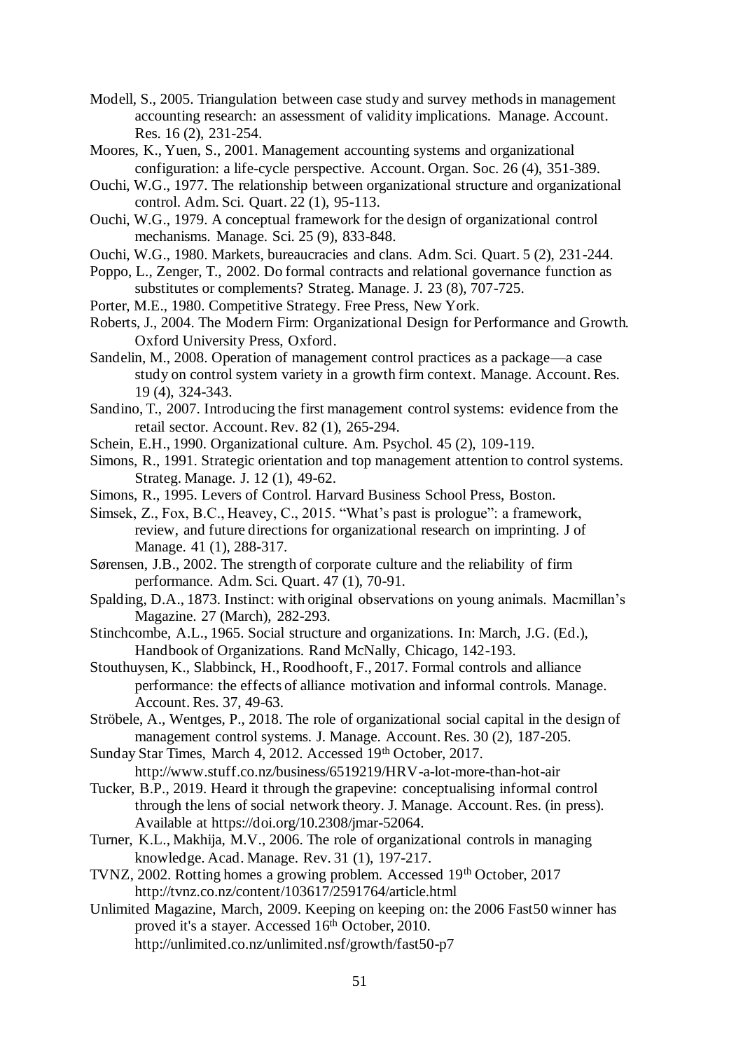Modell, S., 2005. Triangulation between case study and survey methods in management accounting research: an assessment of validity implications. Manage. Account. Res. 16 (2), 231-254.

Moores, K., Yuen, S., 2001. Management accounting systems and organizational configuration: a life-cycle perspective. Account. Organ. Soc. 26 (4), 351-389.

Ouchi, W.G., 1977. The relationship between organizational structure and organizational control. Adm. Sci. Quart. 22 (1), 95-113.

Ouchi, W.G., 1979. A conceptual framework for the design of organizational control mechanisms. Manage. Sci. 25 (9), 833-848.

Ouchi, W.G., 1980. Markets, bureaucracies and clans. Adm. Sci. Quart. 5 (2), 231-244.

Poppo, L., Zenger, T., 2002. Do formal contracts and relational governance function as substitutes or complements? Strateg. Manage. J. 23 (8), 707-725.

Porter, M.E., 1980. Competitive Strategy. Free Press, New York.

Roberts, J., 2004. The Modern Firm: Organizational Design for Performance and Growth. Oxford University Press, Oxford.

Sandelin, M., 2008. Operation of management control practices as a package—a case study on control system variety in a growth firm context. Manage. Account. Res. 19 (4), 324-343.

Sandino, T., 2007. Introducing the first management control systems: evidence from the retail sector. Account. Rev. 82 (1), 265-294.

Schein, E.H., 1990. Organizational culture. Am. Psychol. 45 (2), 109-119.

Simons, R., 1991. Strategic orientation and top management attention to control systems. Strateg. Manage. J. 12 (1), 49-62.

Simons, R., 1995. Levers of Control. Harvard Business School Press, Boston.

Simsek, Z., Fox, B.C., Heavey, C., 2015. "What's past is prologue": a framework, review, and future directions for organizational research on imprinting. J of Manage. 41 (1), 288-317.

Sørensen, J.B., 2002. The strength of corporate culture and the reliability of firm performance. Adm. Sci. Quart. 47 (1), 70-91.

Spalding, D.A., 1873. Instinct: with original observations on young animals. Macmillan's Magazine. 27 (March), 282-293.

Stinchcombe, A.L., 1965. Social structure and organizations. In: March, J.G. (Ed.), Handbook of Organizations. Rand McNally, Chicago, 142-193.

Stouthuysen, K., Slabbinck, H., Roodhooft, F., 2017. Formal controls and alliance performance: the effects of alliance motivation and informal controls. Manage. Account. Res. 37, 49-63.

Ströbele, A., Wentges, P., 2018. The role of organizational social capital in the design of management control systems. J. Manage. Account. Res. 30 (2), 187-205.

Sunday Star Times, March 4, 2012. Accessed 19th October, 2017. http://www.stuff.co.nz/business/6519219/HRV-a-lot-more-than-hot-air

Tucker, B.P., 2019. Heard it through the grapevine: conceptualising informal control through the lens of social network theory. J. Manage. Account. Res. (in press). Available at https://doi.org/10.2308/jmar-52064.

Turner, K.L., Makhija, M.V., 2006. The role of organizational controls in managing knowledge. Acad. Manage. Rev. 31 (1), 197-217.

TVNZ, 2002. Rotting homes a growing problem. Accessed 19th October, 2017 http://tvnz.co.nz/content/103617/2591764/article.html

Unlimited Magazine, March, 2009. Keeping on keeping on: the 2006 Fast50 winner has proved it's a stayer. Accessed 16th October, 2010. http://unlimited.co.nz/unlimited.nsf/growth/fast50-p7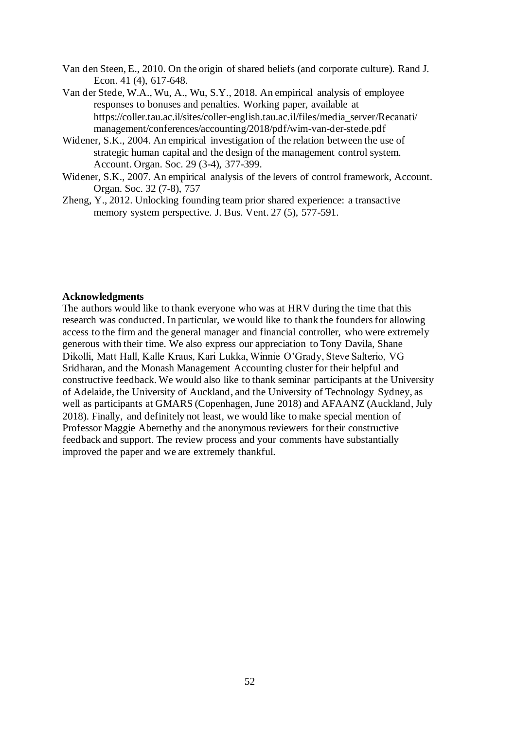Van den Steen, E., 2010. On the origin of shared beliefs (and corporate culture). Rand J. Econ. 41 (4), 617-648.

Van der Stede, W.A., Wu, A., Wu, S.Y., 2018. An empirical analysis of employee responses to bonuses and penalties. Working paper, available at https://coller.tau.ac.il/sites/coller-english.tau.ac.il/files/media_server/Recanati/management/conferences/accounting/2018/pdf/wim-van-der-stede.pdf

Widener, S.K., 2004. An empirical investigation of the relation between the use of strategic human capital and the design of the management control system. Account. Organ. Soc. 29 (3-4), 377-399.

Widener, S.K., 2007. An empirical analysis of the levers of control framework, Account. Organ. Soc. 32 (7-8), 757

Zheng, Y., 2012. Unlocking founding team prior shared experience: a transactive memory system perspective. J. Bus. Vent. 27 (5), 577-591.

**Acknowledgments**

The authors would like to thank everyone who was at HRV during the time that this research was conducted. In particular, we would like to thank the founders for allowing access to the firm and the general manager and financial controller, who were extremely generous with their time. We also express our appreciation to Tony Davila, Shane Dikolli, Matt Hall, Kalle Kraus, Kari Lukka, Winnie O'Grady, Steve Salterio, VG Sridharan, and the Monash Management Accounting cluster for their helpful and constructive feedback. We would also like to thank seminar participants at the University of Adelaide, the University of Auckland, and the University of Technology Sydney, as well as participants at GMARS (Copenhagen, June 2018) and AFAANZ (Auckland, July 2018). Finally, and definitely not least, we would like to make special mention of Professor Maggie Abernethy and the anonymous reviewers for their constructive feedback and support. The review process and your comments have substantially improved the paper and we are extremely thankful.